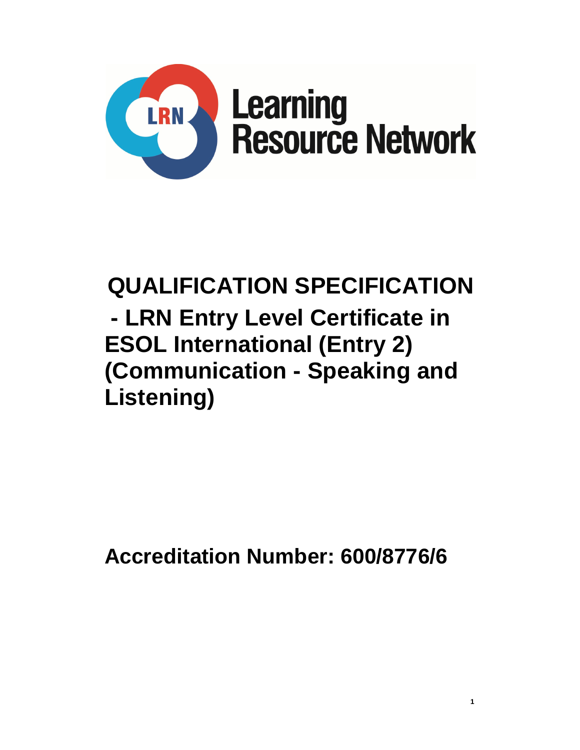Learning Resource Network

# QUALIFICATION SPECIFICATION

## - LRN Entry Level Certificate in ESOL International (Entry 2) (Communication - Speaking and Listening)

**Accreditation Number: 600/8776/6**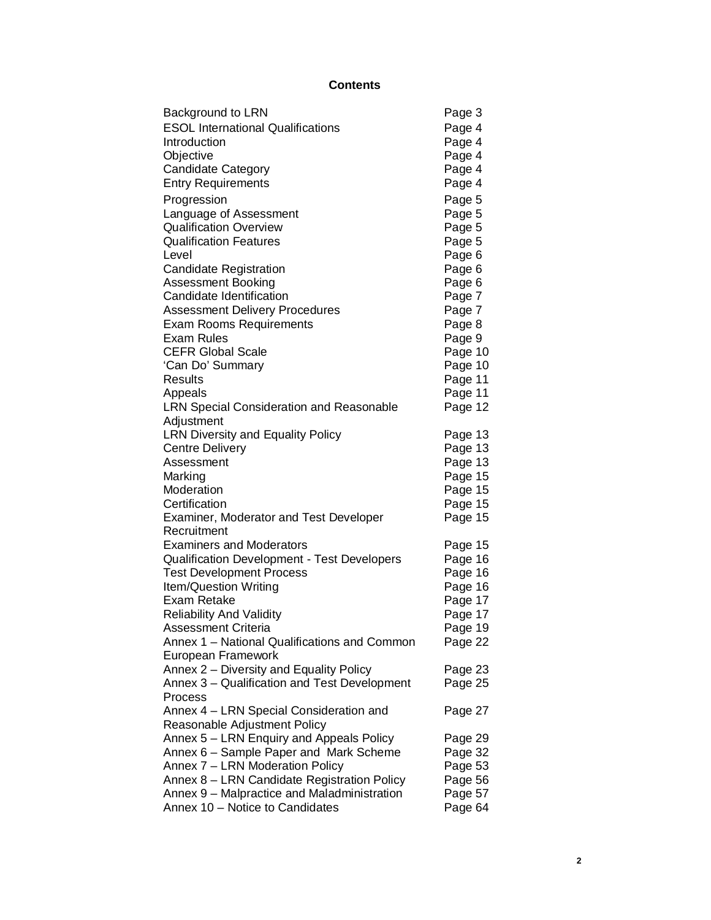# Contents

| | |
|---|---|
| Background to LRN | Page 3 |
| ESOL International Qualifications | Page 4 |
| Introduction | Page 4 |
| Objective | Page 4 |
| Candidate Category | Page 4 |
| Entry Requirements | Page 4 |
| Progression | Page 5 |
| Language of Assessment | Page 5 |
| Qualification Overview | Page 5 |
| Qualification Features | Page 5 |
| Level | Page 6 |
| Candidate Registration | Page 6 |
| Assessment Booking | Page 6 |
| Candidate Identification | Page 7 |
| Assessment Delivery Procedures | Page 7 |
| Exam Rooms Requirements | Page 8 |
| Exam Rules | Page 9 |
| CEFR Global Scale | Page 10 |
| 'Can Do' Summary | Page 10 |
| Results | Page 11 |
| Appeals | Page 11 |
| LRN Special Consideration and Reasonable Adjustment | Page 12 |
| LRN Diversity and Equality Policy | Page 13 |
| Centre Delivery | Page 13 |
| Assessment | Page 13 |
| Marking | Page 15 |
| Moderation | Page 15 |
| Certification | Page 15 |
| Examiner, Moderator and Test Developer Recruitment | Page 15 |
| Examiners and Moderators | Page 15 |
| Qualification Development - Test Developers | Page 16 |
| Test Development Process | Page 16 |
| Item/Question Writing | Page 16 |
| Exam Retake | Page 17 |
| Reliability And Validity | Page 17 |
| Assessment Criteria | Page 19 |
| Annex 1 – National Qualifications and Common European Framework | Page 22 |
| Annex 2 – Diversity and Equality Policy | Page 23 |
| Annex 3 – Qualification and Test Development Process | Page 25 |
| Annex 4 – LRN Special Consideration and Reasonable Adjustment Policy | Page 27 |
| Annex 5 – LRN Enquiry and Appeals Policy | Page 29 |
| Annex 6 – Sample Paper and Mark Scheme | Page 32 |
| Annex 7 – LRN Moderation Policy | Page 53 |
| Annex 8 – LRN Candidate Registration Policy | Page 56 |
| Annex 9 – Malpractice and Maladministration | Page 57 |
| Annex 10 – Notice to Candidates | Page 64 |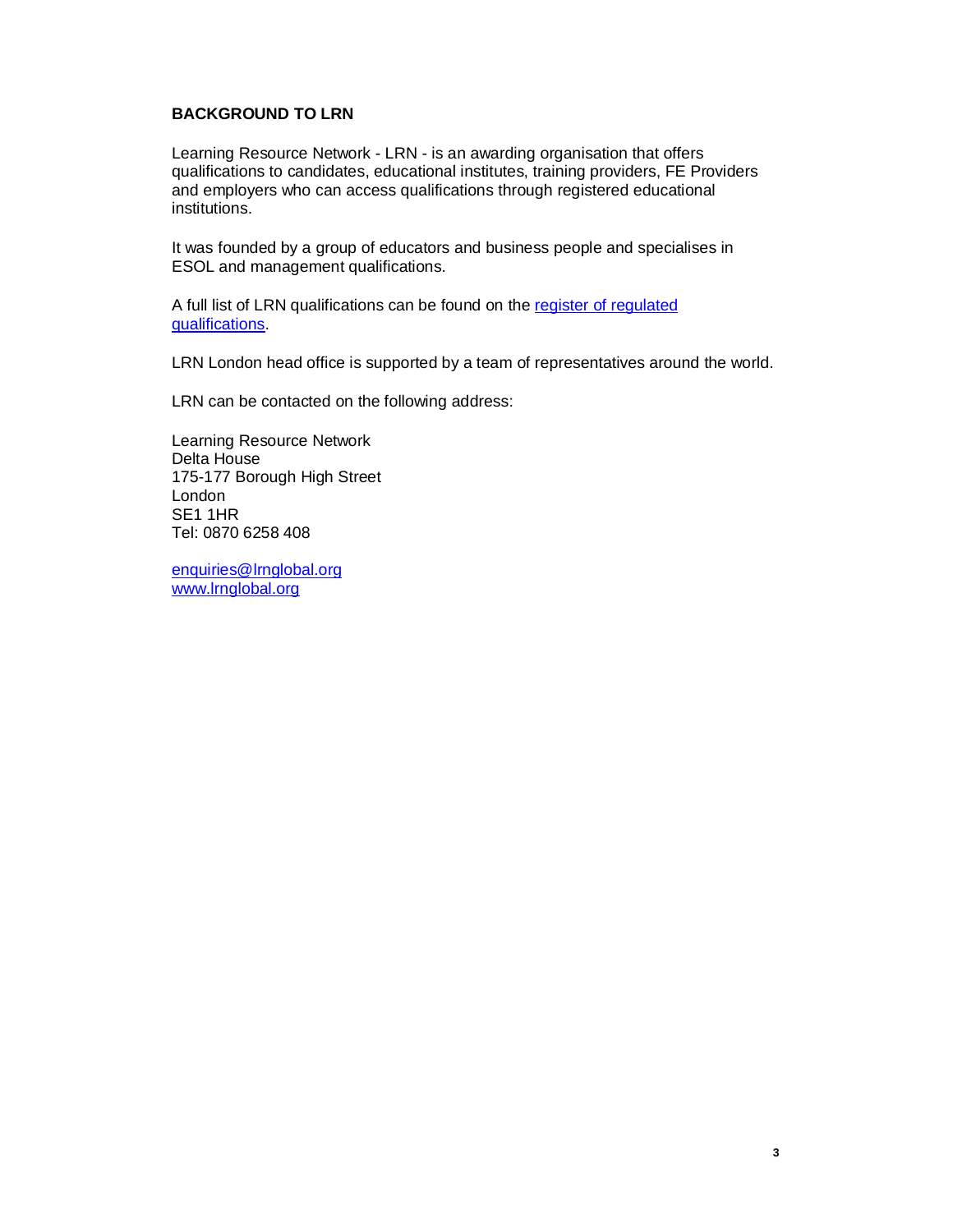## BACKGROUND TO LRN

Learning Resource Network - LRN - is an awarding organisation that offers qualifications to candidates, educational institutes, training providers, FE Providers and employers who can access qualifications through registered educational institutions.

It was founded by a group of educators and business people and specialises in ESOL and management qualifications.

A full list of LRN qualifications can be found on the register of regulated qualifications.

LRN London head office is supported by a team of representatives around the world.

LRN can be contacted on the following address:

Learning Resource Network  
Delta House  
175-177 Borough High Street  
London  
SE1 1HR  
Tel: 0870 6258 408

enquiries@lrnglobal.org  
www.lrnglobal.org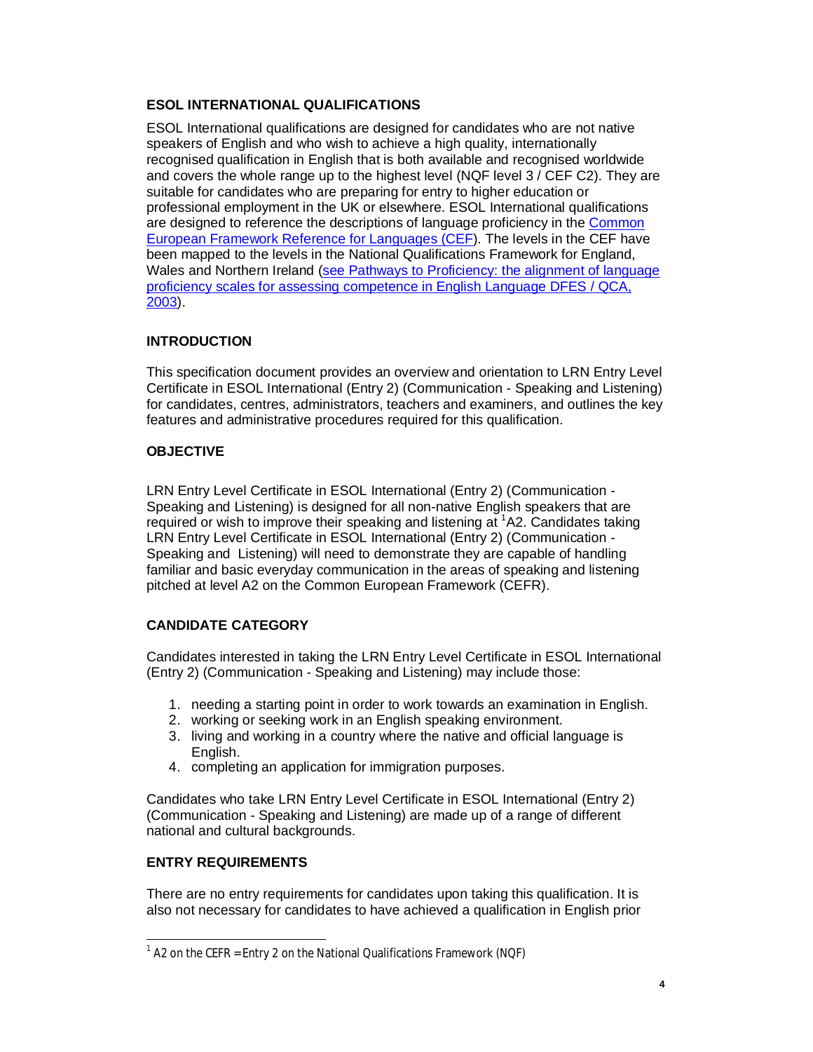## ESOL INTERNATIONAL QUALIFICATIONS

ESOL International qualifications are designed for candidates who are not native speakers of English and who wish to achieve a high quality, internationally recognised qualification in English that is both available and recognised worldwide and covers the whole range up to the highest level (NQF level 3 / CEF C2). They are suitable for candidates who are preparing for entry to higher education or professional employment in the UK or elsewhere. ESOL International qualifications are designed to reference the descriptions of language proficiency in the [Common European Framework Reference for Languages (CEF)](). The levels in the CEF have been mapped to the levels in the National Qualifications Framework for England, Wales and Northern Ireland ([see Pathways to Proficiency: the alignment of language proficiency scales for assessing competence in English Language DFES / QCA, 2003]()).

## INTRODUCTION

This specification document provides an overview and orientation to LRN Entry Level Certificate in ESOL International (Entry 2) (Communication - Speaking and Listening) for candidates, centres, administrators, teachers and examiners, and outlines the key features and administrative procedures required for this qualification.

## OBJECTIVE

LRN Entry Level Certificate in ESOL International (Entry 2) (Communication - Speaking and Listening) is designed for all non-native English speakers that are required or wish to improve their speaking and listening at [1]A2. Candidates taking LRN Entry Level Certificate in ESOL International (Entry 2) (Communication - Speaking and Listening) will need to demonstrate they are capable of handling familiar and basic everyday communication in the areas of speaking and listening pitched at level A2 on the Common European Framework (CEFR).

## CANDIDATE CATEGORY

Candidates interested in taking the LRN Entry Level Certificate in ESOL International (Entry 2) (Communication - Speaking and Listening) may include those:

1. needing a starting point in order to work towards an examination in English.
2. working or seeking work in an English speaking environment.
3. living and working in a country where the native and official language is English.
4. completing an application for immigration purposes.

Candidates who take LRN Entry Level Certificate in ESOL International (Entry 2) (Communication - Speaking and Listening) are made up of a range of different national and cultural backgrounds.

## ENTRY REQUIREMENTS

There are no entry requirements for candidates upon taking this qualification. It is also not necessary for candidates to have achieved a qualification in English prior

[1] A2 on the CEFR = Entry 2 on the National Qualifications Framework (NQF)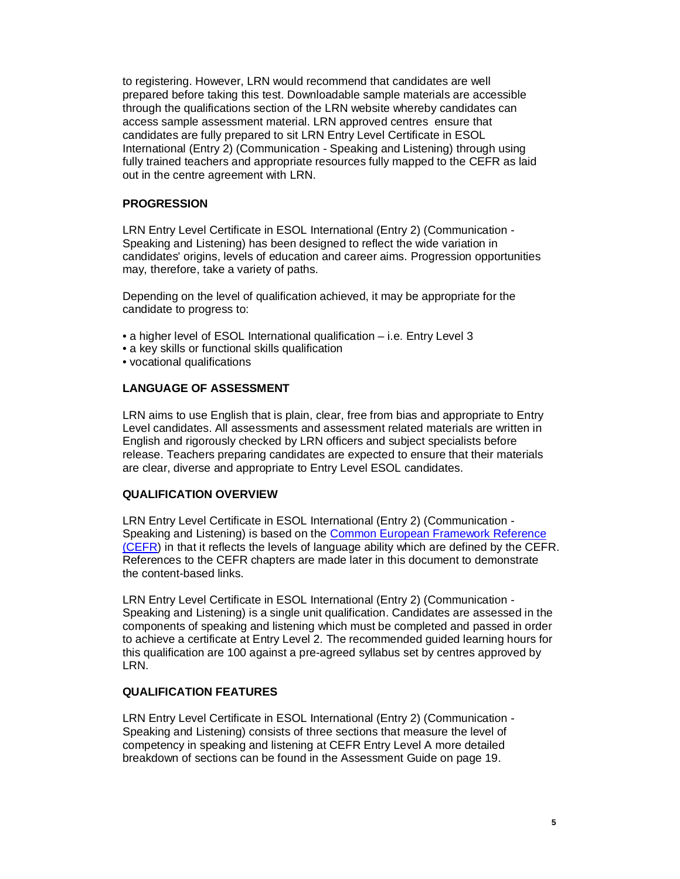to registering. However, LRN would recommend that candidates are well prepared before taking this test. Downloadable sample materials are accessible through the qualifications section of the LRN website whereby candidates can access sample assessment material. LRN approved centres ensure that candidates are fully prepared to sit LRN Entry Level Certificate in ESOL International (Entry 2) (Communication - Speaking and Listening) through using fully trained teachers and appropriate resources fully mapped to the CEFR as laid out in the centre agreement with LRN.

## PROGRESSION

LRN Entry Level Certificate in ESOL International (Entry 2) (Communication - Speaking and Listening) has been designed to reflect the wide variation in candidates' origins, levels of education and career aims. Progression opportunities may, therefore, take a variety of paths.

Depending on the level of qualification achieved, it may be appropriate for the candidate to progress to:

- a higher level of ESOL International qualification – i.e. Entry Level 3
- a key skills or functional skills qualification
- vocational qualifications

## LANGUAGE OF ASSESSMENT

LRN aims to use English that is plain, clear, free from bias and appropriate to Entry Level candidates. All assessments and assessment related materials are written in English and rigorously checked by LRN officers and subject specialists before release. Teachers preparing candidates are expected to ensure that their materials are clear, diverse and appropriate to Entry Level ESOL candidates.

## QUALIFICATION OVERVIEW

LRN Entry Level Certificate in ESOL International (Entry 2) (Communication - Speaking and Listening) is based on the Common European Framework Reference (CEFR) in that it reflects the levels of language ability which are defined by the CEFR. References to the CEFR chapters are made later in this document to demonstrate the content-based links.

LRN Entry Level Certificate in ESOL International (Entry 2) (Communication - Speaking and Listening) is a single unit qualification. Candidates are assessed in the components of speaking and listening which must be completed and passed in order to achieve a certificate at Entry Level 2. The recommended guided learning hours for this qualification are 100 against a pre-agreed syllabus set by centres approved by LRN.

## QUALIFICATION FEATURES

LRN Entry Level Certificate in ESOL International (Entry 2) (Communication - Speaking and Listening) consists of three sections that measure the level of competency in speaking and listening at CEFR Entry Level A more detailed breakdown of sections can be found in the Assessment Guide on page 19.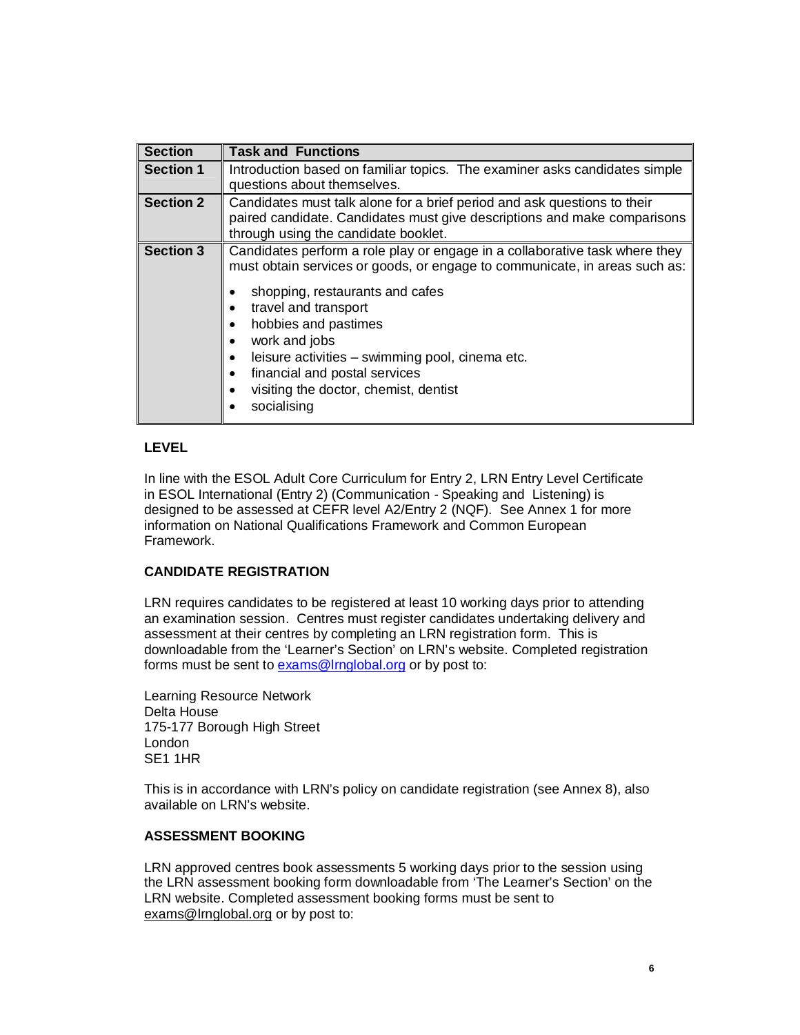| Section | Task and Functions |
|---|---|
| **Section 1** | Introduction based on familiar topics. The examiner asks candidates simple questions about themselves. |
| **Section 2** | Candidates must talk alone for a brief period and ask questions to their paired candidate. Candidates must give descriptions and make comparisons through using the candidate booklet. |
| **Section 3** | Candidates perform a role play or engage in a collaborative task where they must obtain services or goods, or engage to communicate, in areas such as:<br>• shopping, restaurants and cafes<br>• travel and transport<br>• hobbies and pastimes<br>• work and jobs<br>• leisure activities – swimming pool, cinema etc.<br>• financial and postal services<br>• visiting the doctor, chemist, dentist<br>• socialising |

## LEVEL

In line with the ESOL Adult Core Curriculum for Entry 2, LRN Entry Level Certificate in ESOL International (Entry 2) (Communication - Speaking and Listening) is designed to be assessed at CEFR level A2/Entry 2 (NQF). See Annex 1 for more information on National Qualifications Framework and Common European Framework.

## CANDIDATE REGISTRATION

LRN requires candidates to be registered at least 10 working days prior to attending an examination session. Centres must register candidates undertaking delivery and assessment at their centres by completing an LRN registration form. This is downloadable from the 'Learner's Section' on LRN's website. Completed registration forms must be sent to exams@lrnglobal.org or by post to:

Learning Resource Network
Delta House
175-177 Borough High Street
London
SE1 1HR

This is in accordance with LRN's policy on candidate registration (see Annex 8), also available on LRN's website.

## ASSESSMENT BOOKING

LRN approved centres book assessments 5 working days prior to the session using the LRN assessment booking form downloadable from 'The Learner's Section' on the LRN website. Completed assessment booking forms must be sent to exams@lrnglobal.org or by post to: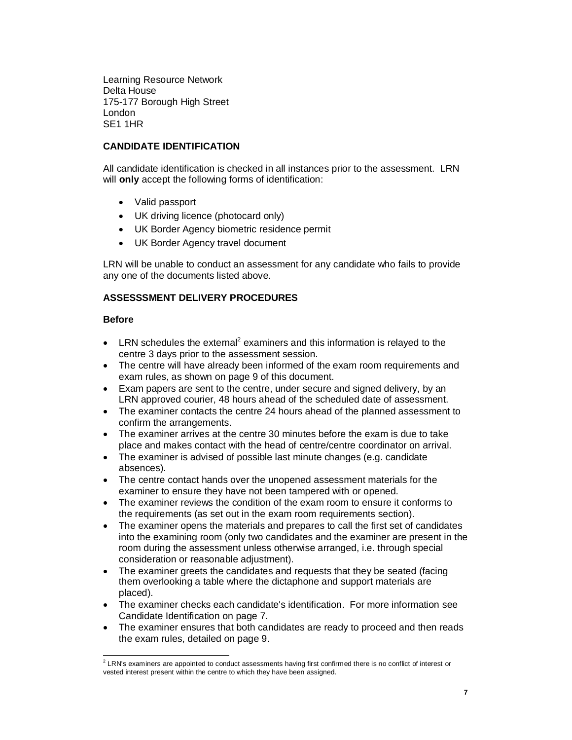Learning Resource Network
Delta House
175-177 Borough High Street
London
SE1 1HR

## CANDIDATE IDENTIFICATION

All candidate identification is checked in all instances prior to the assessment. LRN will **only** accept the following forms of identification:

- Valid passport
- UK driving licence (photocard only)
- UK Border Agency biometric residence permit
- UK Border Agency travel document

LRN will be unable to conduct an assessment for any candidate who fails to provide any one of the documents listed above.

## ASSESSSMENT DELIVERY PROCEDURES

### Before

- LRN schedules the external[2] examiners and this information is relayed to the centre 3 days prior to the assessment session.
- The centre will have already been informed of the exam room requirements and exam rules, as shown on page 9 of this document.
- Exam papers are sent to the centre, under secure and signed delivery, by an LRN approved courier, 48 hours ahead of the scheduled date of assessment.
- The examiner contacts the centre 24 hours ahead of the planned assessment to confirm the arrangements.
- The examiner arrives at the centre 30 minutes before the exam is due to take place and makes contact with the head of centre/centre coordinator on arrival.
- The examiner is advised of possible last minute changes (e.g. candidate absences).
- The centre contact hands over the unopened assessment materials for the examiner to ensure they have not been tampered with or opened.
- The examiner reviews the condition of the exam room to ensure it conforms to the requirements (as set out in the exam room requirements section).
- The examiner opens the materials and prepares to call the first set of candidates into the examining room (only two candidates and the examiner are present in the room during the assessment unless otherwise arranged, i.e. through special consideration or reasonable adjustment).
- The examiner greets the candidates and requests that they be seated (facing them overlooking a table where the dictaphone and support materials are placed).
- The examiner checks each candidate's identification. For more information see Candidate Identification on page 7.
- The examiner ensures that both candidates are ready to proceed and then reads the exam rules, detailed on page 9.

---

[2] LRN's examiners are appointed to conduct assessments having first confirmed there is no conflict of interest or vested interest present within the centre to which they have been assigned.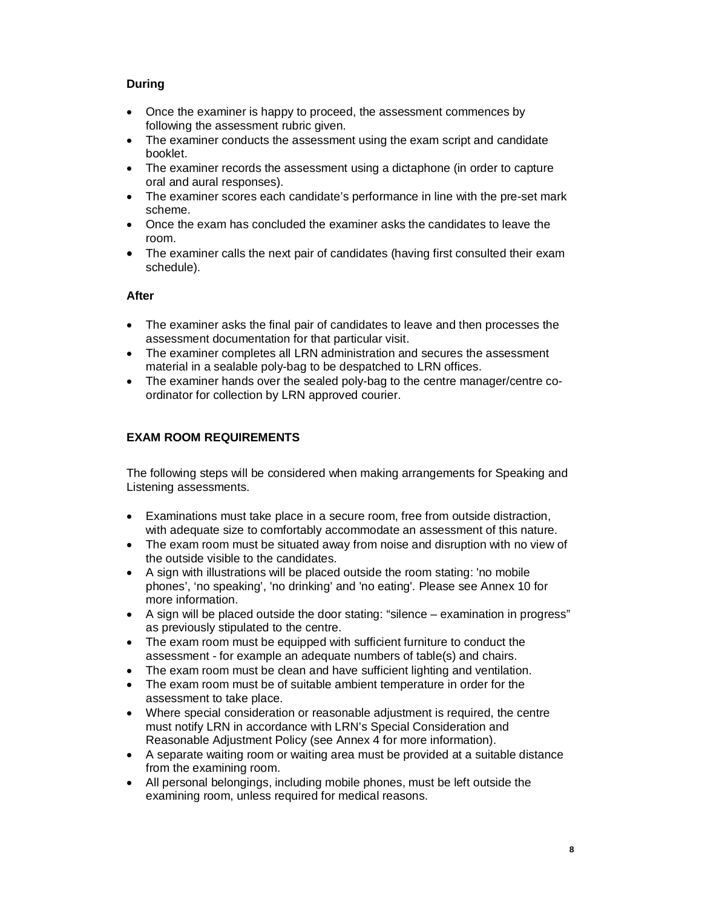**During**

- Once the examiner is happy to proceed, the assessment commences by following the assessment rubric given.
- The examiner conducts the assessment using the exam script and candidate booklet.
- The examiner records the assessment using a dictaphone (in order to capture oral and aural responses).
- The examiner scores each candidate's performance in line with the pre-set mark scheme.
- Once the exam has concluded the examiner asks the candidates to leave the room.
- The examiner calls the next pair of candidates (having first consulted their exam schedule).

**After**

- The examiner asks the final pair of candidates to leave and then processes the assessment documentation for that particular visit.
- The examiner completes all LRN administration and secures the assessment material in a sealable poly-bag to be despatched to LRN offices.
- The examiner hands over the sealed poly-bag to the centre manager/centre co-ordinator for collection by LRN approved courier.

**EXAM ROOM REQUIREMENTS**

The following steps will be considered when making arrangements for Speaking and Listening assessments.

- Examinations must take place in a secure room, free from outside distraction, with adequate size to comfortably accommodate an assessment of this nature.
- The exam room must be situated away from noise and disruption with no view of the outside visible to the candidates.
- A sign with illustrations will be placed outside the room stating: 'no mobile phones', 'no speaking', 'no drinking' and 'no eating'. Please see Annex 10 for more information.
- A sign will be placed outside the door stating: "silence – examination in progress" as previously stipulated to the centre.
- The exam room must be equipped with sufficient furniture to conduct the assessment - for example an adequate numbers of table(s) and chairs.
- The exam room must be clean and have sufficient lighting and ventilation.
- The exam room must be of suitable ambient temperature in order for the assessment to take place.
- Where special consideration or reasonable adjustment is required, the centre must notify LRN in accordance with LRN's Special Consideration and Reasonable Adjustment Policy (see Annex 4 for more information).
- A separate waiting room or waiting area must be provided at a suitable distance from the examining room.
- All personal belongings, including mobile phones, must be left outside the examining room, unless required for medical reasons.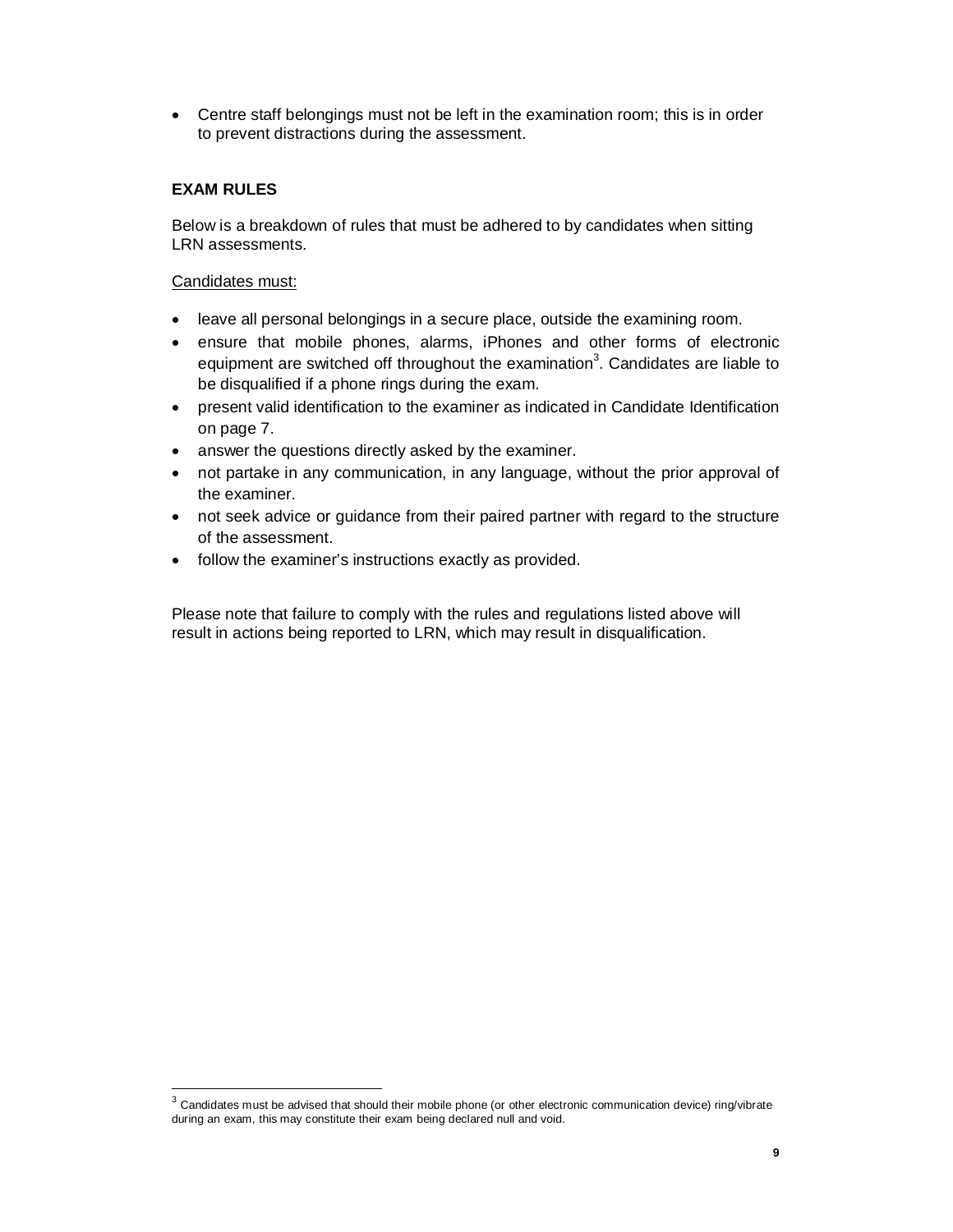- Centre staff belongings must not be left in the examination room; this is in order to prevent distractions during the assessment.

**EXAM RULES**

Below is a breakdown of rules that must be adhered to by candidates when sitting LRN assessments.

Candidates must:

- leave all personal belongings in a secure place, outside the examining room.
- ensure that mobile phones, alarms, iPhones and other forms of electronic equipment are switched off throughout the examination[3]. Candidates are liable to be disqualified if a phone rings during the exam.
- present valid identification to the examiner as indicated in Candidate Identification on page 7.
- answer the questions directly asked by the examiner.
- not partake in any communication, in any language, without the prior approval of the examiner.
- not seek advice or guidance from their paired partner with regard to the structure of the assessment.
- follow the examiner's instructions exactly as provided.

Please note that failure to comply with the rules and regulations listed above will result in actions being reported to LRN, which may result in disqualification.

[3] Candidates must be advised that should their mobile phone (or other electronic communication device) ring/vibrate during an exam, this may constitute their exam being declared null and void.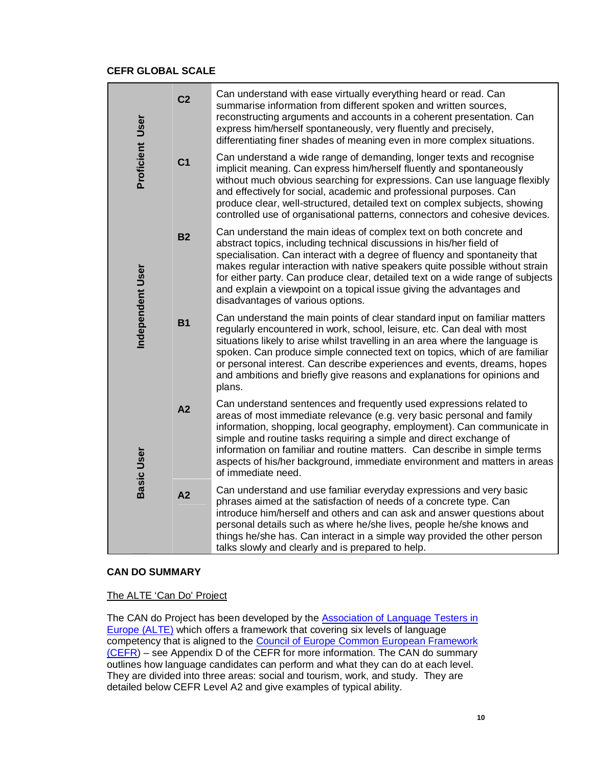**CEFR GLOBAL SCALE**

| | | |
|---|---|---|
| Proficient User | C2 | Can understand with ease virtually everything heard or read. Can summarise information from different spoken and written sources, reconstructing arguments and accounts in a coherent presentation. Can express him/herself spontaneously, very fluently and precisely, differentiating finer shades of meaning even in more complex situations. |
| | C1 | Can understand a wide range of demanding, longer texts and recognise implicit meaning. Can express him/herself fluently and spontaneously without much obvious searching for expressions. Can use language flexibly and effectively for social, academic and professional purposes. Can produce clear, well-structured, detailed text on complex subjects, showing controlled use of organisational patterns, connectors and cohesive devices. |
| Independent User | B2 | Can understand the main ideas of complex text on both concrete and abstract topics, including technical discussions in his/her field of specialisation. Can interact with a degree of fluency and spontaneity that makes regular interaction with native speakers quite possible without strain for either party. Can produce clear, detailed text on a wide range of subjects and explain a viewpoint on a topical issue giving the advantages and disadvantages of various options. |
| | B1 | Can understand the main points of clear standard input on familiar matters regularly encountered in work, school, leisure, etc. Can deal with most situations likely to arise whilst travelling in an area where the language is spoken. Can produce simple connected text on topics, which of are familiar or personal interest. Can describe experiences and events, dreams, hopes and ambitions and briefly give reasons and explanations for opinions and plans. |
| Basic User | A2 | Can understand sentences and frequently used expressions related to areas of most immediate relevance (e.g. very basic personal and family information, shopping, local geography, employment). Can communicate in simple and routine tasks requiring a simple and direct exchange of information on familiar and routine matters. Can describe in simple terms aspects of his/her background, immediate environment and matters in areas of immediate need. |
| | A2 | Can understand and use familiar everyday expressions and very basic phrases aimed at the satisfaction of needs of a concrete type. Can introduce him/herself and others and can ask and answer questions about personal details such as where he/she lives, people he/she knows and things he/she has. Can interact in a simple way provided the other person talks slowly and clearly and is prepared to help. |

**CAN DO SUMMARY**

The ALTE 'Can Do' Project

The CAN do Project has been developed by the Association of Language Testers in Europe (ALTE) which offers a framework that covering six levels of language competency that is aligned to the Council of Europe Common European Framework (CEFR) – see Appendix D of the CEFR for more information. The CAN do summary outlines how language candidates can perform and what they can do at each level. They are divided into three areas: social and tourism, work, and study. They are detailed below CEFR Level A2 and give examples of typical ability.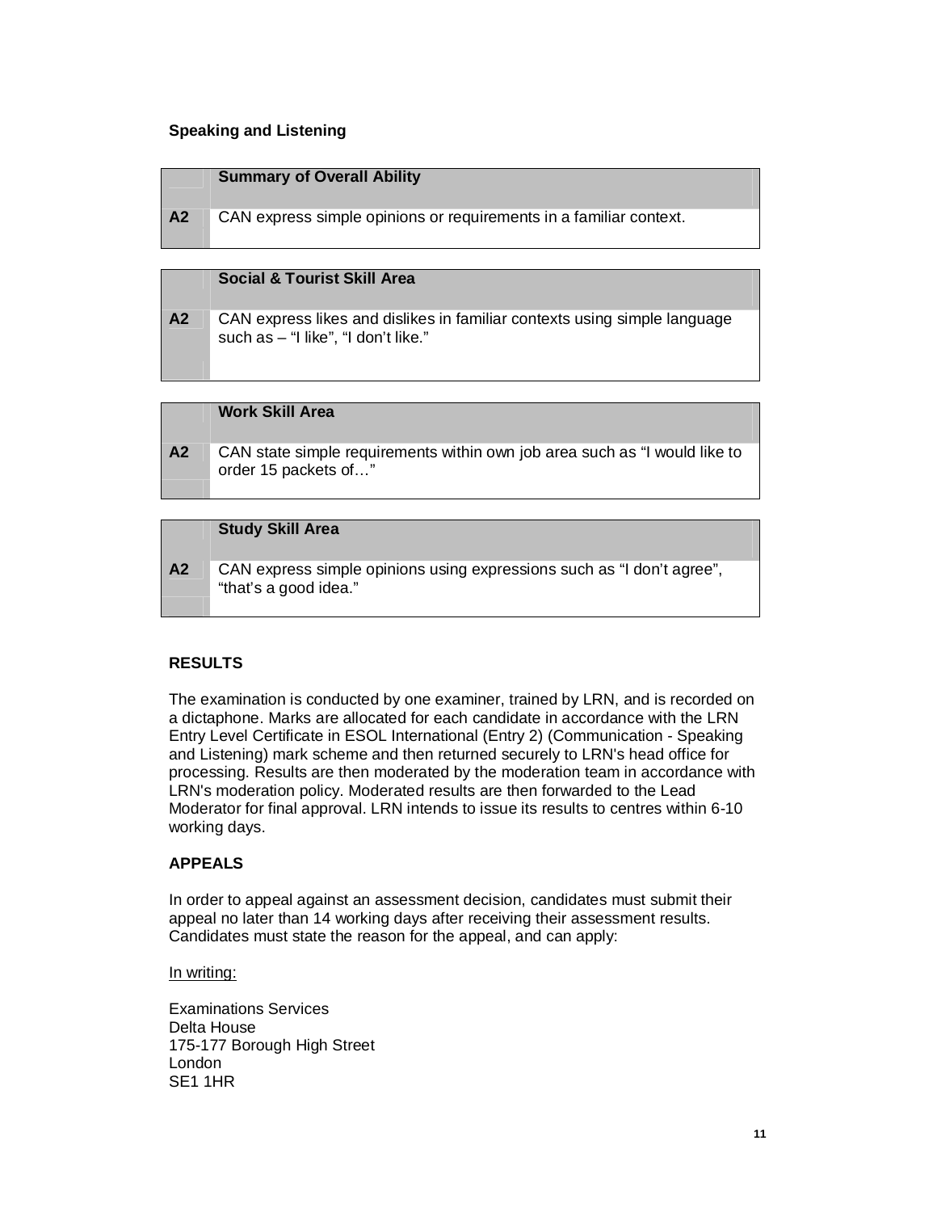**Speaking and Listening**

| | Summary of Overall Ability |
|---|---|
| **A2** | CAN express simple opinions or requirements in a familiar context. |

| | Social & Tourist Skill Area |
|---|---|
| **A2** | CAN express likes and dislikes in familiar contexts using simple language such as – “I like”, “I don’t like.” |

| | Work Skill Area |
|---|---|
| **A2** | CAN state simple requirements within own job area such as “I would like to order 15 packets of…” |

| | Study Skill Area |
|---|---|
| **A2** | CAN express simple opinions using expressions such as “I don’t agree”, “that’s a good idea.” |

**RESULTS**

The examination is conducted by one examiner, trained by LRN, and is recorded on a dictaphone. Marks are allocated for each candidate in accordance with the LRN Entry Level Certificate in ESOL International (Entry 2) (Communication - Speaking and Listening) mark scheme and then returned securely to LRN's head office for processing. Results are then moderated by the moderation team in accordance with LRN's moderation policy. Moderated results are then forwarded to the Lead Moderator for final approval. LRN intends to issue its results to centres within 6-10 working days.

**APPEALS**

In order to appeal against an assessment decision, candidates must submit their appeal no later than 14 working days after receiving their assessment results. Candidates must state the reason for the appeal, and can apply:

In writing:

Examinations Services
Delta House
175-177 Borough High Street
London
SE1 1HR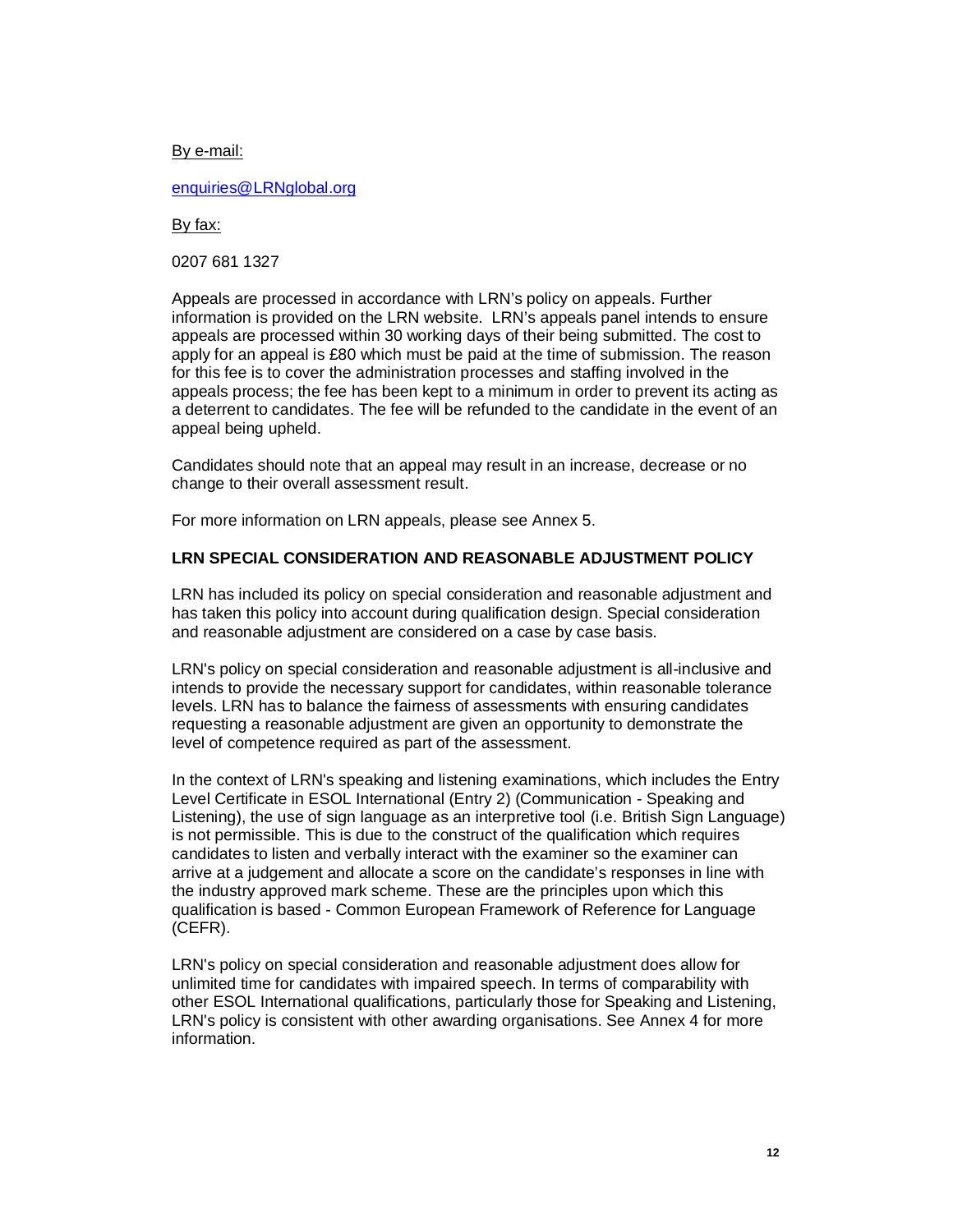By e-mail:

enquiries@LRNglobal.org

By fax:

0207 681 1327

Appeals are processed in accordance with LRN's policy on appeals. Further information is provided on the LRN website. LRN's appeals panel intends to ensure appeals are processed within 30 working days of their being submitted. The cost to apply for an appeal is £80 which must be paid at the time of submission. The reason for this fee is to cover the administration processes and staffing involved in the appeals process; the fee has been kept to a minimum in order to prevent its acting as a deterrent to candidates. The fee will be refunded to the candidate in the event of an appeal being upheld.

Candidates should note that an appeal may result in an increase, decrease or no change to their overall assessment result.

For more information on LRN appeals, please see Annex 5.

**LRN SPECIAL CONSIDERATION AND REASONABLE ADJUSTMENT POLICY**

LRN has included its policy on special consideration and reasonable adjustment and has taken this policy into account during qualification design. Special consideration and reasonable adjustment are considered on a case by case basis.

LRN's policy on special consideration and reasonable adjustment is all-inclusive and intends to provide the necessary support for candidates, within reasonable tolerance levels. LRN has to balance the fairness of assessments with ensuring candidates requesting a reasonable adjustment are given an opportunity to demonstrate the level of competence required as part of the assessment.

In the context of LRN's speaking and listening examinations, which includes the Entry Level Certificate in ESOL International (Entry 2) (Communication - Speaking and Listening), the use of sign language as an interpretive tool (i.e. British Sign Language) is not permissible. This is due to the construct of the qualification which requires candidates to listen and verbally interact with the examiner so the examiner can arrive at a judgement and allocate a score on the candidate's responses in line with the industry approved mark scheme. These are the principles upon which this qualification is based - Common European Framework of Reference for Language (CEFR).

LRN's policy on special consideration and reasonable adjustment does allow for unlimited time for candidates with impaired speech. In terms of comparability with other ESOL International qualifications, particularly those for Speaking and Listening, LRN's policy is consistent with other awarding organisations. See Annex 4 for more information.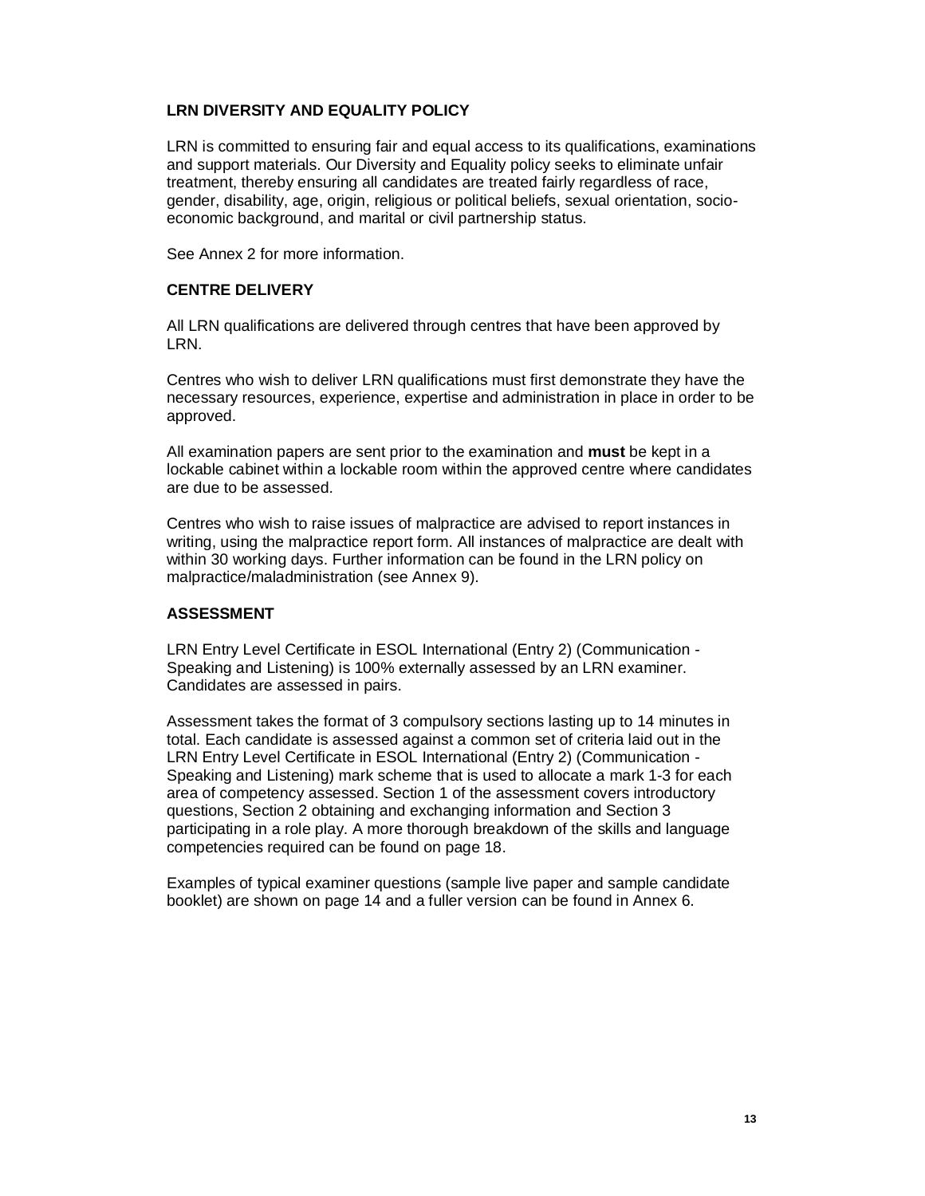## LRN DIVERSITY AND EQUALITY POLICY

LRN is committed to ensuring fair and equal access to its qualifications, examinations and support materials. Our Diversity and Equality policy seeks to eliminate unfair treatment, thereby ensuring all candidates are treated fairly regardless of race, gender, disability, age, origin, religious or political beliefs, sexual orientation, socio-economic background, and marital or civil partnership status.

See Annex 2 for more information.

## CENTRE DELIVERY

All LRN qualifications are delivered through centres that have been approved by LRN.

Centres who wish to deliver LRN qualifications must first demonstrate they have the necessary resources, experience, expertise and administration in place in order to be approved.

All examination papers are sent prior to the examination and **must** be kept in a lockable cabinet within a lockable room within the approved centre where candidates are due to be assessed.

Centres who wish to raise issues of malpractice are advised to report instances in writing, using the malpractice report form. All instances of malpractice are dealt with within 30 working days. Further information can be found in the LRN policy on malpractice/maladministration (see Annex 9).

## ASSESSMENT

LRN Entry Level Certificate in ESOL International (Entry 2) (Communication - Speaking and Listening) is 100% externally assessed by an LRN examiner. Candidates are assessed in pairs.

Assessment takes the format of 3 compulsory sections lasting up to 14 minutes in total. Each candidate is assessed against a common set of criteria laid out in the LRN Entry Level Certificate in ESOL International (Entry 2) (Communication - Speaking and Listening) mark scheme that is used to allocate a mark 1-3 for each area of competency assessed. Section 1 of the assessment covers introductory questions, Section 2 obtaining and exchanging information and Section 3 participating in a role play. A more thorough breakdown of the skills and language competencies required can be found on page 18.

Examples of typical examiner questions (sample live paper and sample candidate booklet) are shown on page 14 and a fuller version can be found in Annex 6.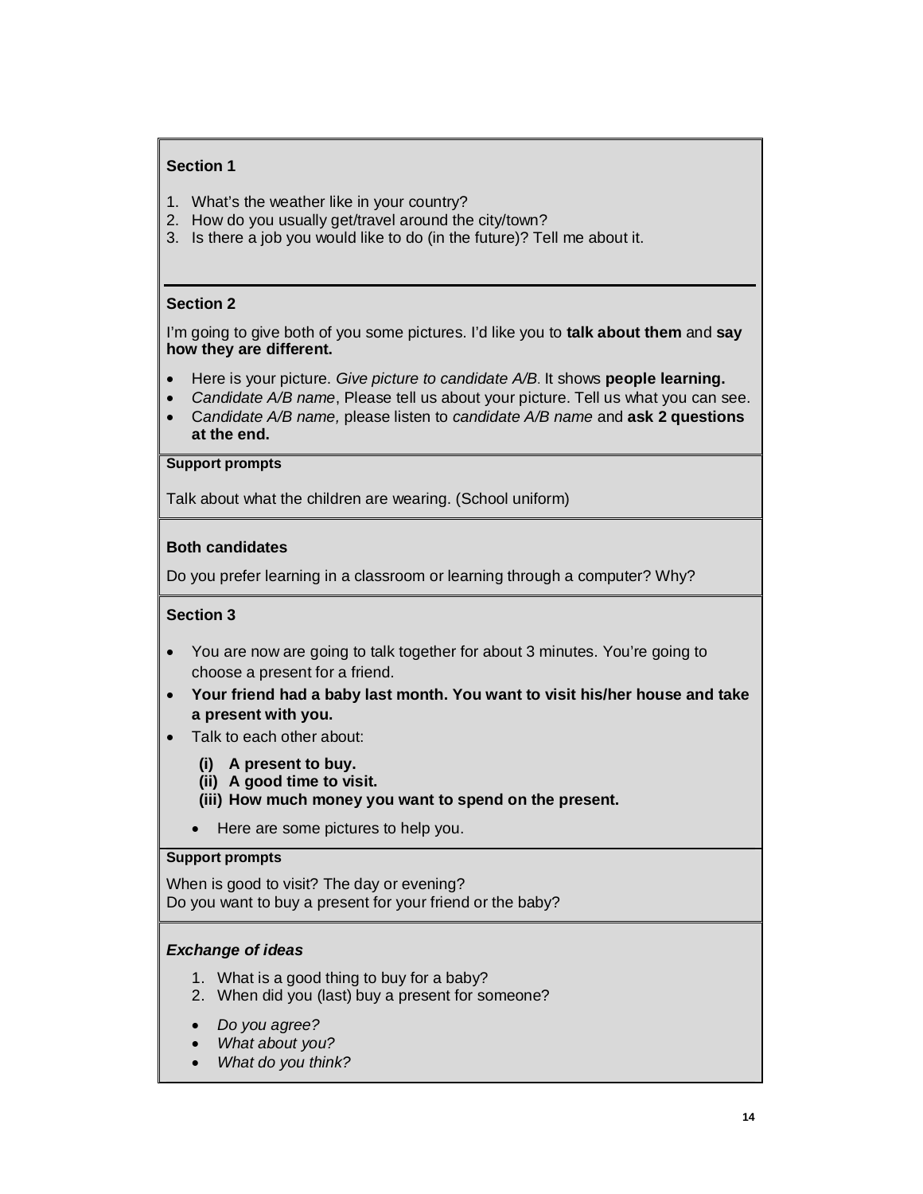**Section 1**

1. What's the weather like in your country?
2. How do you usually get/travel around the city/town?
3. Is there a job you would like to do (in the future)? Tell me about it.

**Section 2**

I'm going to give both of you some pictures. I'd like you to **talk about them** and **say how they are different.**

- Here is your picture. *Give picture to candidate A/B*. It shows **people learning.**
- *Candidate A/B name*, Please tell us about your picture. Tell us what you can see.
- C*andidate A/B name,* please listen to *candidate A/B name* and **ask 2 questions at the end.**

**Support prompts**

Talk about what the children are wearing. (School uniform)

**Both candidates**

Do you prefer learning in a classroom or learning through a computer? Why?

**Section 3**

- You are now are going to talk together for about 3 minutes. You're going to choose a present for a friend.
- **Your friend had a baby last month. You want to visit his/her house and take a present with you.**
- Talk to each other about:
  - **(i) A present to buy.**
  - **(ii) A good time to visit.**
  - **(iii) How much money you want to spend on the present.**

  - Here are some pictures to help you.

**Support prompts**

When is good to visit? The day or evening?
Do you want to buy a present for your friend or the baby?

***Exchange of ideas***

1. What is a good thing to buy for a baby?
2. When did you (last) buy a present for someone?

- *Do you agree?*
- *What about you?*
- *What do you think?*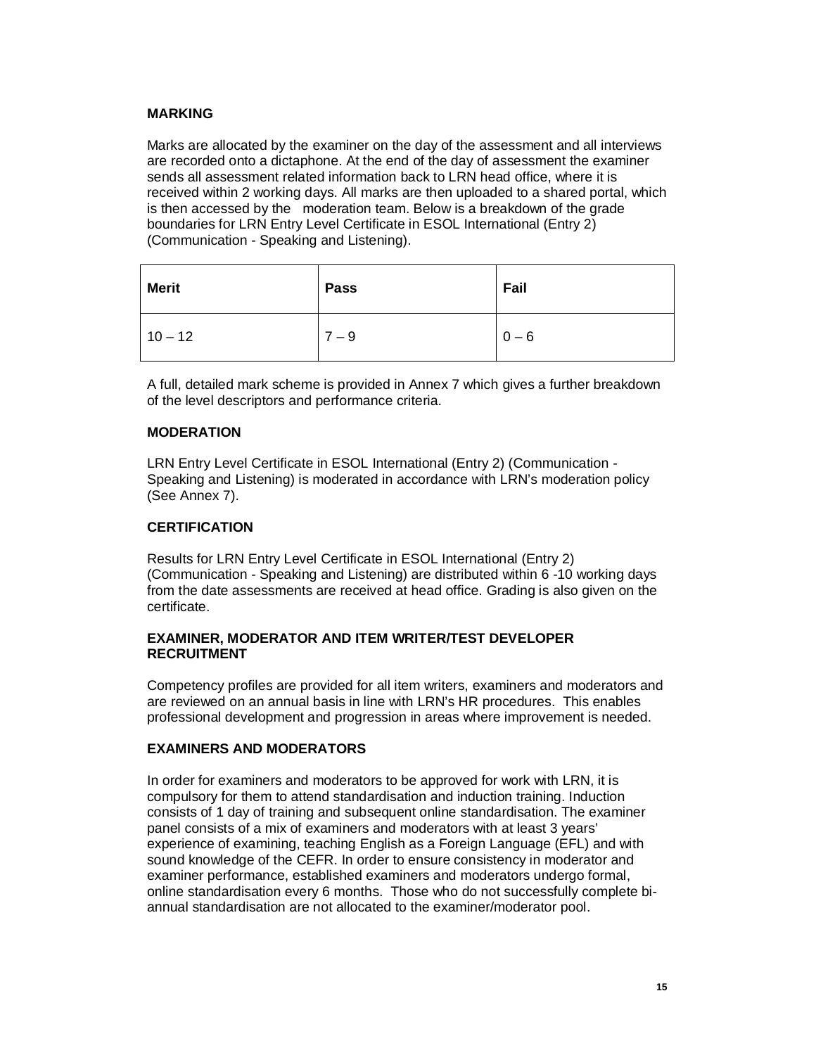## MARKING

Marks are allocated by the examiner on the day of the assessment and all interviews are recorded onto a dictaphone. At the end of the day of assessment the examiner sends all assessment related information back to LRN head office, where it is received within 2 working days. All marks are then uploaded to a shared portal, which is then accessed by the moderation team. Below is a breakdown of the grade boundaries for LRN Entry Level Certificate in ESOL International (Entry 2) (Communication - Speaking and Listening).

| Merit | Pass | Fail |
|---|---|---|
| 10 – 12 | 7 – 9 | 0 – 6 |

A full, detailed mark scheme is provided in Annex 7 which gives a further breakdown of the level descriptors and performance criteria.

## MODERATION

LRN Entry Level Certificate in ESOL International (Entry 2) (Communication - Speaking and Listening) is moderated in accordance with LRN's moderation policy (See Annex 7).

## CERTIFICATION

Results for LRN Entry Level Certificate in ESOL International (Entry 2) (Communication - Speaking and Listening) are distributed within 6 -10 working days from the date assessments are received at head office. Grading is also given on the certificate.

## EXAMINER, MODERATOR AND ITEM WRITER/TEST DEVELOPER RECRUITMENT

Competency profiles are provided for all item writers, examiners and moderators and are reviewed on an annual basis in line with LRN's HR procedures. This enables professional development and progression in areas where improvement is needed.

## EXAMINERS AND MODERATORS

In order for examiners and moderators to be approved for work with LRN, it is compulsory for them to attend standardisation and induction training. Induction consists of 1 day of training and subsequent online standardisation. The examiner panel consists of a mix of examiners and moderators with at least 3 years' experience of examining, teaching English as a Foreign Language (EFL) and with sound knowledge of the CEFR. In order to ensure consistency in moderator and examiner performance, established examiners and moderators undergo formal, online standardisation every 6 months. Those who do not successfully complete bi-annual standardisation are not allocated to the examiner/moderator pool.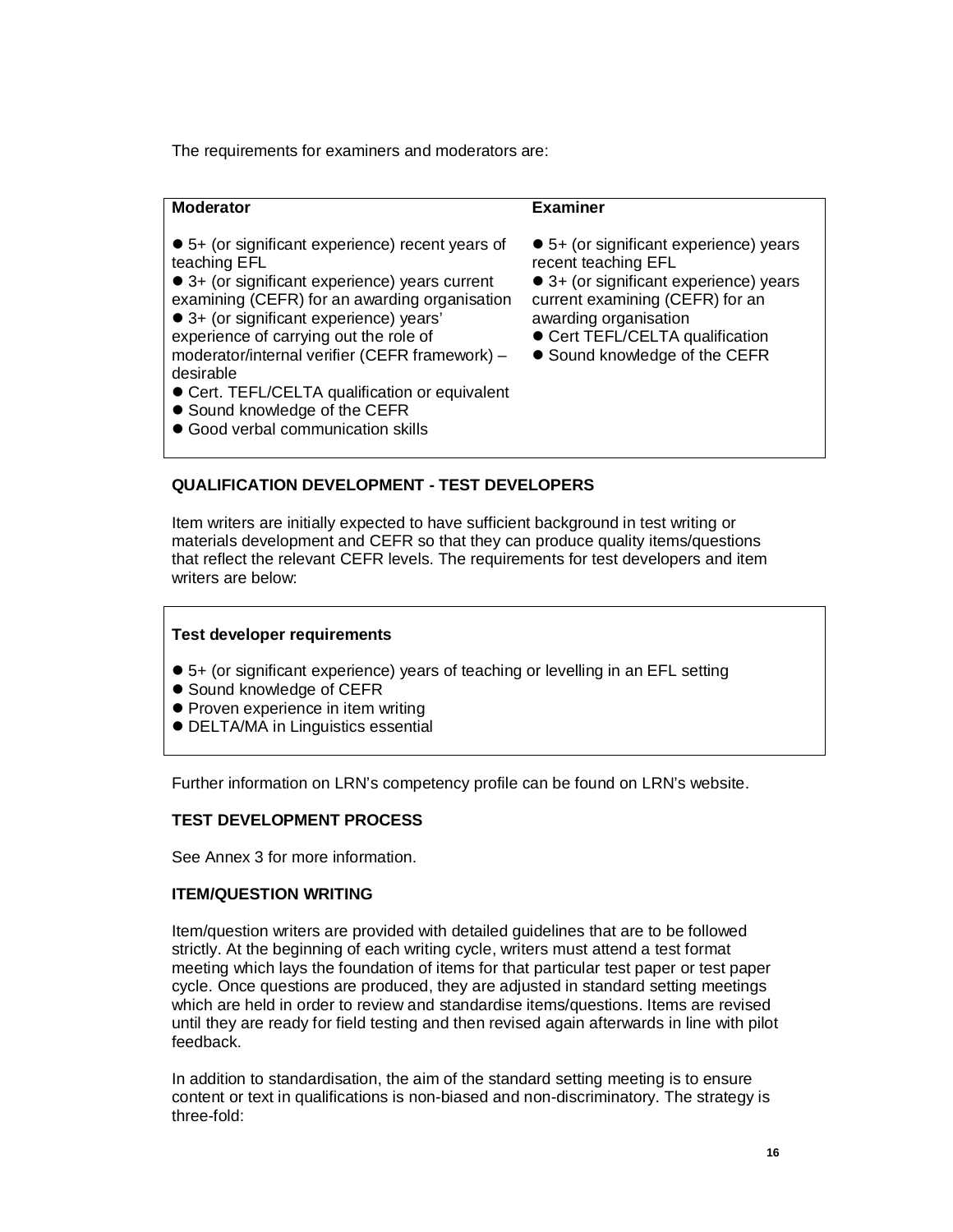The requirements for examiners and moderators are:

| Moderator | Examiner |
| --- | --- |
| ● 5+ (or significant experience) recent years of teaching EFL<br>● 3+ (or significant experience) years current examining (CEFR) for an awarding organisation<br>● 3+ (or significant experience) years' experience of carrying out the role of moderator/internal verifier (CEFR framework) – desirable<br>● Cert. TEFL/CELTA qualification or equivalent<br>● Sound knowledge of the CEFR<br>● Good verbal communication skills | ● 5+ (or significant experience) years recent teaching EFL<br>● 3+ (or significant experience) years current examining (CEFR) for an awarding organisation<br>● Cert TEFL/CELTA qualification<br>● Sound knowledge of the CEFR |

**QUALIFICATION DEVELOPMENT - TEST DEVELOPERS**

Item writers are initially expected to have sufficient background in test writing or materials development and CEFR so that they can produce quality items/questions that reflect the relevant CEFR levels. The requirements for test developers and item writers are below:

**Test developer requirements**

- 5+ (or significant experience) years of teaching or levelling in an EFL setting
- Sound knowledge of CEFR
- Proven experience in item writing
- DELTA/MA in Linguistics essential

Further information on LRN's competency profile can be found on LRN's website.

**TEST DEVELOPMENT PROCESS**

See Annex 3 for more information.

**ITEM/QUESTION WRITING**

Item/question writers are provided with detailed guidelines that are to be followed strictly. At the beginning of each writing cycle, writers must attend a test format meeting which lays the foundation of items for that particular test paper or test paper cycle. Once questions are produced, they are adjusted in standard setting meetings which are held in order to review and standardise items/questions. Items are revised until they are ready for field testing and then revised again afterwards in line with pilot feedback.

In addition to standardisation, the aim of the standard setting meeting is to ensure content or text in qualifications is non-biased and non-discriminatory. The strategy is three-fold: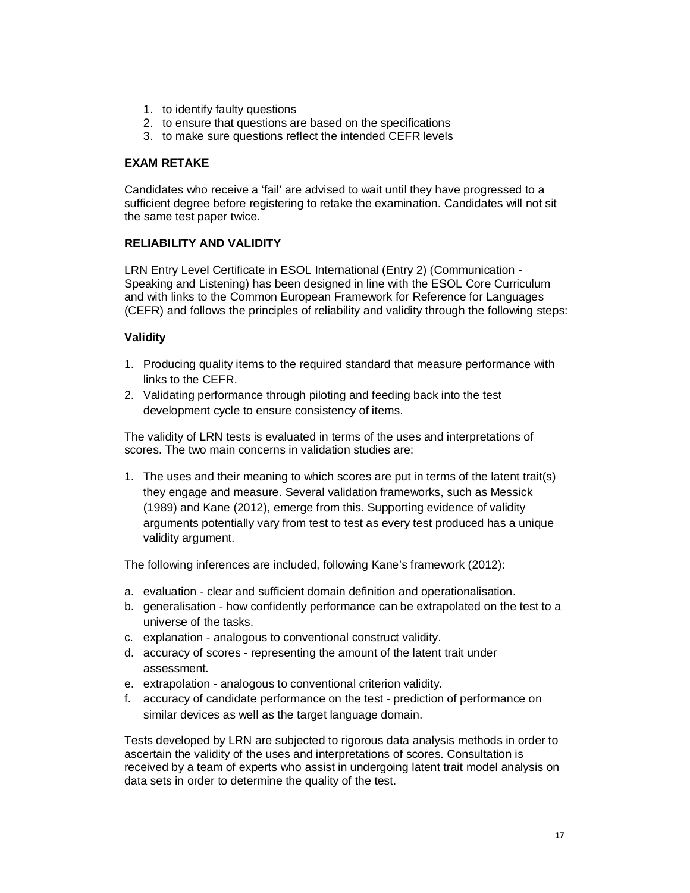1. to identify faulty questions
2. to ensure that questions are based on the specifications
3. to make sure questions reflect the intended CEFR levels

**EXAM RETAKE**

Candidates who receive a 'fail' are advised to wait until they have progressed to a sufficient degree before registering to retake the examination. Candidates will not sit the same test paper twice.

**RELIABILITY AND VALIDITY**

LRN Entry Level Certificate in ESOL International (Entry 2) (Communication - Speaking and Listening) has been designed in line with the ESOL Core Curriculum and with links to the Common European Framework for Reference for Languages (CEFR) and follows the principles of reliability and validity through the following steps:

**Validity**

1. Producing quality items to the required standard that measure performance with links to the CEFR.
2. Validating performance through piloting and feeding back into the test development cycle to ensure consistency of items.

The validity of LRN tests is evaluated in terms of the uses and interpretations of scores. The two main concerns in validation studies are:

1. The uses and their meaning to which scores are put in terms of the latent trait(s) they engage and measure. Several validation frameworks, such as Messick (1989) and Kane (2012), emerge from this. Supporting evidence of validity arguments potentially vary from test to test as every test produced has a unique validity argument.

The following inferences are included, following Kane's framework (2012):

a. evaluation - clear and sufficient domain definition and operationalisation.
b. generalisation - how confidently performance can be extrapolated on the test to a universe of the tasks.
c. explanation - analogous to conventional construct validity.
d. accuracy of scores - representing the amount of the latent trait under assessment.
e. extrapolation - analogous to conventional criterion validity.
f. accuracy of candidate performance on the test - prediction of performance on similar devices as well as the target language domain.

Tests developed by LRN are subjected to rigorous data analysis methods in order to ascertain the validity of the uses and interpretations of scores. Consultation is received by a team of experts who assist in undergoing latent trait model analysis on data sets in order to determine the quality of the test.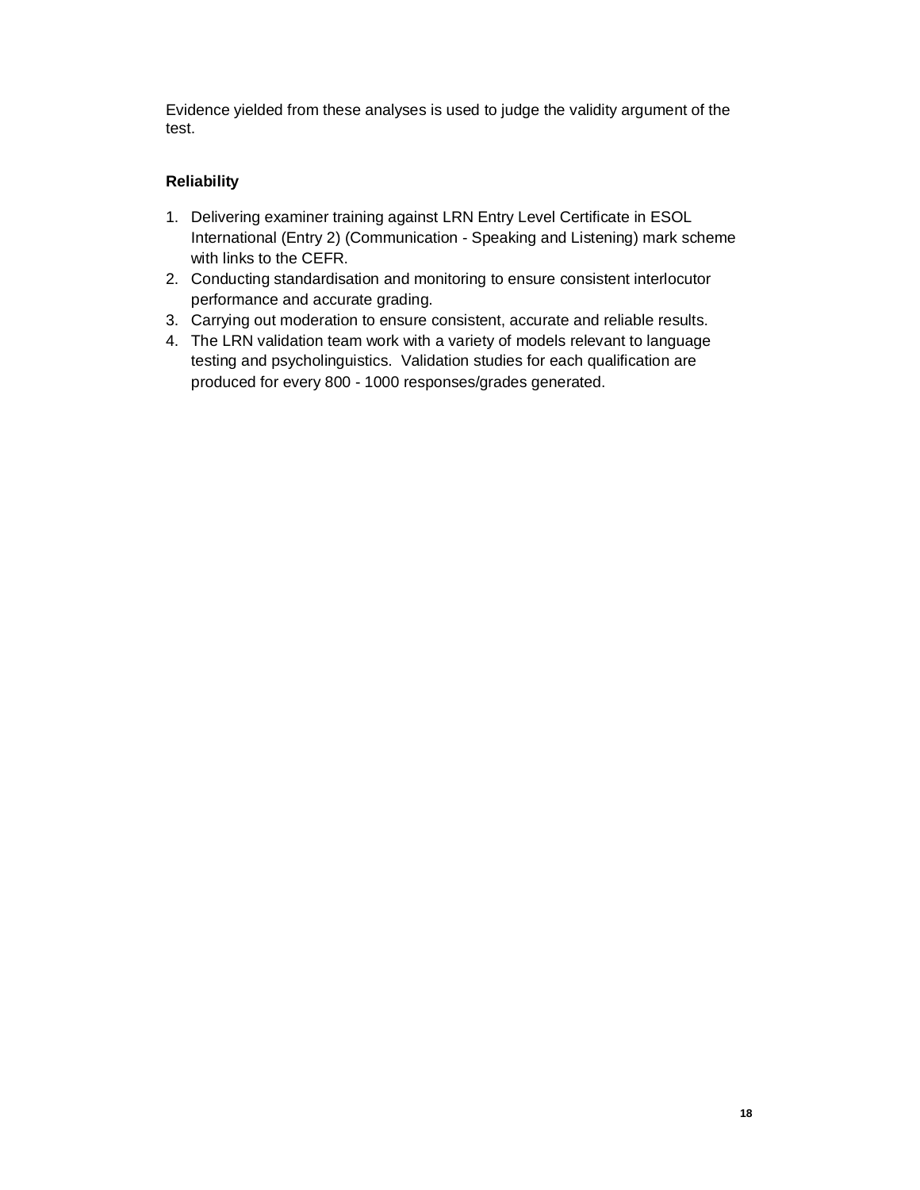Evidence yielded from these analyses is used to judge the validity argument of the test.

**Reliability**

1. Delivering examiner training against LRN Entry Level Certificate in ESOL International (Entry 2) (Communication - Speaking and Listening) mark scheme with links to the CEFR.
2. Conducting standardisation and monitoring to ensure consistent interlocutor performance and accurate grading.
3. Carrying out moderation to ensure consistent, accurate and reliable results.
4. The LRN validation team work with a variety of models relevant to language testing and psycholinguistics. Validation studies for each qualification are produced for every 800 - 1000 responses/grades generated.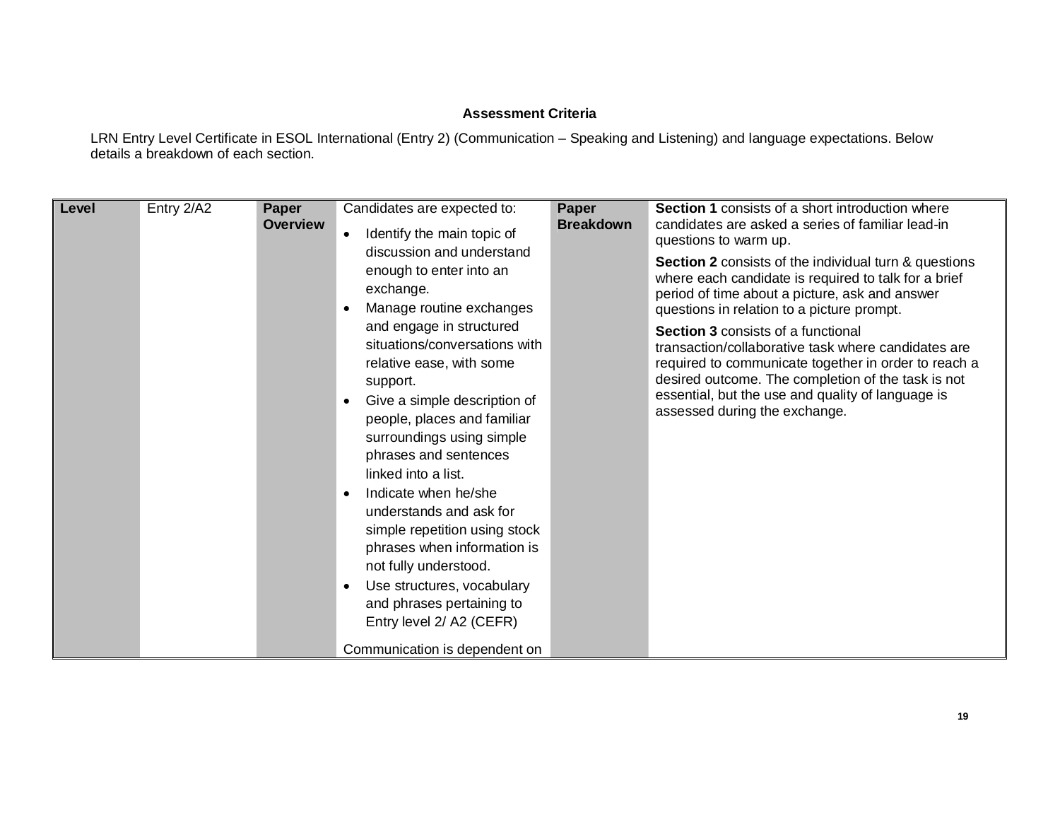**Assessment Criteria**

LRN Entry Level Certificate in ESOL International (Entry 2) (Communication – Speaking and Listening) and language expectations. Below details a breakdown of each section.

| **Level** | Entry 2/A2 | **Paper Overview** | Candidates are expected to:<br>• Identify the main topic of discussion and understand enough to enter into an exchange.<br>• Manage routine exchanges and engage in structured situations/conversations with relative ease, with some support.<br>• Give a simple description of people, places and familiar surroundings using simple phrases and sentences linked into a list.<br>• Indicate when he/she understands and ask for simple repetition using stock phrases when information is not fully understood.<br>• Use structures, vocabulary and phrases pertaining to Entry level 2/ A2 (CEFR)<br>Communication is dependent on | **Paper Breakdown** | **Section 1** consists of a short introduction where candidates are asked a series of familiar lead-in questions to warm up.<br>**Section 2** consists of the individual turn & questions where each candidate is required to talk for a brief period of time about a picture, ask and answer questions in relation to a picture prompt.<br>**Section 3** consists of a functional transaction/collaborative task where candidates are required to communicate together in order to reach a desired outcome. The completion of the task is not essential, but the use and quality of language is assessed during the exchange. |
|---|---|---|---|---|---|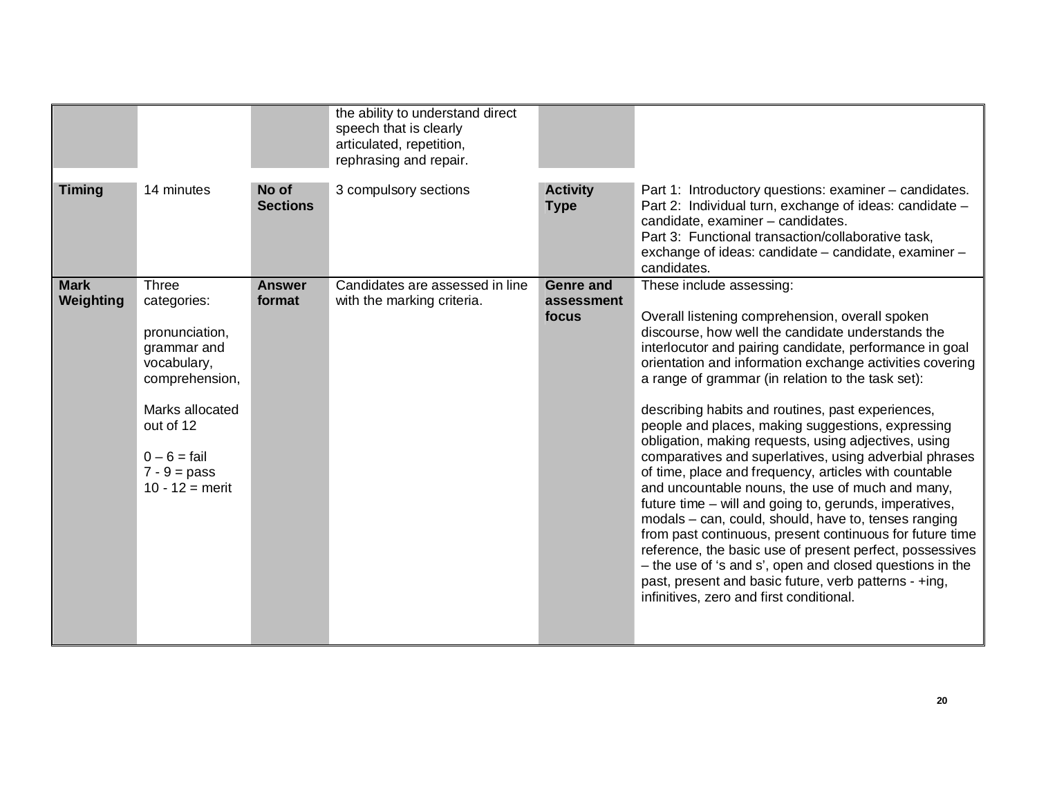|  |  |  |  |  |  |
|---|---|---|---|---|---|
|  |  |  | the ability to understand direct speech that is clearly articulated, repetition, rephrasing and repair. |  |  |
| **Timing** | 14 minutes | **No of Sections** | 3 compulsory sections | **Activity Type** | Part 1: Introductory questions: examiner – candidates.<br>Part 2: Individual turn, exchange of ideas: candidate – candidate, examiner – candidates.<br>Part 3: Functional transaction/collaborative task, exchange of ideas: candidate – candidate, examiner – candidates. |
| **Mark Weighting** | Three categories:<br><br>pronunciation, grammar and vocabulary, comprehension,<br><br>Marks allocated out of 12<br><br>0 – 6 = fail<br>7 - 9 = pass<br>10 - 12 = merit | **Answer format** | Candidates are assessed in line with the marking criteria. | **Genre and assessment focus** | These include assessing:<br><br>Overall listening comprehension, overall spoken discourse, how well the candidate understands the interlocutor and pairing candidate, performance in goal orientation and information exchange activities covering a range of grammar (in relation to the task set):<br><br>describing habits and routines, past experiences, people and places, making suggestions, expressing obligation, making requests, using adjectives, using comparatives and superlatives, using adverbial phrases of time, place and frequency, articles with countable and uncountable nouns, the use of much and many, future time – will and going to, gerunds, imperatives, modals – can, could, should, have to, tenses ranging from past continuous, present continuous for future time reference, the basic use of present perfect, possessives – the use of 's and s', open and closed questions in the past, present and basic future, verb patterns - +ing, infinitives, zero and first conditional. |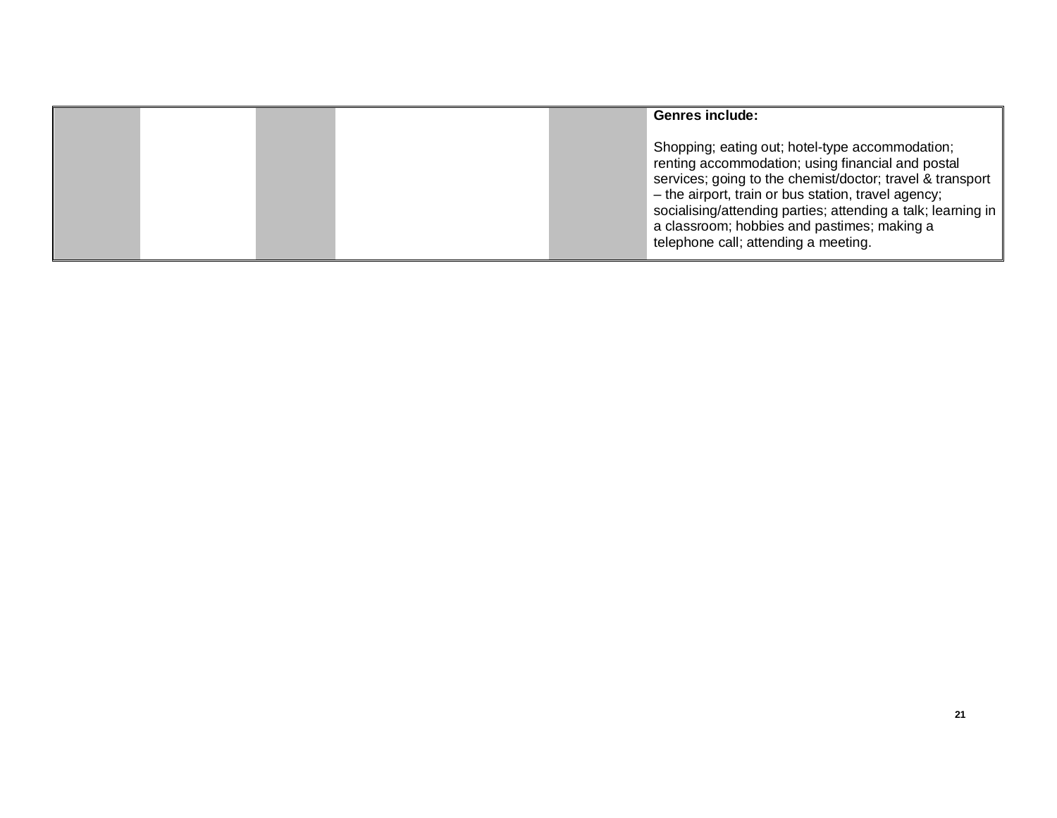| | | | | | |
|---|---|---|---|---|---|
| | | | | | **Genres include:**<br><br>Shopping; eating out; hotel-type accommodation; renting accommodation; using financial and postal services; going to the chemist/doctor; travel & transport – the airport, train or bus station, travel agency; socialising/attending parties; attending a talk; learning in a classroom; hobbies and pastimes; making a telephone call; attending a meeting. |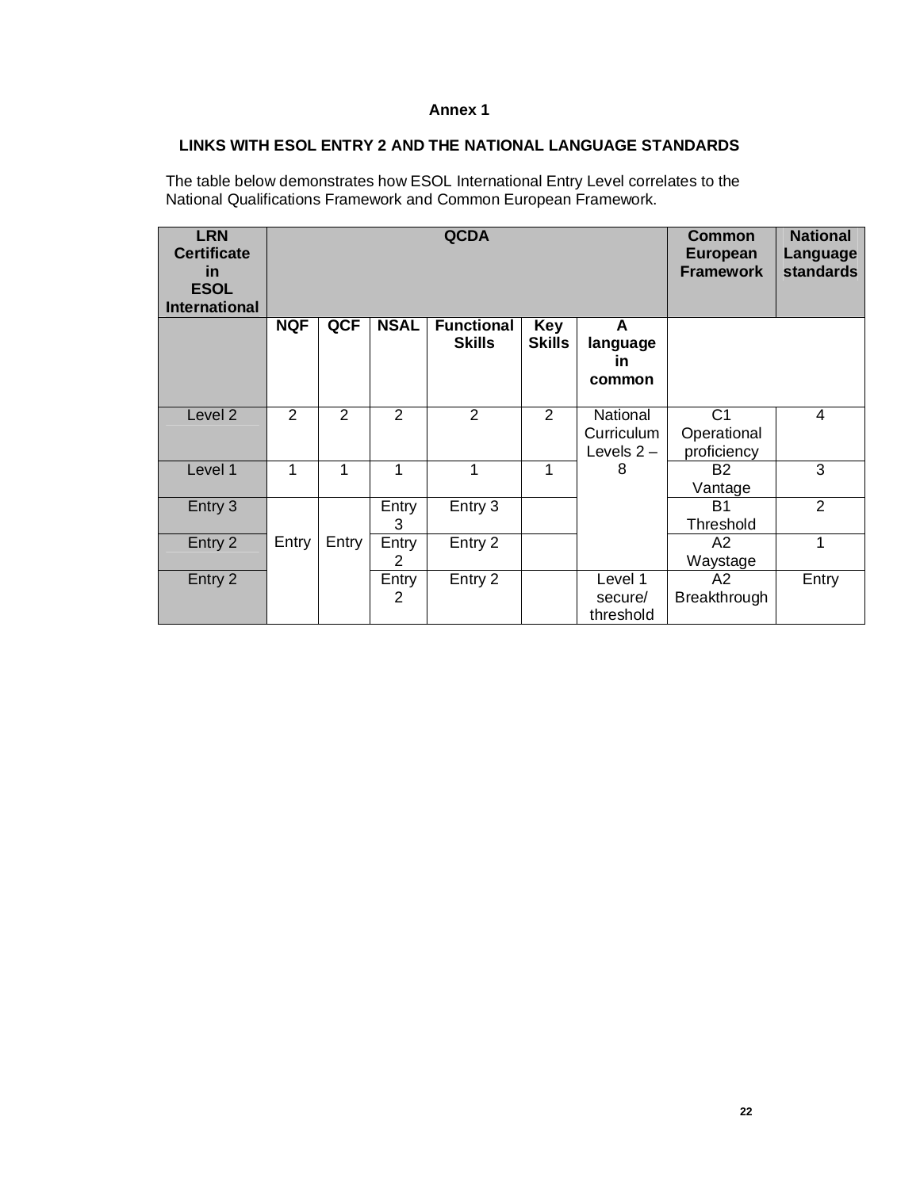**Annex 1**

**LINKS WITH ESOL ENTRY 2 AND THE NATIONAL LANGUAGE STANDARDS**

The table below demonstrates how ESOL International Entry Level correlates to the National Qualifications Framework and Common European Framework.

| LRN Certificate in ESOL International | QCDA | | | | | | Common European Framework | National Language standards |
|---|---|---|---|---|---|---|---|---|
| | NQF | QCF | NSAL | Functional Skills | Key Skills | A language in common | | |
| Level 2 | 2 | 2 | 2 | 2 | 2 | National Curriculum Levels 2 – 8 | C1 Operational proficiency | 4 |
| Level 1 | 1 | 1 | 1 | 1 | 1 | | B2 Vantage | 3 |
| Entry 3 | Entry | Entry | Entry 3 | Entry 3 | | | B1 Threshold | 2 |
| Entry 2 | | | Entry 2 | Entry 2 | | | A2 Waystage | 1 |
| Entry 2 | | | Entry 2 | Entry 2 | | Level 1 secure/ threshold | A2 Breakthrough | Entry |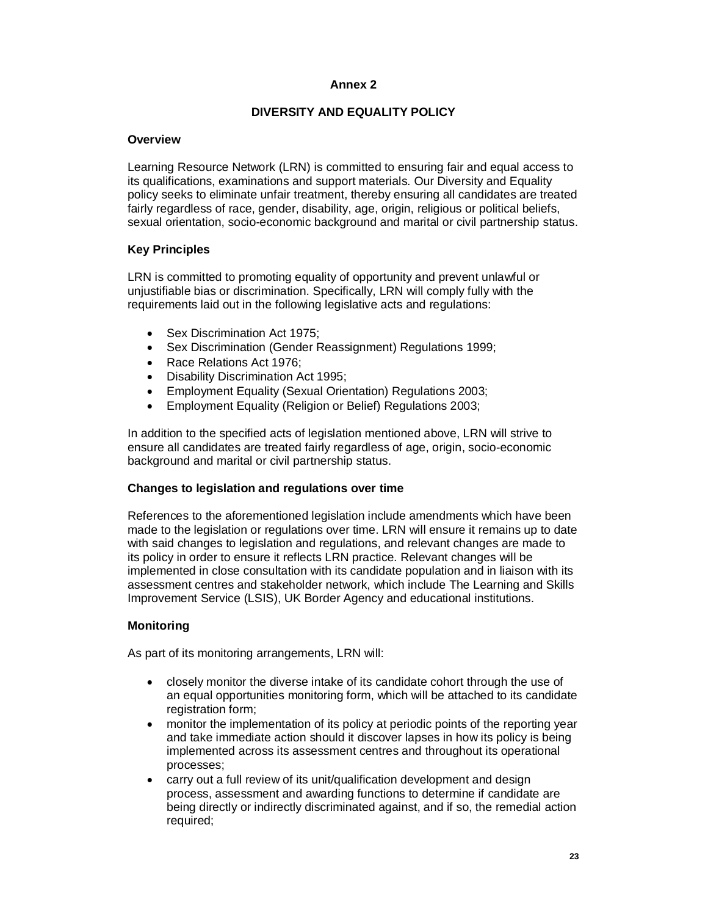## Annex 2

## DIVERSITY AND EQUALITY POLICY

### Overview

Learning Resource Network (LRN) is committed to ensuring fair and equal access to its qualifications, examinations and support materials. Our Diversity and Equality policy seeks to eliminate unfair treatment, thereby ensuring all candidates are treated fairly regardless of race, gender, disability, age, origin, religious or political beliefs, sexual orientation, socio-economic background and marital or civil partnership status.

### Key Principles

LRN is committed to promoting equality of opportunity and prevent unlawful or unjustifiable bias or discrimination. Specifically, LRN will comply fully with the requirements laid out in the following legislative acts and regulations:

- Sex Discrimination Act 1975;
- Sex Discrimination (Gender Reassignment) Regulations 1999;
- Race Relations Act 1976;
- Disability Discrimination Act 1995;
- Employment Equality (Sexual Orientation) Regulations 2003;
- Employment Equality (Religion or Belief) Regulations 2003;

In addition to the specified acts of legislation mentioned above, LRN will strive to ensure all candidates are treated fairly regardless of age, origin, socio-economic background and marital or civil partnership status.

### Changes to legislation and regulations over time

References to the aforementioned legislation include amendments which have been made to the legislation or regulations over time. LRN will ensure it remains up to date with said changes to legislation and regulations, and relevant changes are made to its policy in order to ensure it reflects LRN practice. Relevant changes will be implemented in close consultation with its candidate population and in liaison with its assessment centres and stakeholder network, which include The Learning and Skills Improvement Service (LSIS), UK Border Agency and educational institutions.

### Monitoring

As part of its monitoring arrangements, LRN will:

- closely monitor the diverse intake of its candidate cohort through the use of an equal opportunities monitoring form, which will be attached to its candidate registration form;
- monitor the implementation of its policy at periodic points of the reporting year and take immediate action should it discover lapses in how its policy is being implemented across its assessment centres and throughout its operational processes;
- carry out a full review of its unit/qualification development and design process, assessment and awarding functions to determine if candidate are being directly or indirectly discriminated against, and if so, the remedial action required;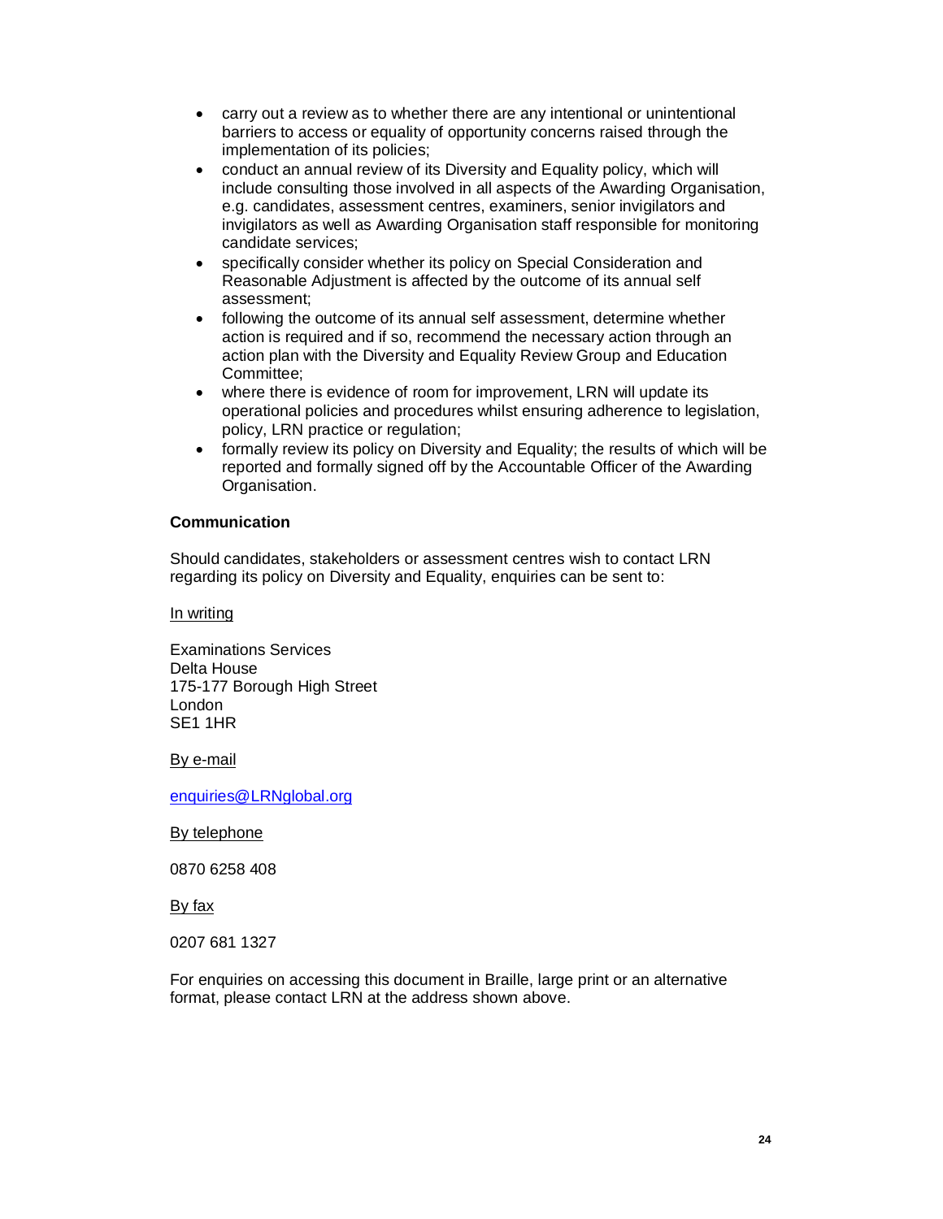- carry out a review as to whether there are any intentional or unintentional barriers to access or equality of opportunity concerns raised through the implementation of its policies;
- conduct an annual review of its Diversity and Equality policy, which will include consulting those involved in all aspects of the Awarding Organisation, e.g. candidates, assessment centres, examiners, senior invigilators and invigilators as well as Awarding Organisation staff responsible for monitoring candidate services;
- specifically consider whether its policy on Special Consideration and Reasonable Adjustment is affected by the outcome of its annual self assessment;
- following the outcome of its annual self assessment, determine whether action is required and if so, recommend the necessary action through an action plan with the Diversity and Equality Review Group and Education Committee;
- where there is evidence of room for improvement, LRN will update its operational policies and procedures whilst ensuring adherence to legislation, policy, LRN practice or regulation;
- formally review its policy on Diversity and Equality; the results of which will be reported and formally signed off by the Accountable Officer of the Awarding Organisation.

**Communication**

Should candidates, stakeholders or assessment centres wish to contact LRN regarding its policy on Diversity and Equality, enquiries can be sent to:

<u>In writing</u>

Examinations Services
Delta House
175-177 Borough High Street
London
SE1 1HR

<u>By e-mail</u>

enquiries@LRNglobal.org

<u>By telephone</u>

0870 6258 408

<u>By fax</u>

0207 681 1327

For enquiries on accessing this document in Braille, large print or an alternative format, please contact LRN at the address shown above.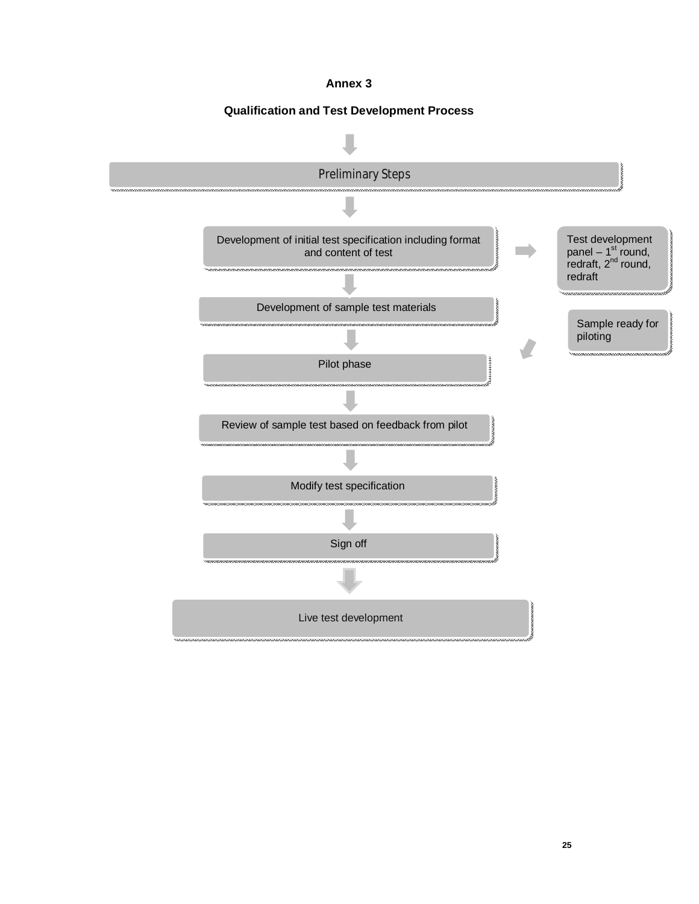**Annex 3**

**Qualification and Test Development Process**

Preliminary Steps

Development of initial test specification including format and content of test

Test development panel – 1st round, redraft, 2nd round, redraft

Development of sample test materials

Sample ready for piloting

Pilot phase

Review of sample test based on feedback from pilot

Modify test specification

Sign off

Live test development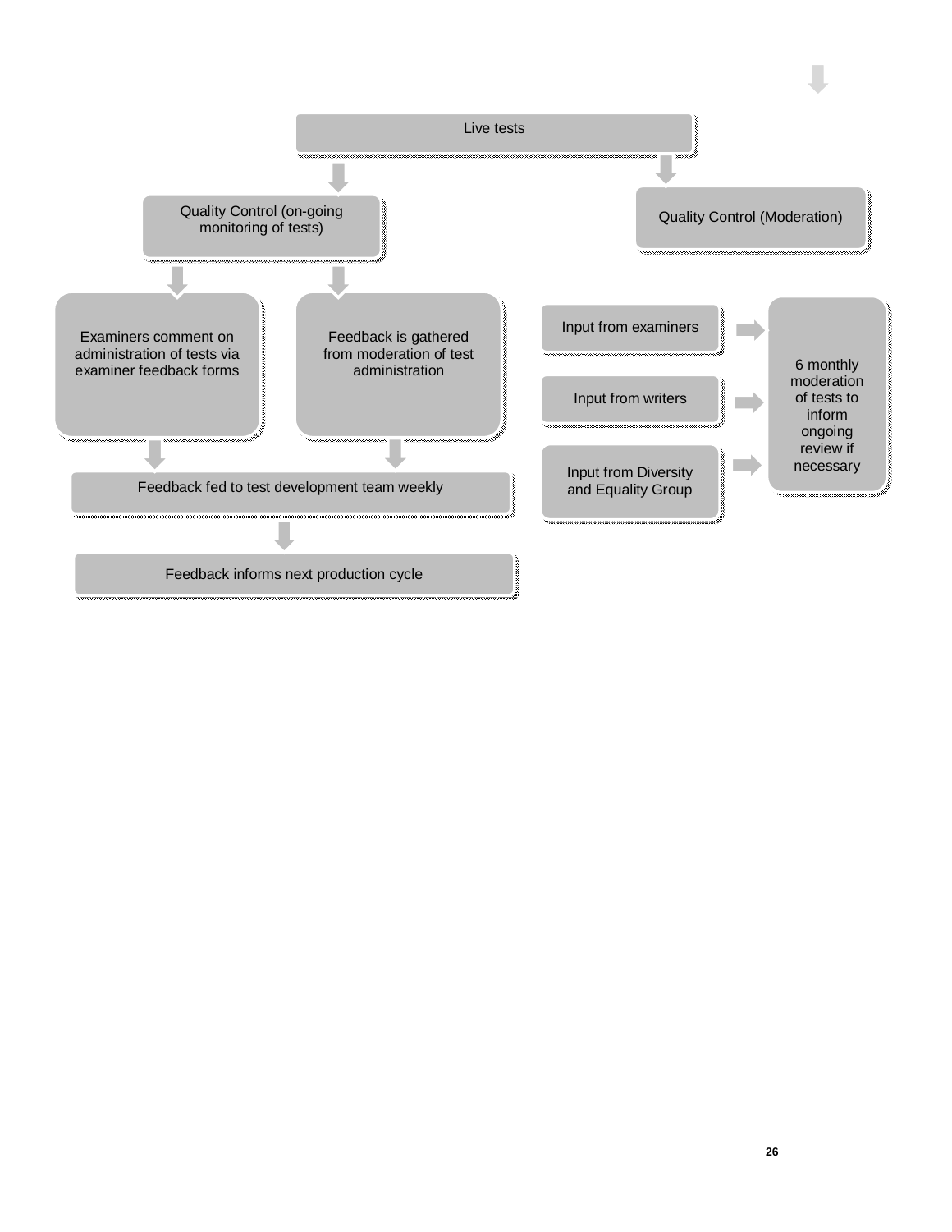Live tests

Quality Control (on-going monitoring of tests)

Examiners comment on administration of tests via examiner feedback forms

Feedback is gathered from moderation of test administration

Feedback fed to test development team weekly

Feedback informs next production cycle

Quality Control (Moderation)

Input from examiners

Input from writers

Input from Diversity and Equality Group

6 monthly moderation of tests to inform ongoing review if necessary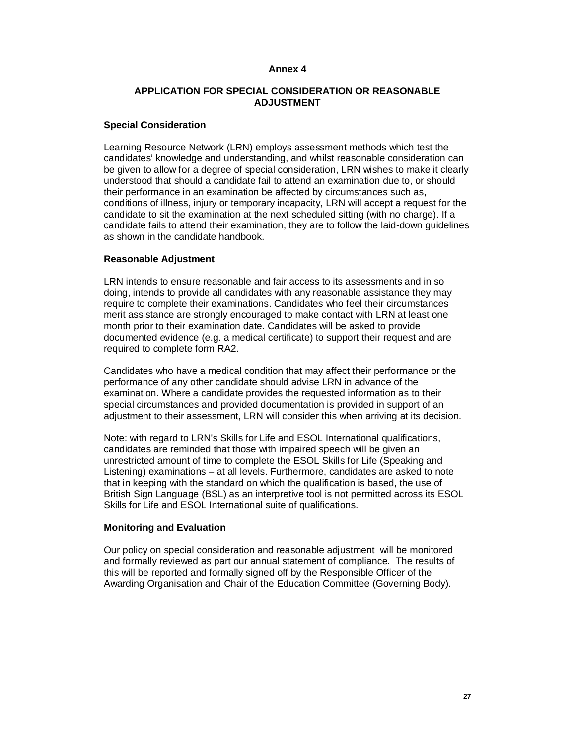**Annex 4**

## APPLICATION FOR SPECIAL CONSIDERATION OR REASONABLE ADJUSTMENT

### Special Consideration

Learning Resource Network (LRN) employs assessment methods which test the candidates' knowledge and understanding, and whilst reasonable consideration can be given to allow for a degree of special consideration, LRN wishes to make it clearly understood that should a candidate fail to attend an examination due to, or should their performance in an examination be affected by circumstances such as, conditions of illness, injury or temporary incapacity, LRN will accept a request for the candidate to sit the examination at the next scheduled sitting (with no charge). If a candidate fails to attend their examination, they are to follow the laid-down guidelines as shown in the candidate handbook.

### Reasonable Adjustment

LRN intends to ensure reasonable and fair access to its assessments and in so doing, intends to provide all candidates with any reasonable assistance they may require to complete their examinations. Candidates who feel their circumstances merit assistance are strongly encouraged to make contact with LRN at least one month prior to their examination date. Candidates will be asked to provide documented evidence (e.g. a medical certificate) to support their request and are required to complete form RA2.

Candidates who have a medical condition that may affect their performance or the performance of any other candidate should advise LRN in advance of the examination. Where a candidate provides the requested information as to their special circumstances and provided documentation is provided in support of an adjustment to their assessment, LRN will consider this when arriving at its decision.

Note: with regard to LRN's Skills for Life and ESOL International qualifications, candidates are reminded that those with impaired speech will be given an unrestricted amount of time to complete the ESOL Skills for Life (Speaking and Listening) examinations – at all levels. Furthermore, candidates are asked to note that in keeping with the standard on which the qualification is based, the use of British Sign Language (BSL) as an interpretive tool is not permitted across its ESOL Skills for Life and ESOL International suite of qualifications.

### Monitoring and Evaluation

Our policy on special consideration and reasonable adjustment will be monitored and formally reviewed as part our annual statement of compliance. The results of this will be reported and formally signed off by the Responsible Officer of the Awarding Organisation and Chair of the Education Committee (Governing Body).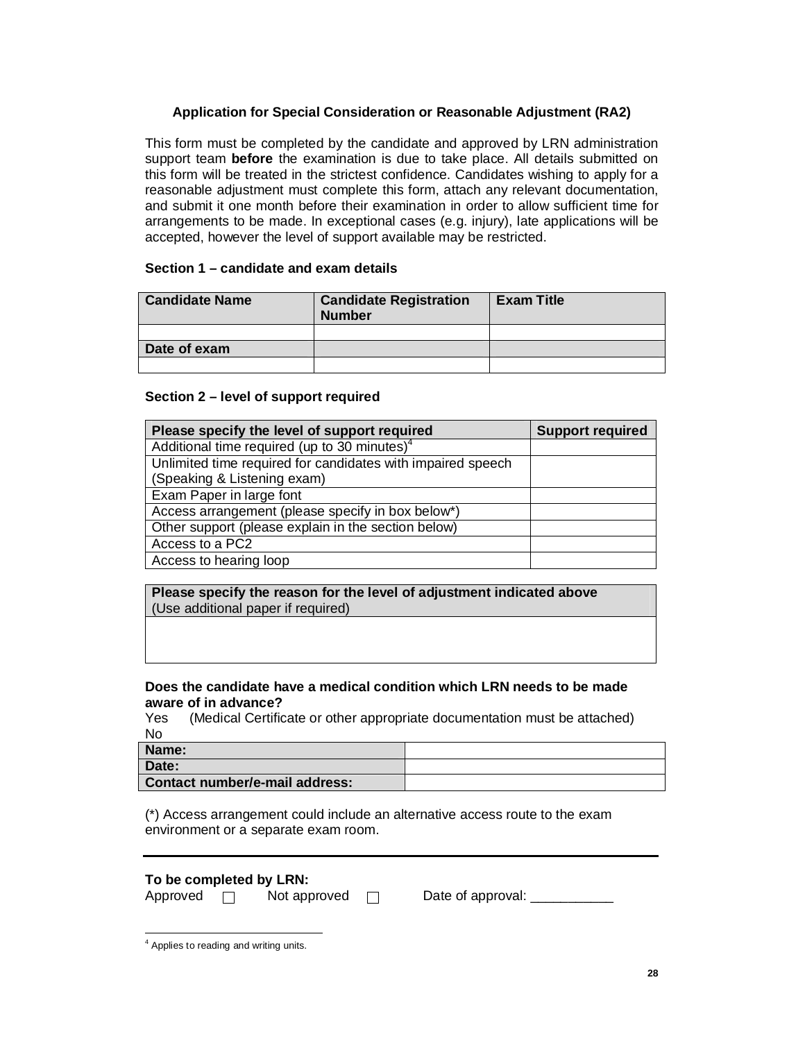## Application for Special Consideration or Reasonable Adjustment (RA2)

This form must be completed by the candidate and approved by LRN administration support team **before** the examination is due to take place. All details submitted on this form will be treated in the strictest confidence. Candidates wishing to apply for a reasonable adjustment must complete this form, attach any relevant documentation, and submit it one month before their examination in order to allow sufficient time for arrangements to be made. In exceptional cases (e.g. injury), late applications will be accepted, however the level of support available may be restricted.

### Section 1 – candidate and exam details

| **Candidate Name** | **Candidate Registration Number** | **Exam Title** |
|---|---|---|
| | | |
| **Date of exam** | | |
| | | |

### Section 2 – level of support required

| **Please specify the level of support required** | **Support required** |
|---|---|
| Additional time required (up to 30 minutes)[4] | |
| Unlimited time required for candidates with impaired speech (Speaking & Listening exam) | |
| Exam Paper in large font | |
| Access arrangement (please specify in box below*) | |
| Other support (please explain in the section below) | |
| Access to a PC2 | |
| Access to hearing loop | |

| **Please specify the reason for the level of adjustment indicated above** (Use additional paper if required) |
|---|
| |

**Does the candidate have a medical condition which LRN needs to be made aware of in advance?**

Yes (Medical Certificate or other appropriate documentation must be attached)

No

| **Name:** | |
|---|---|
| **Date:** | |
| **Contact number/e-mail address:** | |

(*) Access arrangement could include an alternative access route to the exam environment or a separate exam room.

---

**To be completed by LRN:**

Approved ☐ Not approved ☐ Date of approval: ___________

[4] Applies to reading and writing units.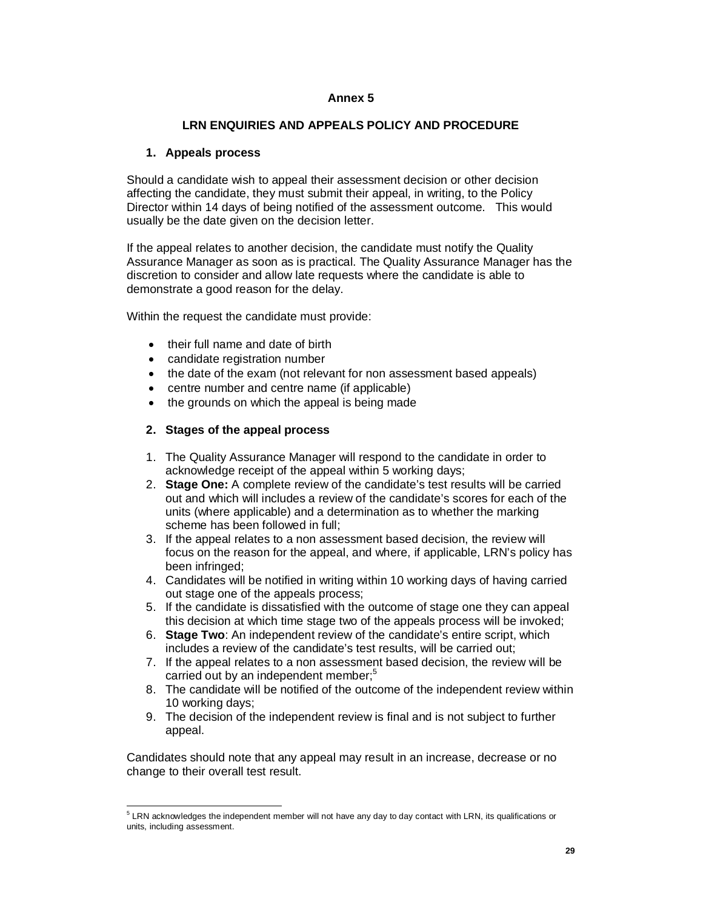# Annex 5

## LRN ENQUIRIES AND APPEALS POLICY AND PROCEDURE

### 1. Appeals process

Should a candidate wish to appeal their assessment decision or other decision affecting the candidate, they must submit their appeal, in writing, to the Policy Director within 14 days of being notified of the assessment outcome. This would usually be the date given on the decision letter.

If the appeal relates to another decision, the candidate must notify the Quality Assurance Manager as soon as is practical. The Quality Assurance Manager has the discretion to consider and allow late requests where the candidate is able to demonstrate a good reason for the delay.

Within the request the candidate must provide:

- their full name and date of birth
- candidate registration number
- the date of the exam (not relevant for non assessment based appeals)
- centre number and centre name (if applicable)
- the grounds on which the appeal is being made

### 2. Stages of the appeal process

1. The Quality Assurance Manager will respond to the candidate in order to acknowledge receipt of the appeal within 5 working days;
2. **Stage One:** A complete review of the candidate's test results will be carried out and which will includes a review of the candidate's scores for each of the units (where applicable) and a determination as to whether the marking scheme has been followed in full;
3. If the appeal relates to a non assessment based decision, the review will focus on the reason for the appeal, and where, if applicable, LRN's policy has been infringed;
4. Candidates will be notified in writing within 10 working days of having carried out stage one of the appeals process;
5. If the candidate is dissatisfied with the outcome of stage one they can appeal this decision at which time stage two of the appeals process will be invoked;
6. **Stage Two**: An independent review of the candidate's entire script, which includes a review of the candidate's test results, will be carried out;
7. If the appeal relates to a non assessment based decision, the review will be carried out by an independent member;[5]
8. The candidate will be notified of the outcome of the independent review within 10 working days;
9. The decision of the independent review is final and is not subject to further appeal.

Candidates should note that any appeal may result in an increase, decrease or no change to their overall test result.

---

[5] LRN acknowledges the independent member will not have any day to day contact with LRN, its qualifications or units, including assessment.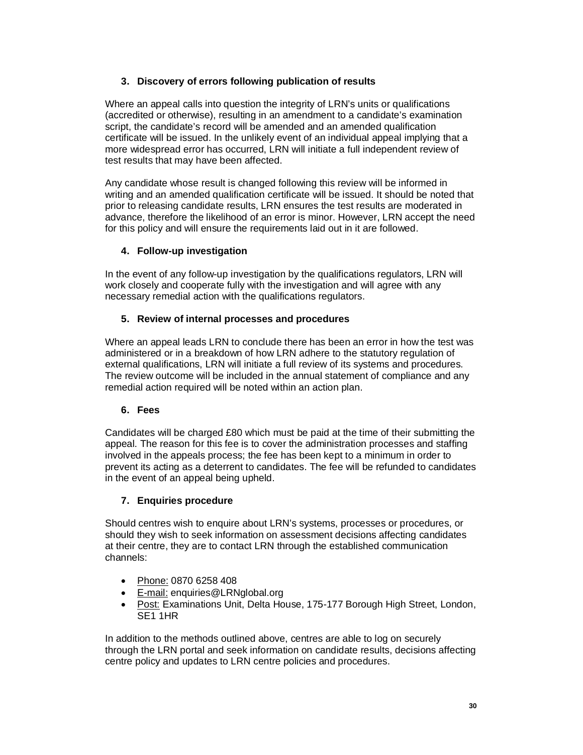### 3. Discovery of errors following publication of results

Where an appeal calls into question the integrity of LRN's units or qualifications (accredited or otherwise), resulting in an amendment to a candidate's examination script, the candidate's record will be amended and an amended qualification certificate will be issued. In the unlikely event of an individual appeal implying that a more widespread error has occurred, LRN will initiate a full independent review of test results that may have been affected.

Any candidate whose result is changed following this review will be informed in writing and an amended qualification certificate will be issued. It should be noted that prior to releasing candidate results, LRN ensures the test results are moderated in advance, therefore the likelihood of an error is minor. However, LRN accept the need for this policy and will ensure the requirements laid out in it are followed.

### 4. Follow-up investigation

In the event of any follow-up investigation by the qualifications regulators, LRN will work closely and cooperate fully with the investigation and will agree with any necessary remedial action with the qualifications regulators.

### 5. Review of internal processes and procedures

Where an appeal leads LRN to conclude there has been an error in how the test was administered or in a breakdown of how LRN adhere to the statutory regulation of external qualifications, LRN will initiate a full review of its systems and procedures. The review outcome will be included in the annual statement of compliance and any remedial action required will be noted within an action plan.

### 6. Fees

Candidates will be charged £80 which must be paid at the time of their submitting the appeal. The reason for this fee is to cover the administration processes and staffing involved in the appeals process; the fee has been kept to a minimum in order to prevent its acting as a deterrent to candidates. The fee will be refunded to candidates in the event of an appeal being upheld.

### 7. Enquiries procedure

Should centres wish to enquire about LRN's systems, processes or procedures, or should they wish to seek information on assessment decisions affecting candidates at their centre, they are to contact LRN through the established communication channels:

- Phone: 0870 6258 408
- E-mail: enquiries@LRNglobal.org
- Post: Examinations Unit, Delta House, 175-177 Borough High Street, London, SE1 1HR

In addition to the methods outlined above, centres are able to log on securely through the LRN portal and seek information on candidate results, decisions affecting centre policy and updates to LRN centre policies and procedures.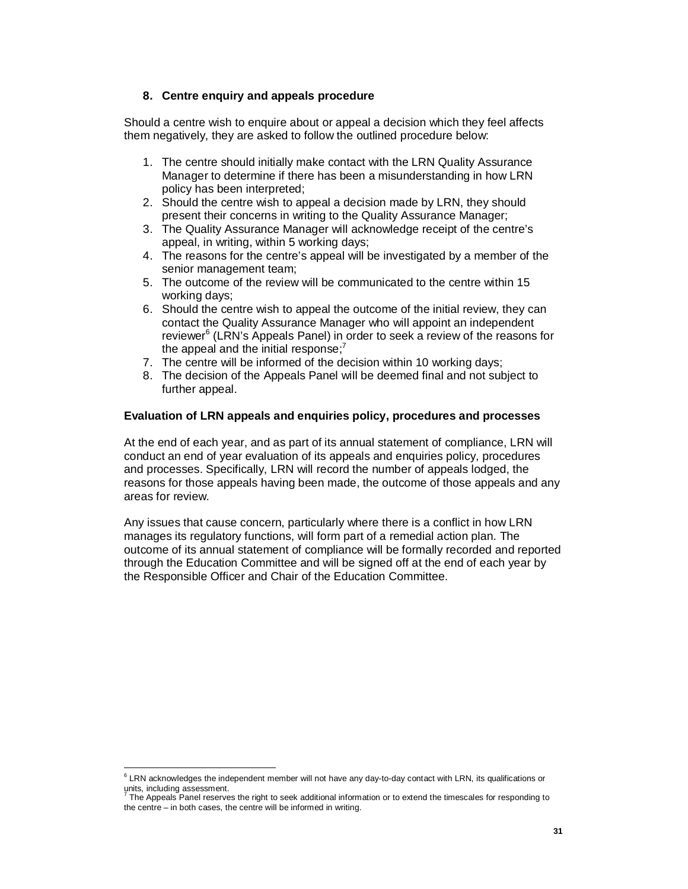## 8. Centre enquiry and appeals procedure

Should a centre wish to enquire about or appeal a decision which they feel affects them negatively, they are asked to follow the outlined procedure below:

1. The centre should initially make contact with the LRN Quality Assurance Manager to determine if there has been a misunderstanding in how LRN policy has been interpreted;
2. Should the centre wish to appeal a decision made by LRN, they should present their concerns in writing to the Quality Assurance Manager;
3. The Quality Assurance Manager will acknowledge receipt of the centre's appeal, in writing, within 5 working days;
4. The reasons for the centre's appeal will be investigated by a member of the senior management team;
5. The outcome of the review will be communicated to the centre within 15 working days;
6. Should the centre wish to appeal the outcome of the initial review, they can contact the Quality Assurance Manager who will appoint an independent reviewer[6] (LRN's Appeals Panel) in order to seek a review of the reasons for the appeal and the initial response;[7]
7. The centre will be informed of the decision within 10 working days;
8. The decision of the Appeals Panel will be deemed final and not subject to further appeal.

### Evaluation of LRN appeals and enquiries policy, procedures and processes

At the end of each year, and as part of its annual statement of compliance, LRN will conduct an end of year evaluation of its appeals and enquiries policy, procedures and processes. Specifically, LRN will record the number of appeals lodged, the reasons for those appeals having been made, the outcome of those appeals and any areas for review.

Any issues that cause concern, particularly where there is a conflict in how LRN manages its regulatory functions, will form part of a remedial action plan. The outcome of its annual statement of compliance will be formally recorded and reported through the Education Committee and will be signed off at the end of each year by the Responsible Officer and Chair of the Education Committee.

---

[6] LRN acknowledges the independent member will not have any day-to-day contact with LRN, its qualifications or units, including assessment.

[7] The Appeals Panel reserves the right to seek additional information or to extend the timescales for responding to the centre – in both cases, the centre will be informed in writing.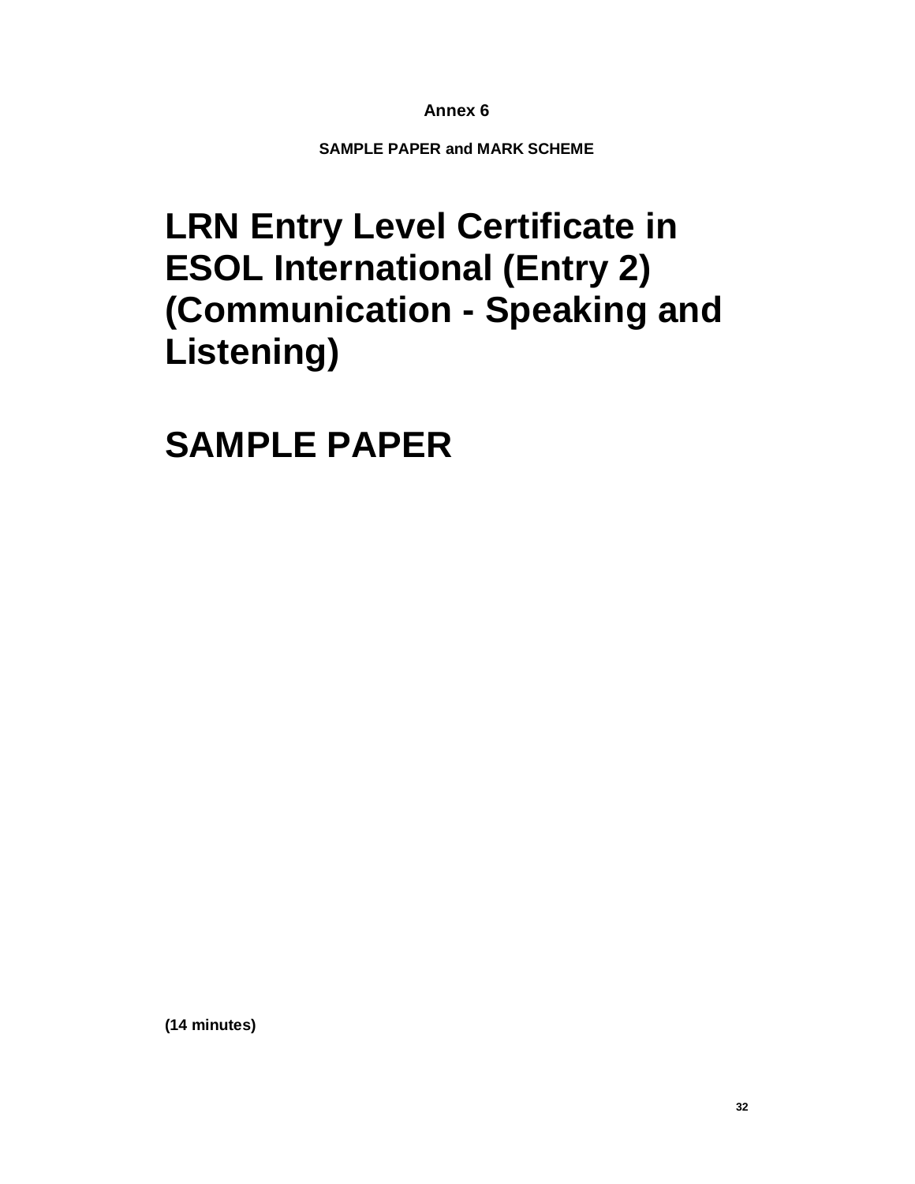**Annex 6**

**SAMPLE PAPER and MARK SCHEME**

# LRN Entry Level Certificate in ESOL International (Entry 2) (Communication - Speaking and Listening)

# SAMPLE PAPER

**(14 minutes)**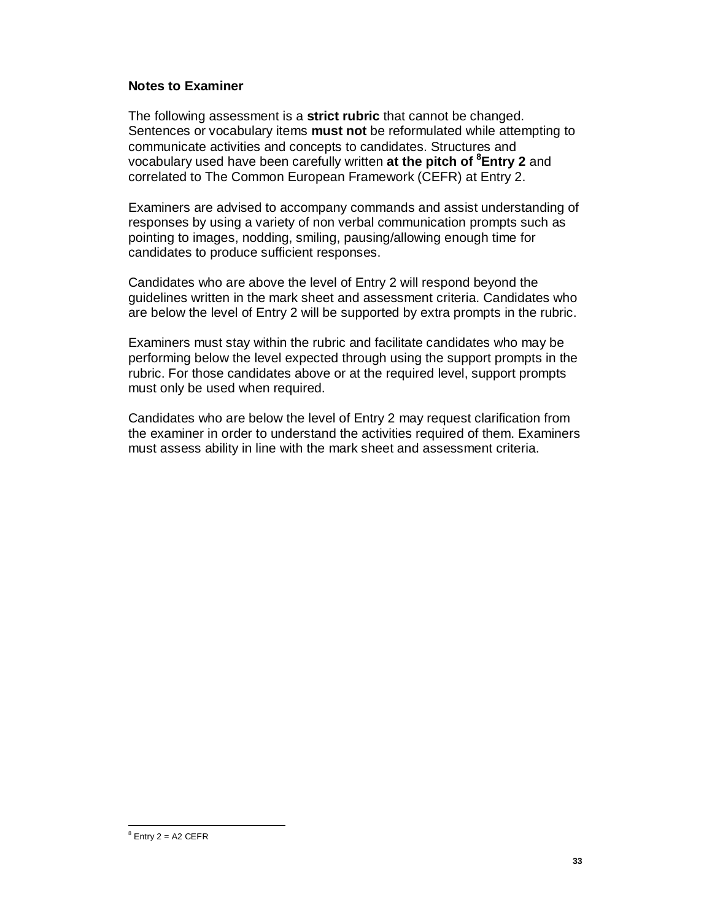**Notes to Examiner**

The following assessment is a **strict rubric** that cannot be changed. Sentences or vocabulary items **must not** be reformulated while attempting to communicate activities and concepts to candidates. Structures and vocabulary used have been carefully written **at the pitch of [8]Entry 2** and correlated to The Common European Framework (CEFR) at Entry 2.

Examiners are advised to accompany commands and assist understanding of responses by using a variety of non verbal communication prompts such as pointing to images, nodding, smiling, pausing/allowing enough time for candidates to produce sufficient responses.

Candidates who are above the level of Entry 2 will respond beyond the guidelines written in the mark sheet and assessment criteria. Candidates who are below the level of Entry 2 will be supported by extra prompts in the rubric.

Examiners must stay within the rubric and facilitate candidates who may be performing below the level expected through using the support prompts in the rubric. For those candidates above or at the required level, support prompts must only be used when required.

Candidates who are below the level of Entry 2 may request clarification from the examiner in order to understand the activities required of them. Examiners must assess ability in line with the mark sheet and assessment criteria.

---

[8] Entry 2 = A2 CEFR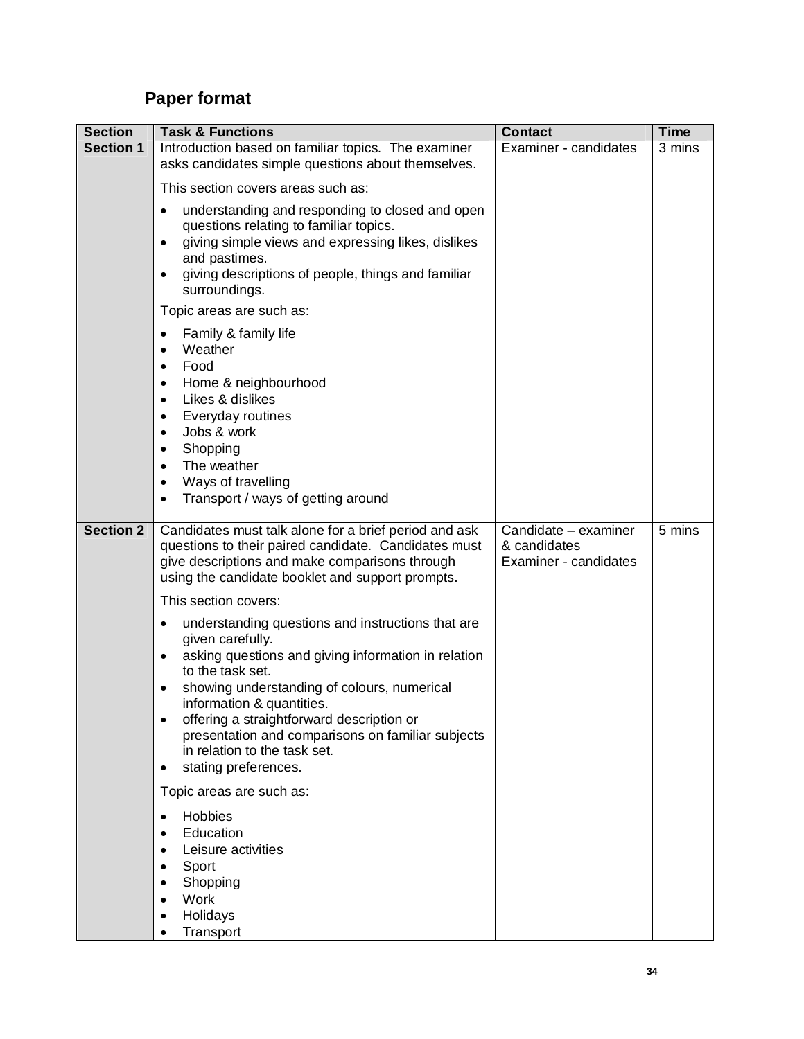## Paper format

| Section | Task & Functions | Contact | Time |
|---|---|---|---|
| **Section 1** | Introduction based on familiar topics. The examiner asks candidates simple questions about themselves.<br><br>This section covers areas such as:<br>• understanding and responding to closed and open questions relating to familiar topics.<br>• giving simple views and expressing likes, dislikes and pastimes.<br>• giving descriptions of people, things and familiar surroundings.<br><br>Topic areas are such as:<br>• Family & family life<br>• Weather<br>• Food<br>• Home & neighbourhood<br>• Likes & dislikes<br>• Everyday routines<br>• Jobs & work<br>• Shopping<br>• The weather<br>• Ways of travelling<br>• Transport / ways of getting around | Examiner - candidates | 3 mins |
| **Section 2** | Candidates must talk alone for a brief period and ask questions to their paired candidate. Candidates must give descriptions and make comparisons through using the candidate booklet and support prompts.<br><br>This section covers:<br>• understanding questions and instructions that are given carefully.<br>• asking questions and giving information in relation to the task set.<br>• showing understanding of colours, numerical information & quantities.<br>• offering a straightforward description or presentation and comparisons on familiar subjects in relation to the task set.<br>• stating preferences.<br><br>Topic areas are such as:<br>• Hobbies<br>• Education<br>• Leisure activities<br>• Sport<br>• Shopping<br>• Work<br>• Holidays<br>• Transport | Candidate – examiner & candidates<br>Examiner - candidates | 5 mins |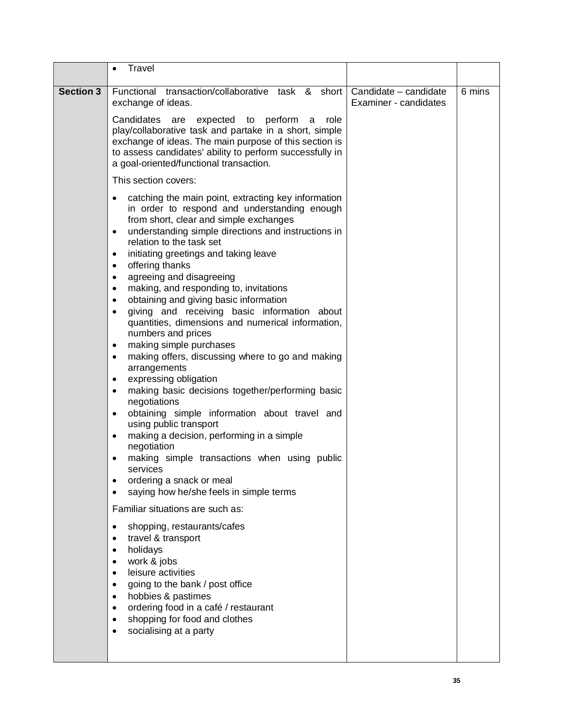| | | | |
|---|---|---|---|
| | • Travel | | |
| **Section 3** | Functional transaction/collaborative task & short exchange of ideas.<br><br>Candidates are expected to perform a role play/collaborative task and partake in a short, simple exchange of ideas. The main purpose of this section is to assess candidates' ability to perform successfully in a goal-oriented/functional transaction.<br><br>This section covers:<br><br>• catching the main point, extracting key information in order to respond and understanding enough from short, clear and simple exchanges<br>• understanding simple directions and instructions in relation to the task set<br>• initiating greetings and taking leave<br>• offering thanks<br>• agreeing and disagreeing<br>• making, and responding to, invitations<br>• obtaining and giving basic information<br>• giving and receiving basic information about quantities, dimensions and numerical information, numbers and prices<br>• making simple purchases<br>• making offers, discussing where to go and making arrangements<br>• expressing obligation<br>• making basic decisions together/performing basic negotiations<br>• obtaining simple information about travel and using public transport<br>• making a decision, performing in a simple negotiation<br>• making simple transactions when using public services<br>• ordering a snack or meal<br>• saying how he/she feels in simple terms<br><br>Familiar situations are such as:<br><br>• shopping, restaurants/cafes<br>• travel & transport<br>• holidays<br>• work & jobs<br>• leisure activities<br>• going to the bank / post office<br>• hobbies & pastimes<br>• ordering food in a café / restaurant<br>• shopping for food and clothes<br>• socialising at a party | Candidate – candidate<br>Examiner - candidates | 6 mins |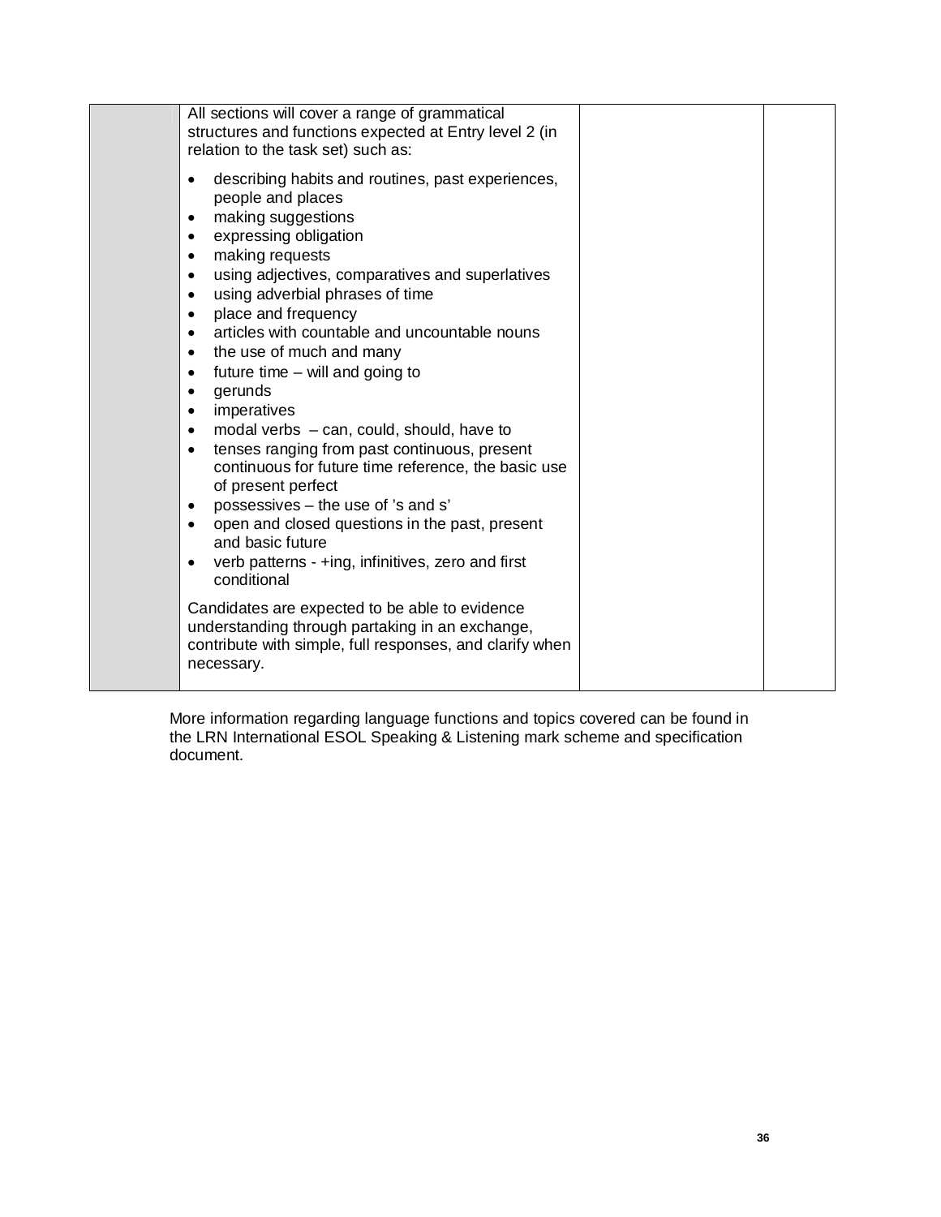| | | | |
|---|---|---|---|
| | All sections will cover a range of grammatical structures and functions expected at Entry level 2 (in relation to the task set) such as:<br><br>• describing habits and routines, past experiences, people and places<br>• making suggestions<br>• expressing obligation<br>• making requests<br>• using adjectives, comparatives and superlatives<br>• using adverbial phrases of time<br>• place and frequency<br>• articles with countable and uncountable nouns<br>• the use of much and many<br>• future time – will and going to<br>• gerunds<br>• imperatives<br>• modal verbs – can, could, should, have to<br>• tenses ranging from past continuous, present continuous for future time reference, the basic use of present perfect<br>• possessives – the use of 's and s'<br>• open and closed questions in the past, present and basic future<br>• verb patterns - +ing, infinitives, zero and first conditional<br><br>Candidates are expected to be able to evidence understanding through partaking in an exchange, contribute with simple, full responses, and clarify when necessary. | | |

More information regarding language functions and topics covered can be found in the LRN International ESOL Speaking & Listening mark scheme and specification document.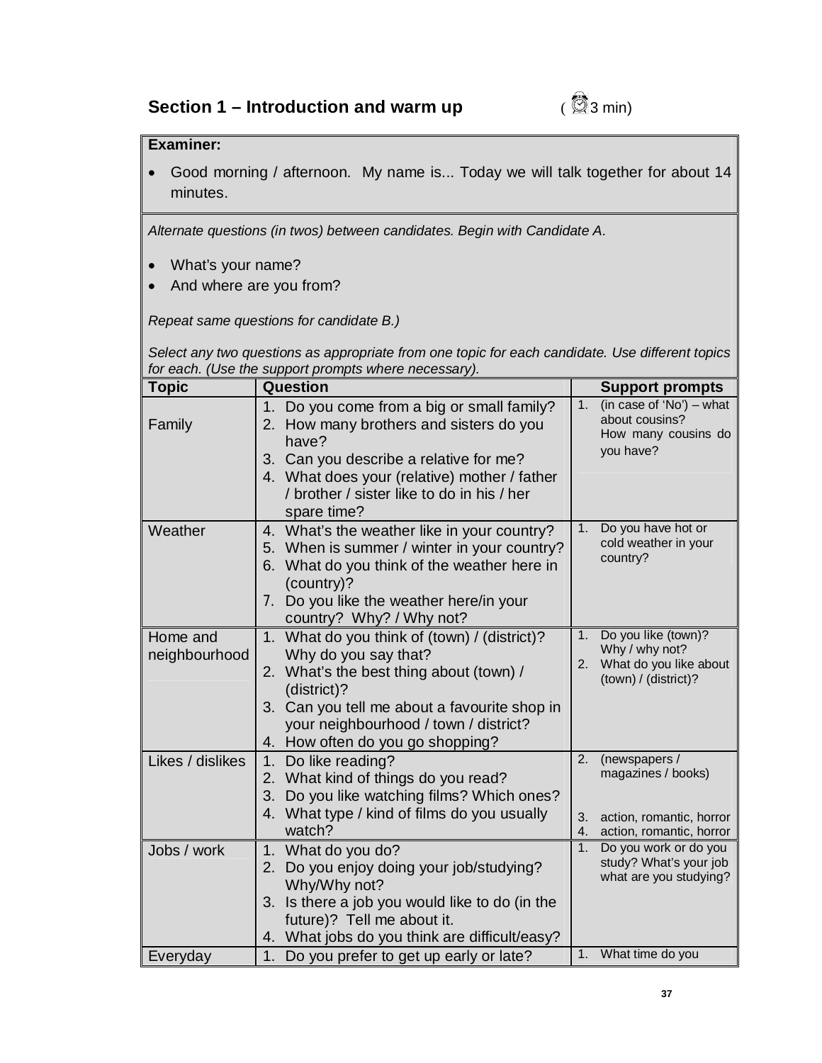## Section 1 – Introduction and warm up (3 min)

**Examiner:**

- Good morning / afternoon. My name is... Today we will talk together for about 14 minutes.

*Alternate questions (in twos) between candidates. Begin with Candidate A.*

- What's your name?
- And where are you from?

*Repeat same questions for candidate B.)*

*Select any two questions as appropriate from one topic for each candidate. Use different topics for each. (Use the support prompts where necessary).*

| Topic | Question | Support prompts |
|---|---|---|
| Family | 1. Do you come from a big or small family?<br>2. How many brothers and sisters do you have?<br>3. Can you describe a relative for me?<br>4. What does your (relative) mother / father / brother / sister like to do in his / her spare time? | 1. (in case of 'No') – what about cousins? How many cousins do you have? |
| Weather | 4. What's the weather like in your country?<br>5. When is summer / winter in your country?<br>6. What do you think of the weather here in (country)?<br>7. Do you like the weather here/in your country? Why? / Why not? | 1. Do you have hot or cold weather in your country? |
| Home and neighbourhood | 1. What do you think of (town) / (district)? Why do you say that?<br>2. What's the best thing about (town) / (district)?<br>3. Can you tell me about a favourite shop in your neighbourhood / town / district?<br>4. How often do you go shopping? | 1. Do you like (town)? Why / why not?<br>2. What do you like about (town) / (district)? |
| Likes / dislikes | 1. Do like reading?<br>2. What kind of things do you read?<br>3. Do you like watching films? Which ones?<br>4. What type / kind of films do you usually watch? | 2. (newspapers / magazines / books)<br>3. action, romantic, horror<br>4. action, romantic, horror |
| Jobs / work | 1. What do you do?<br>2. Do you enjoy doing your job/studying? Why/Why not?<br>3. Is there a job you would like to do (in the future)? Tell me about it.<br>4. What jobs do you think are difficult/easy? | 1. Do you work or do you study? What's your job what are you studying? |
| Everyday | 1. Do you prefer to get up early or late? | 1. What time do you |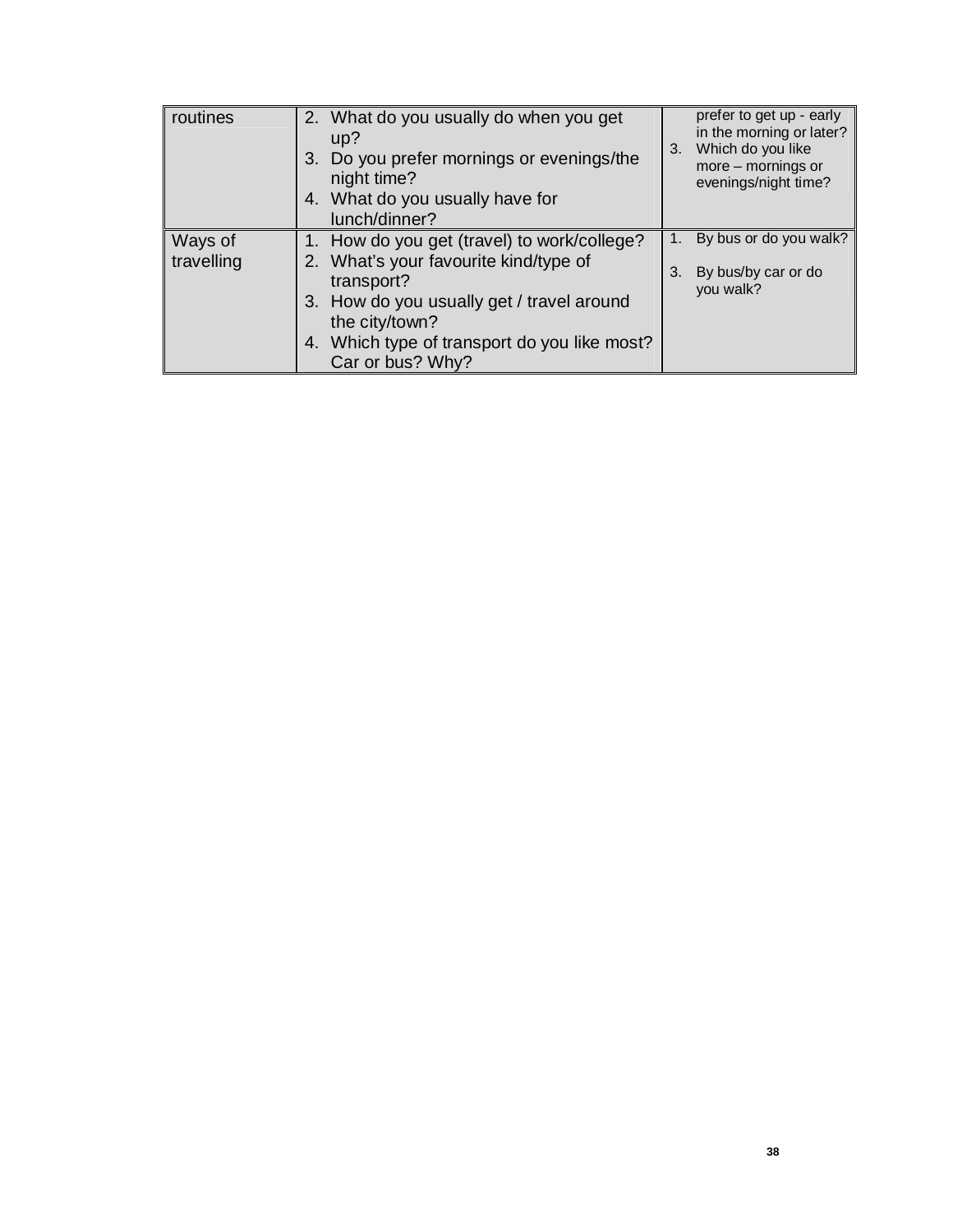| routines | 2. What do you usually do when you get up?<br>3. Do you prefer mornings or evenings/the night time?<br>4. What do you usually have for lunch/dinner? | prefer to get up - early in the morning or later?<br>3. Which do you like more – mornings or evenings/night time? |
|---|---|---|
| Ways of travelling | 1. How do you get (travel) to work/college?<br>2. What's your favourite kind/type of transport?<br>3. How do you usually get / travel around the city/town?<br>4. Which type of transport do you like most? Car or bus? Why? | 1. By bus or do you walk?<br>3. By bus/by car or do you walk? |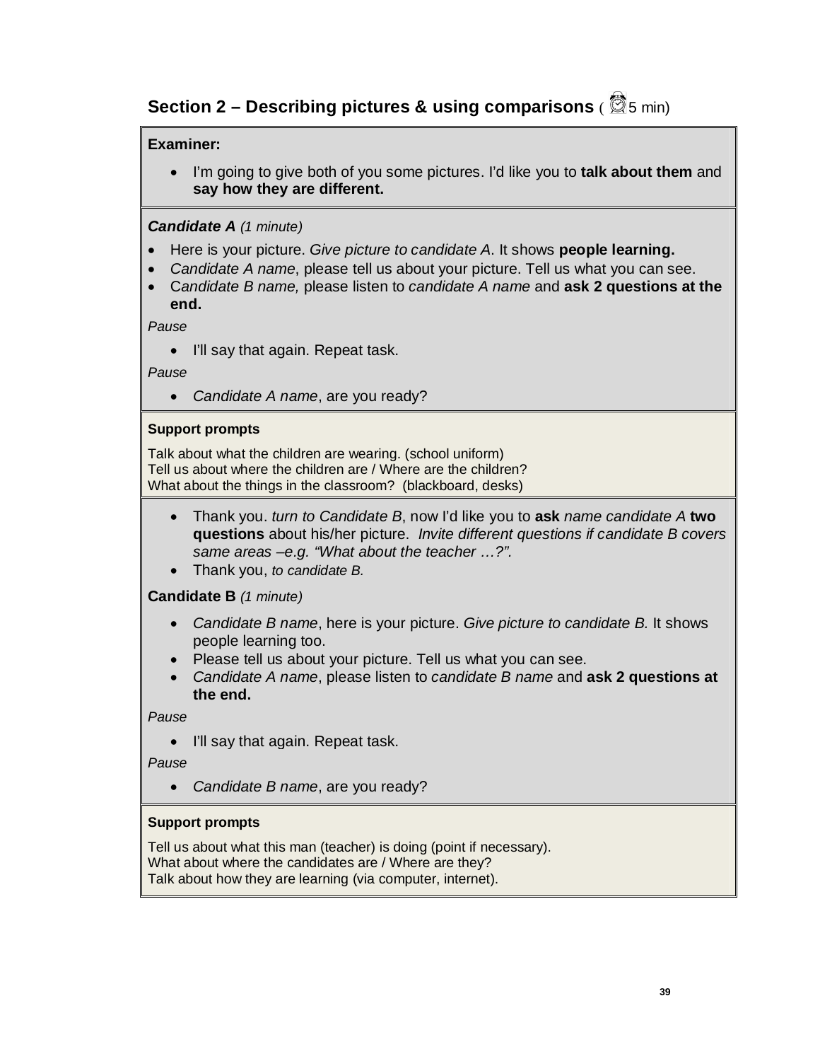## Section 2 – Describing pictures & using comparisons ( 5 min)

**Examiner:**

- I'm going to give both of you some pictures. I'd like you to **talk about them** and **say how they are different.**

***Candidate A*** *(1 minute)*

- Here is your picture. *Give picture to candidate A*. It shows **people learning.**
- *Candidate A name*, please tell us about your picture. Tell us what you can see.
- C*andidate B name,* please listen to *candidate A name* and **ask 2 questions at the end.**

*Pause*

- I'll say that again. Repeat task.

*Pause*

- *Candidate A name*, are you ready?

**Support prompts**

Talk about what the children are wearing. (school uniform)
Tell us about where the children are / Where are the children?
What about the things in the classroom? (blackboard, desks)

- Thank you. *turn to Candidate B*, now I'd like you to **ask** *name candidate A* **two questions** about his/her picture. *Invite different questions if candidate B covers same areas –e.g. "What about the teacher …?".*
- Thank you, *to candidate B.*

**Candidate B** *(1 minute)*

- *Candidate B name*, here is your picture. *Give picture to candidate B.* It shows people learning too.
- Please tell us about your picture. Tell us what you can see.
- *Candidate A name*, please listen to *candidate B name* and **ask 2 questions at the end.**

*Pause*

- I'll say that again. Repeat task.

*Pause*

- *Candidate B name*, are you ready?

**Support prompts**

Tell us about what this man (teacher) is doing (point if necessary).
What about where the candidates are / Where are they?
Talk about how they are learning (via computer, internet).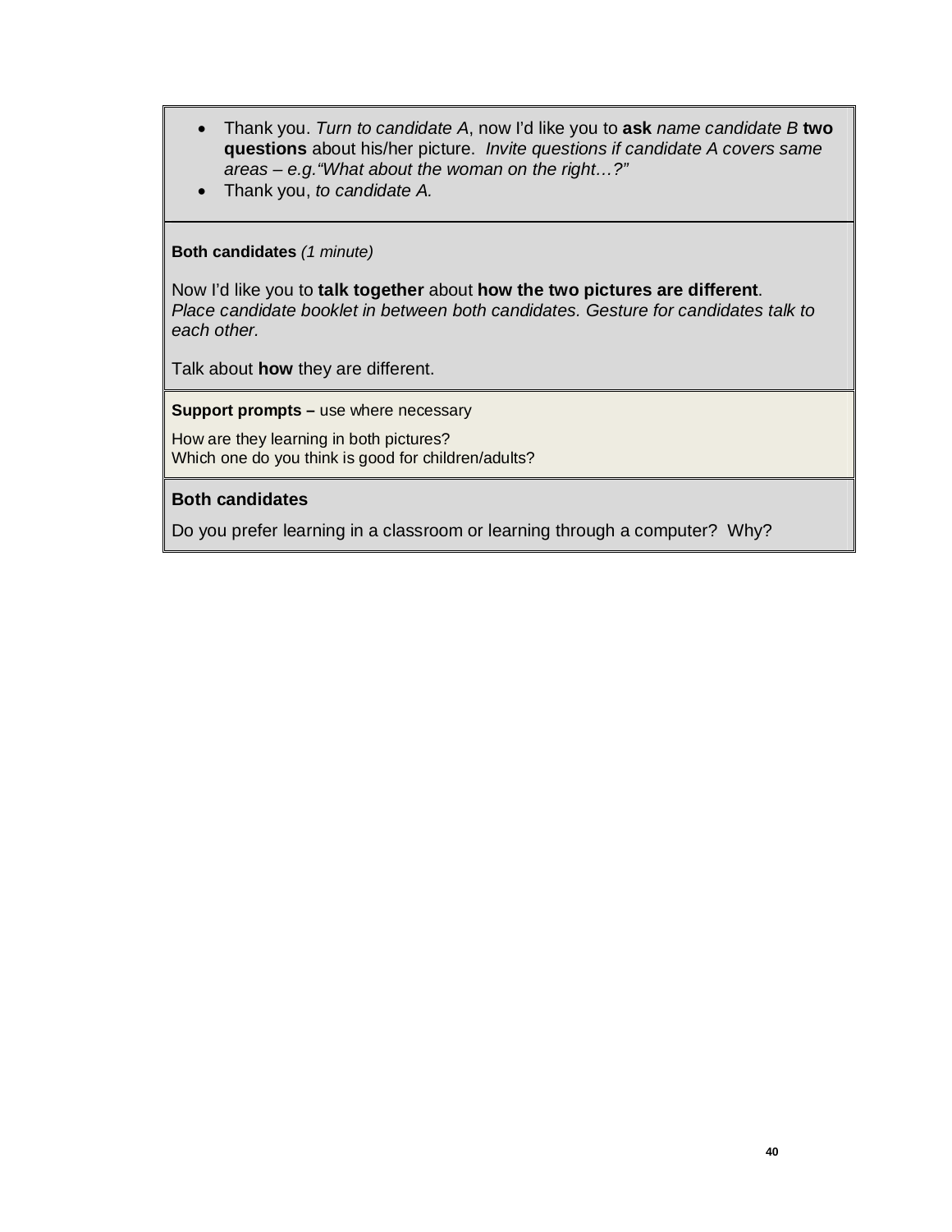- Thank you. *Turn to candidate A*, now I'd like you to **ask** *name candidate B* **two questions** about his/her picture. *Invite questions if candidate A covers same areas – e.g."What about the woman on the right…?"*
- Thank you, *to candidate A.*

**Both candidates** *(1 minute)*

Now I'd like you to **talk together** about **how the two pictures are different**.
*Place candidate booklet in between both candidates. Gesture for candidates talk to each other.*

Talk about **how** they are different.

**Support prompts –** use where necessary

How are they learning in both pictures?
Which one do you think is good for children/adults?

**Both candidates**

Do you prefer learning in a classroom or learning through a computer? Why?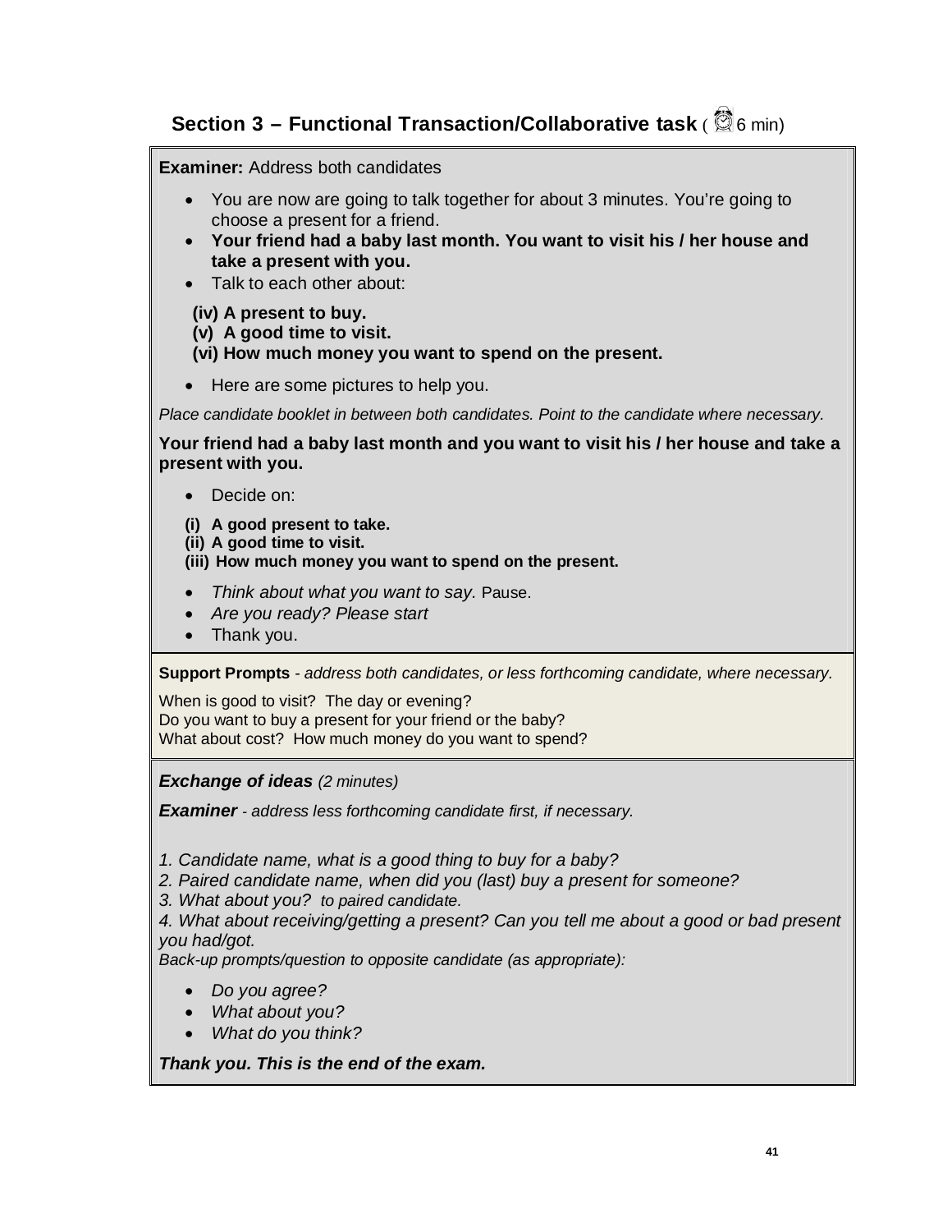## Section 3 – Functional Transaction/Collaborative task ( 6 min)

**Examiner:** Address both candidates

- You are now are going to talk together for about 3 minutes. You're going to choose a present for a friend.
- **Your friend had a baby last month. You want to visit his / her house and take a present with you.**
- Talk to each other about:

**(iv) A present to buy.**
**(v) A good time to visit.**
**(vi) How much money you want to spend on the present.**

- Here are some pictures to help you.

*Place candidate booklet in between both candidates. Point to the candidate where necessary.*

**Your friend had a baby last month and you want to visit his / her house and take a present with you.**

- Decide on:

**(i) A good present to take.**
**(ii) A good time to visit.**
**(iii) How much money you want to spend on the present.**

- *Think about what you want to say.* Pause.
- *Are you ready? Please start*
- Thank you.

**Support Prompts** - *address both candidates, or less forthcoming candidate, where necessary.*

When is good to visit? The day or evening?
Do you want to buy a present for your friend or the baby?
What about cost? How much money do you want to spend?

***Exchange of ideas*** *(2 minutes)*

***Examiner*** *- address less forthcoming candidate first, if necessary.*

*1. Candidate name, what is a good thing to buy for a baby?*
*2. Paired candidate name, when did you (last) buy a present for someone?*
*3. What about you? to paired candidate.*
*4. What about receiving/getting a present? Can you tell me about a good or bad present you had/got.*
*Back-up prompts/question to opposite candidate (as appropriate):*

- *Do you agree?*
- *What about you?*
- *What do you think?*

***Thank you. This is the end of the exam.***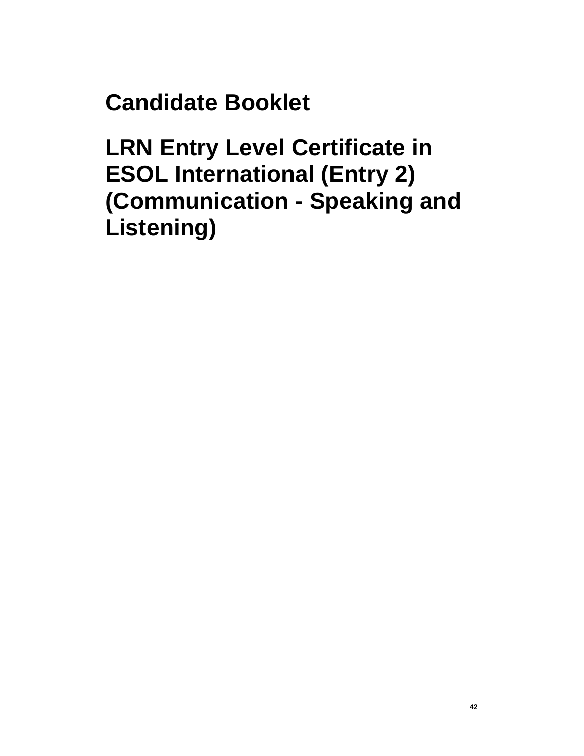# Candidate Booklet

# LRN Entry Level Certificate in ESOL International (Entry 2) (Communication - Speaking and Listening)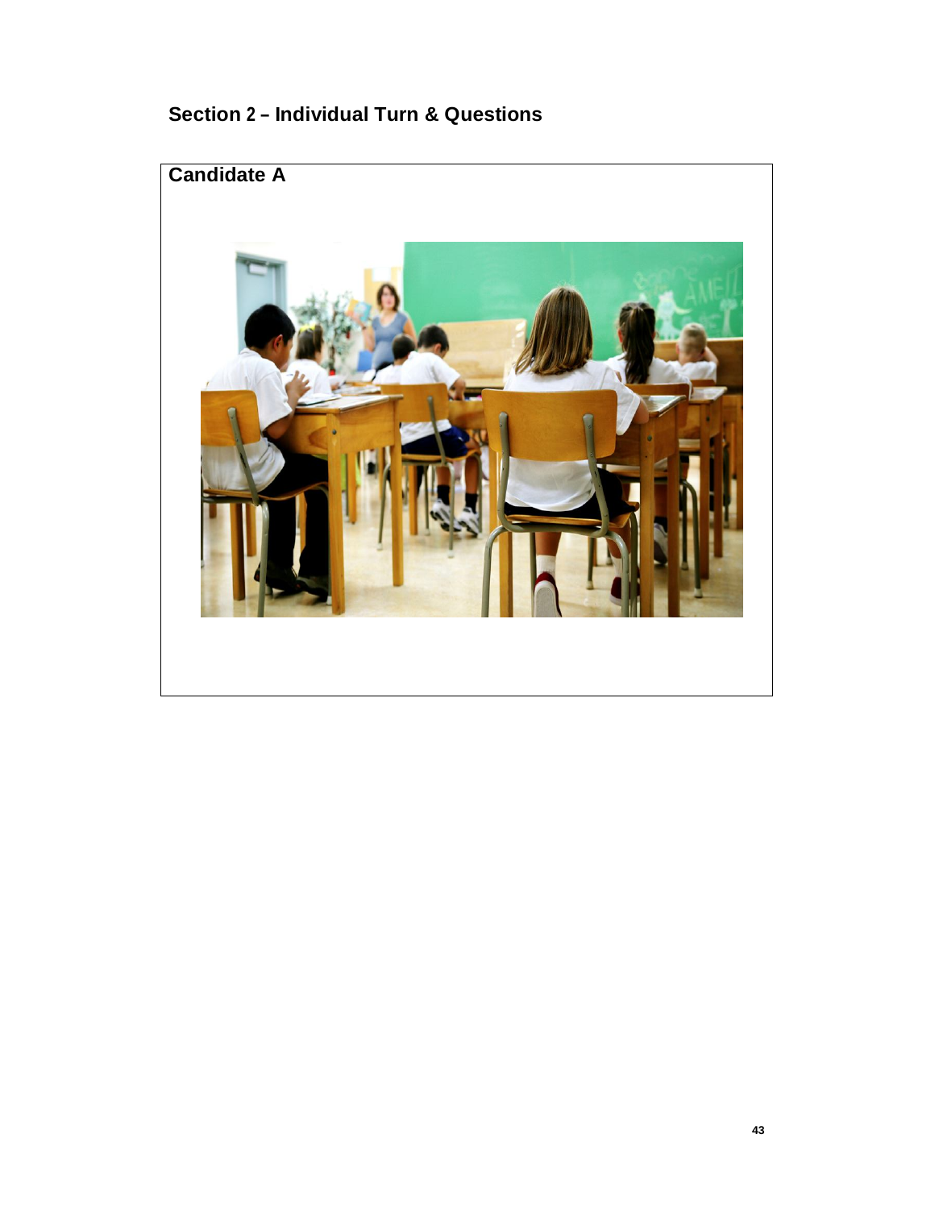## Section 2 – Individual Turn & Questions

**Candidate A**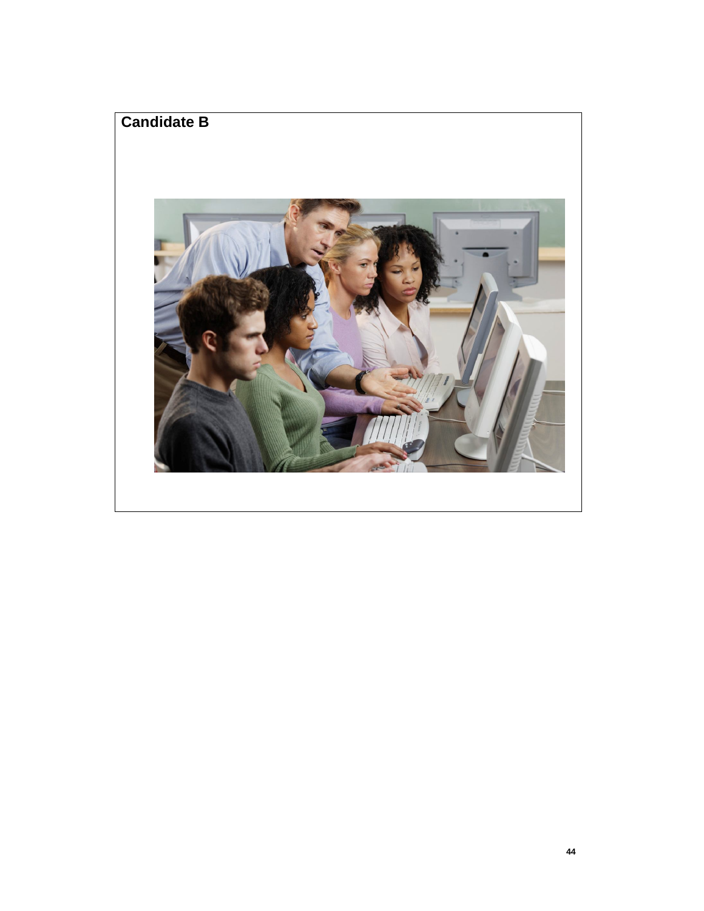**Candidate B**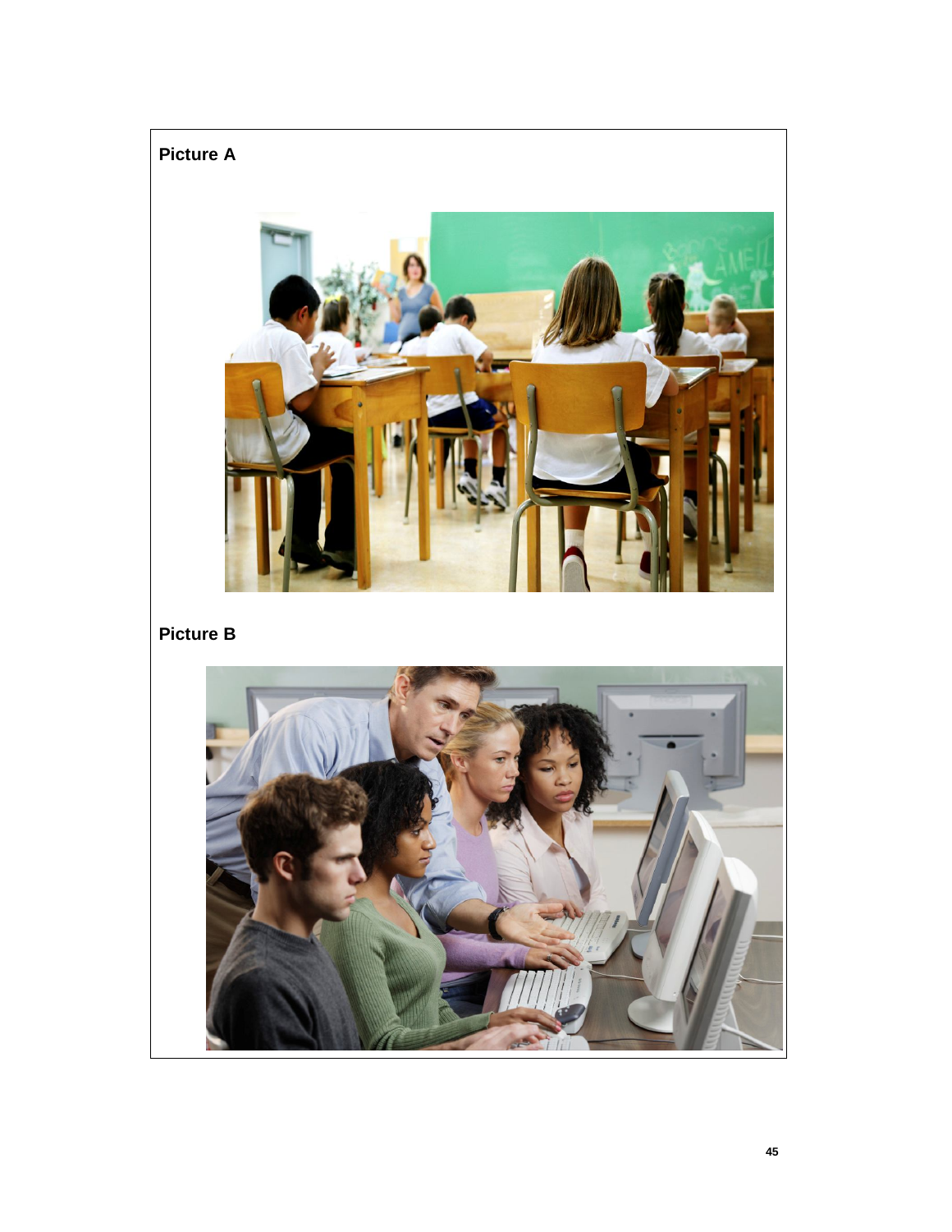**Picture A**

**Picture B**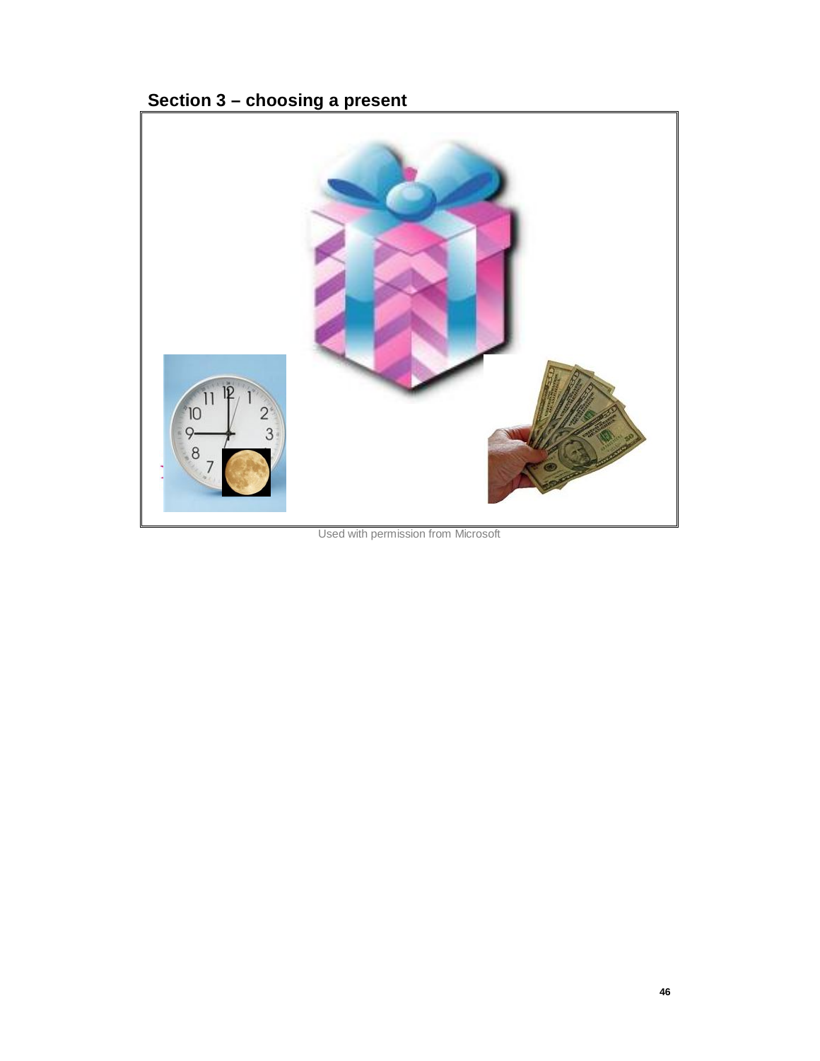## Section 3 – choosing a present

Used with permission from Microsoft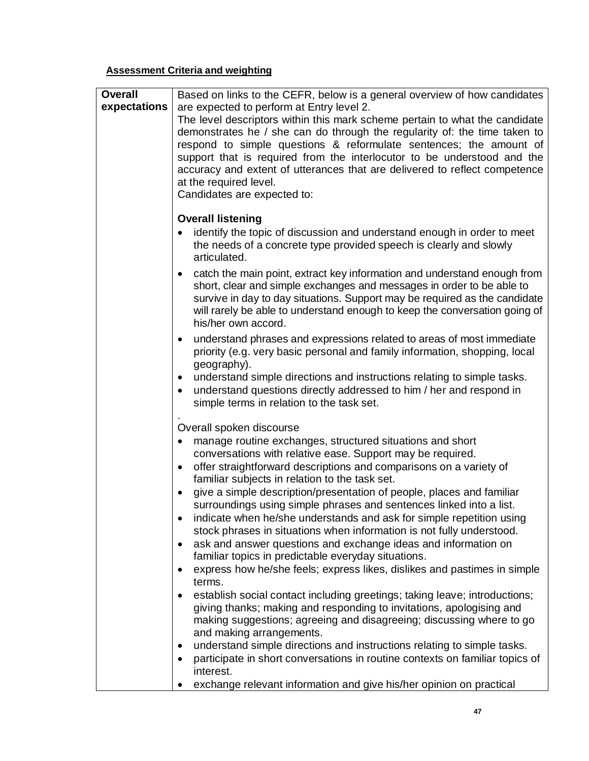**Assessment Criteria and weighting**

| **Overall expectations** | Based on links to the CEFR, below is a general overview of how candidates are expected to perform at Entry level 2.<br>The level descriptors within this mark scheme pertain to what the candidate demonstrates he / she can do through the regularity of: the time taken to respond to simple questions & reformulate sentences; the amount of support that is required from the interlocutor to be understood and the accuracy and extent of utterances that are delivered to reflect competence at the required level.<br>Candidates are expected to:<br><br>**Overall listening**<br>• identify the topic of discussion and understand enough in order to meet the needs of a concrete type provided speech is clearly and slowly articulated.<br>• catch the main point, extract key information and understand enough from short, clear and simple exchanges and messages in order to be able to survive in day to day situations. Support may be required as the candidate will rarely be able to understand enough to keep the conversation going of his/her own accord.<br>• understand phrases and expressions related to areas of most immediate priority (e.g. very basic personal and family information, shopping, local geography).<br>• understand simple directions and instructions relating to simple tasks.<br>• understand questions directly addressed to him / her and respond in simple terms in relation to the task set.<br>.<br>Overall spoken discourse<br>• manage routine exchanges, structured situations and short conversations with relative ease. Support may be required.<br>• offer straightforward descriptions and comparisons on a variety of familiar subjects in relation to the task set.<br>• give a simple description/presentation of people, places and familiar surroundings using simple phrases and sentences linked into a list.<br>• indicate when he/she understands and ask for simple repetition using stock phrases in situations when information is not fully understood.<br>• ask and answer questions and exchange ideas and information on familiar topics in predictable everyday situations.<br>• express how he/she feels; express likes, dislikes and pastimes in simple terms.<br>• establish social contact including greetings; taking leave; introductions; giving thanks; making and responding to invitations, apologising and making suggestions; agreeing and disagreeing; discussing where to go and making arrangements.<br>• understand simple directions and instructions relating to simple tasks.<br>• participate in short conversations in routine contexts on familiar topics of interest.<br>• exchange relevant information and give his/her opinion on practical |
|---|---|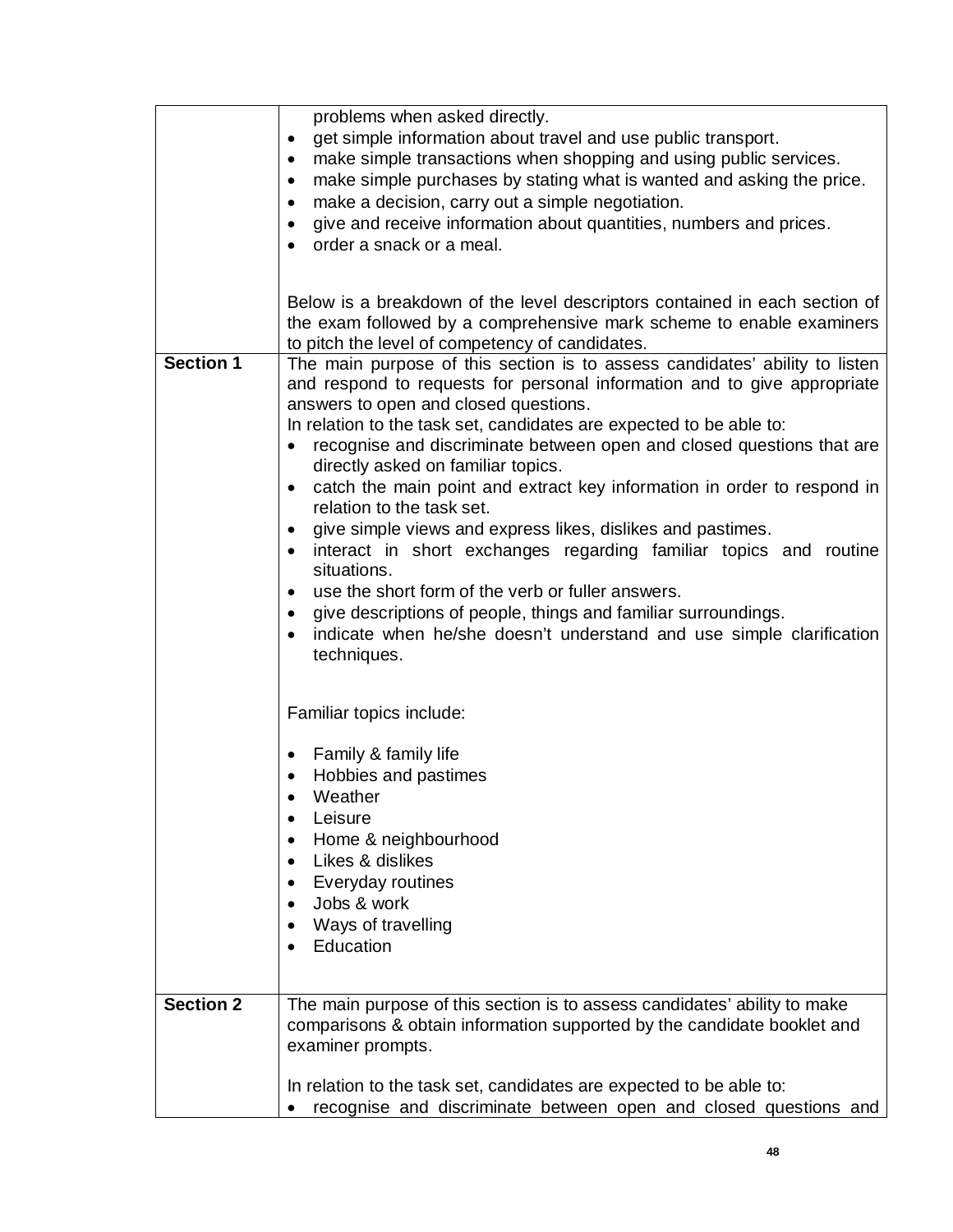| | |
|---|---|
| | problems when asked directly.<br>• get simple information about travel and use public transport.<br>• make simple transactions when shopping and using public services.<br>• make simple purchases by stating what is wanted and asking the price.<br>• make a decision, carry out a simple negotiation.<br>• give and receive information about quantities, numbers and prices.<br>• order a snack or a meal.<br><br>Below is a breakdown of the level descriptors contained in each section of the exam followed by a comprehensive mark scheme to enable examiners to pitch the level of competency of candidates. |
| **Section 1** | The main purpose of this section is to assess candidates' ability to listen and respond to requests for personal information and to give appropriate answers to open and closed questions.<br>In relation to the task set, candidates are expected to be able to:<br>• recognise and discriminate between open and closed questions that are directly asked on familiar topics.<br>• catch the main point and extract key information in order to respond in relation to the task set.<br>• give simple views and express likes, dislikes and pastimes.<br>• interact in short exchanges regarding familiar topics and routine situations.<br>• use the short form of the verb or fuller answers.<br>• give descriptions of people, things and familiar surroundings.<br>• indicate when he/she doesn't understand and use simple clarification techniques.<br><br>Familiar topics include:<br><br>• Family & family life<br>• Hobbies and pastimes<br>• Weather<br>• Leisure<br>• Home & neighbourhood<br>• Likes & dislikes<br>• Everyday routines<br>• Jobs & work<br>• Ways of travelling<br>• Education |
| **Section 2** | The main purpose of this section is to assess candidates' ability to make comparisons & obtain information supported by the candidate booklet and examiner prompts.<br><br>In relation to the task set, candidates are expected to be able to:<br>• recognise and discriminate between open and closed questions and |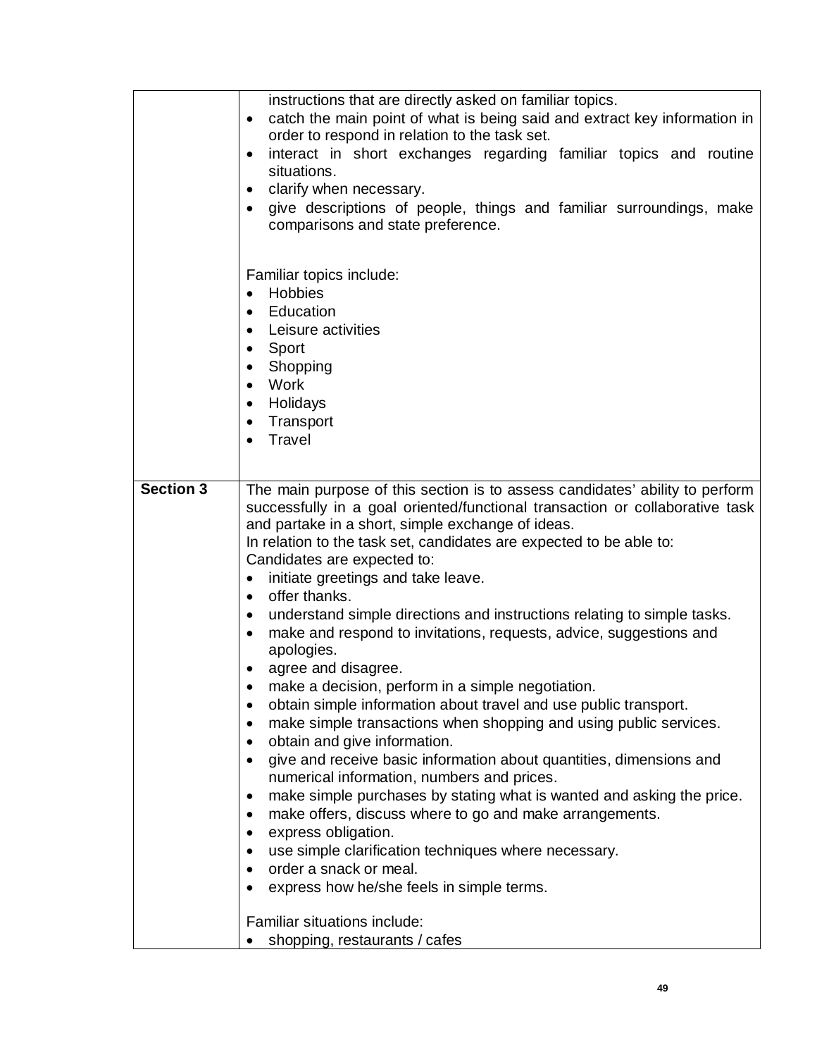| | |
|---|---|
| | instructions that are directly asked on familiar topics.<br>• catch the main point of what is being said and extract key information in order to respond in relation to the task set.<br>• interact in short exchanges regarding familiar topics and routine situations.<br>• clarify when necessary.<br>• give descriptions of people, things and familiar surroundings, make comparisons and state preference.<br><br>Familiar topics include:<br>• Hobbies<br>• Education<br>• Leisure activities<br>• Sport<br>• Shopping<br>• Work<br>• Holidays<br>• Transport<br>• Travel |
| **Section 3** | The main purpose of this section is to assess candidates' ability to perform successfully in a goal oriented/functional transaction or collaborative task and partake in a short, simple exchange of ideas.<br>In relation to the task set, candidates are expected to be able to:<br>Candidates are expected to:<br>• initiate greetings and take leave.<br>• offer thanks.<br>• understand simple directions and instructions relating to simple tasks.<br>• make and respond to invitations, requests, advice, suggestions and apologies.<br>• agree and disagree.<br>• make a decision, perform in a simple negotiation.<br>• obtain simple information about travel and use public transport.<br>• make simple transactions when shopping and using public services.<br>• obtain and give information.<br>• give and receive basic information about quantities, dimensions and numerical information, numbers and prices.<br>• make simple purchases by stating what is wanted and asking the price.<br>• make offers, discuss where to go and make arrangements.<br>• express obligation.<br>• use simple clarification techniques where necessary.<br>• order a snack or meal.<br>• express how he/she feels in simple terms.<br><br>Familiar situations include:<br>• shopping, restaurants / cafes |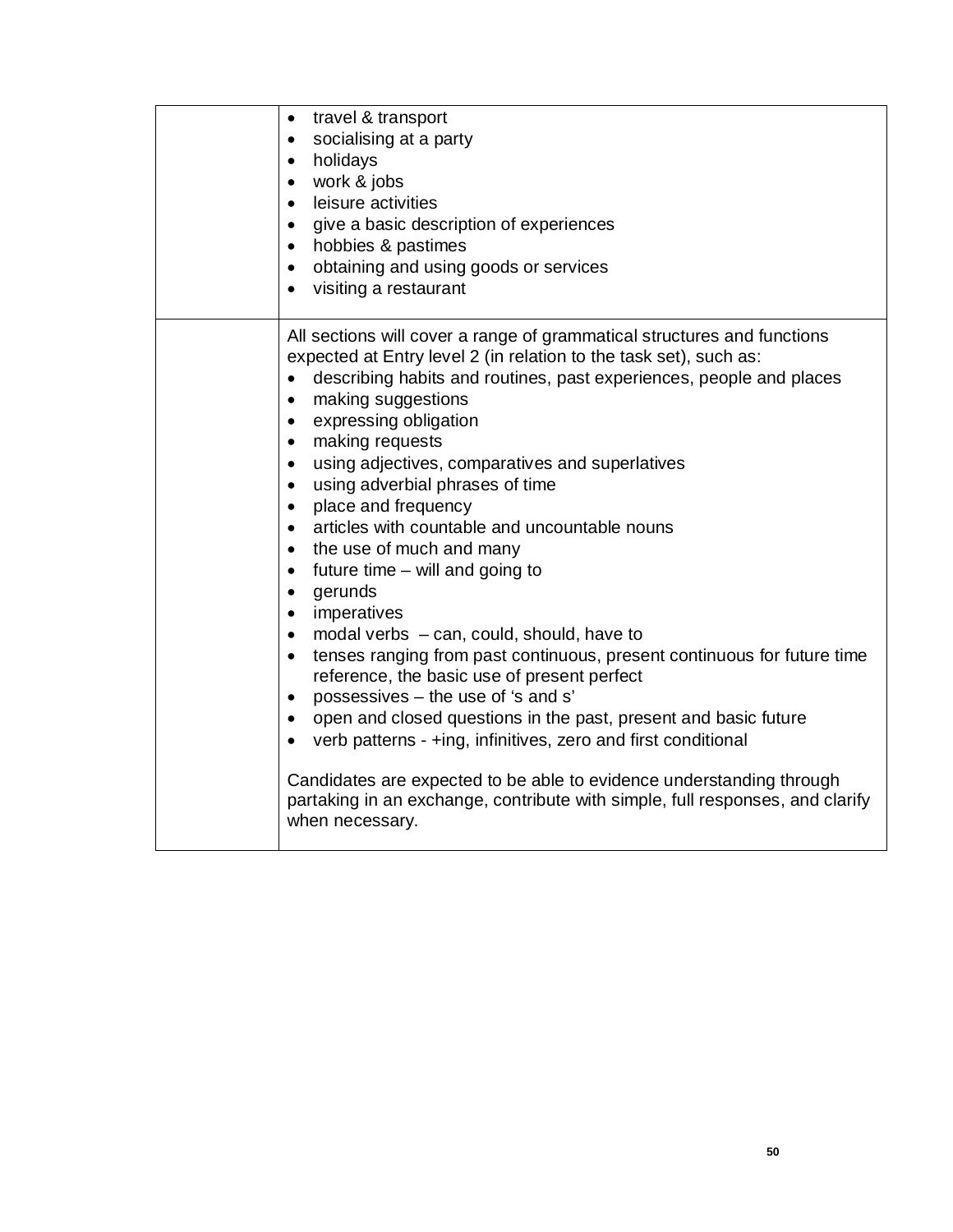| | |
|---|---|
| | • travel & transport<br>• socialising at a party<br>• holidays<br>• work & jobs<br>• leisure activities<br>• give a basic description of experiences<br>• hobbies & pastimes<br>• obtaining and using goods or services<br>• visiting a restaurant |
| | All sections will cover a range of grammatical structures and functions expected at Entry level 2 (in relation to the task set), such as:<br>• describing habits and routines, past experiences, people and places<br>• making suggestions<br>• expressing obligation<br>• making requests<br>• using adjectives, comparatives and superlatives<br>• using adverbial phrases of time<br>• place and frequency<br>• articles with countable and uncountable nouns<br>• the use of much and many<br>• future time – will and going to<br>• gerunds<br>• imperatives<br>• modal verbs – can, could, should, have to<br>• tenses ranging from past continuous, present continuous for future time reference, the basic use of present perfect<br>• possessives – the use of 's and s'<br>• open and closed questions in the past, present and basic future<br>• verb patterns - +ing, infinitives, zero and first conditional<br><br>Candidates are expected to be able to evidence understanding through partaking in an exchange, contribute with simple, full responses, and clarify when necessary. |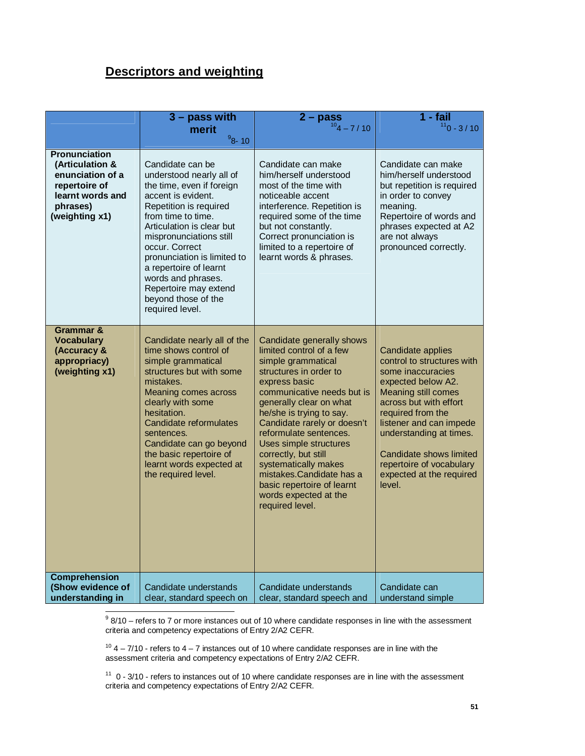## Descriptors and weighting

| | 3 – pass with merit [9]8- 10 | 2 – pass [10]4 – 7 / 10 | 1 - fail [11]0 - 3 / 10 |
|---|---|---|---|
| **Pronunciation (Articulation & enunciation of a repertoire of learnt words and phrases) (weighting x1)** | Candidate can be understood nearly all of the time, even if foreign accent is evident. Repetition is required from time to time. Articulation is clear but mispronunciations still occur. Correct pronunciation is limited to a repertoire of learnt words and phrases. Repertoire may extend beyond those of the required level. | Candidate can make him/herself understood most of the time with noticeable accent interference. Repetition is required some of the time but not constantly. Correct pronunciation is limited to a repertoire of learnt words & phrases. | Candidate can make him/herself understood but repetition is required in order to convey meaning. Repertoire of words and phrases expected at A2 are not always pronounced correctly. |
| **Grammar & Vocabulary (Accuracy & appropriacy) (weighting x1)** | Candidate nearly all of the time shows control of simple grammatical structures but with some mistakes. Meaning comes across clearly with some hesitation. Candidate reformulates sentences. Candidate can go beyond the basic repertoire of learnt words expected at the required level. | Candidate generally shows limited control of a few simple grammatical structures in order to express basic communicative needs but is generally clear on what he/she is trying to say. Candidate rarely or doesn't reformulate sentences. Uses simple structures correctly, but still systematically makes mistakes.Candidate has a basic repertoire of learnt words expected at the required level. | Candidate applies control to structures with some inaccuracies expected below A2. Meaning still comes across but with effort required from the listener and can impede understanding at times. Candidate shows limited repertoire of vocabulary expected at the required level. |
| **Comprehension (Show evidence of understanding in** | Candidate understands clear, standard speech on | Candidate understands clear, standard speech and | Candidate can understand simple |

[9] 8/10 – refers to 7 or more instances out of 10 where candidate responses in line with the assessment criteria and competency expectations of Entry 2/A2 CEFR.

[10] 4 – 7/10 - refers to 4 – 7 instances out of 10 where candidate responses are in line with the assessment criteria and competency expectations of Entry 2/A2 CEFR.

[11] 0 - 3/10 - refers to instances out of 10 where candidate responses are in line with the assessment criteria and competency expectations of Entry 2/A2 CEFR.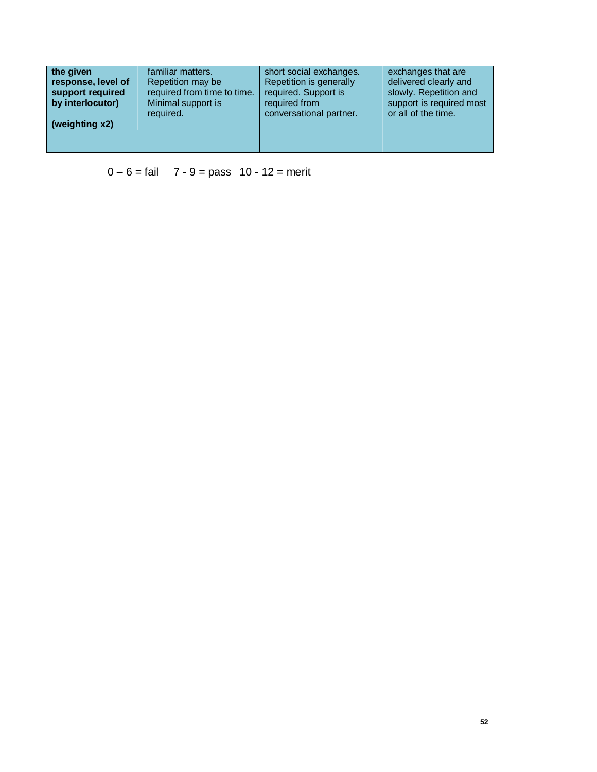| the given response, level of support required by interlocutor) (weighting x2) | familiar matters. Repetition may be required from time to time. Minimal support is required. | short social exchanges. Repetition is generally required. Support is required from conversational partner. | exchanges that are delivered clearly and slowly. Repetition and support is required most or all of the time. |
|---|---|---|---|

0 – 6 = fail   7 - 9 = pass   10 - 12 = merit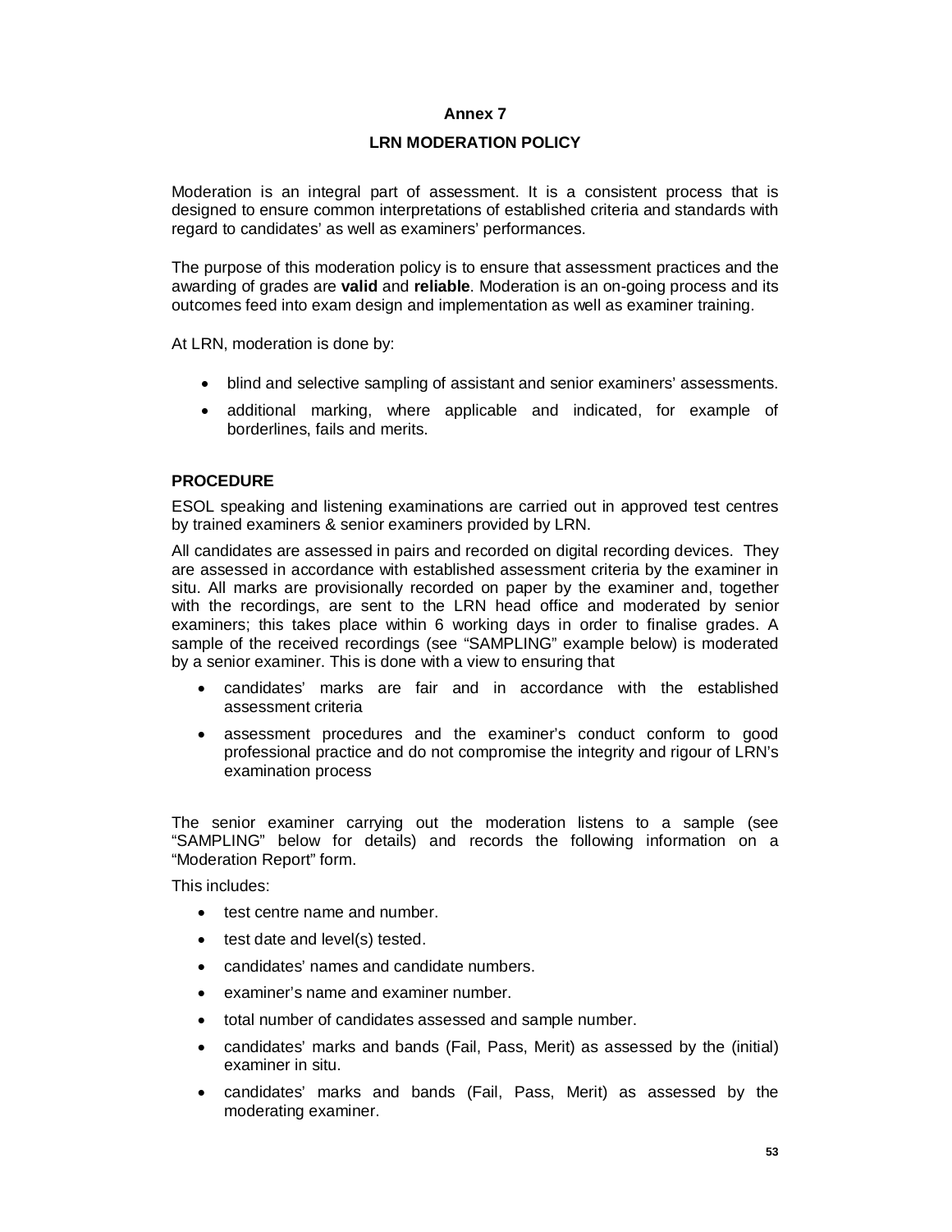# Annex 7

## LRN MODERATION POLICY

Moderation is an integral part of assessment. It is a consistent process that is designed to ensure common interpretations of established criteria and standards with regard to candidates' as well as examiners' performances.

The purpose of this moderation policy is to ensure that assessment practices and the awarding of grades are **valid** and **reliable**. Moderation is an on-going process and its outcomes feed into exam design and implementation as well as examiner training.

At LRN, moderation is done by:

- blind and selective sampling of assistant and senior examiners' assessments.
- additional marking, where applicable and indicated, for example of borderlines, fails and merits.

### PROCEDURE

ESOL speaking and listening examinations are carried out in approved test centres by trained examiners & senior examiners provided by LRN.

All candidates are assessed in pairs and recorded on digital recording devices. They are assessed in accordance with established assessment criteria by the examiner in situ. All marks are provisionally recorded on paper by the examiner and, together with the recordings, are sent to the LRN head office and moderated by senior examiners; this takes place within 6 working days in order to finalise grades. A sample of the received recordings (see "SAMPLING" example below) is moderated by a senior examiner. This is done with a view to ensuring that

- candidates' marks are fair and in accordance with the established assessment criteria
- assessment procedures and the examiner's conduct conform to good professional practice and do not compromise the integrity and rigour of LRN's examination process

The senior examiner carrying out the moderation listens to a sample (see "SAMPLING" below for details) and records the following information on a "Moderation Report" form.

This includes:

- test centre name and number.
- test date and level(s) tested.
- candidates' names and candidate numbers.
- examiner's name and examiner number.
- total number of candidates assessed and sample number.
- candidates' marks and bands (Fail, Pass, Merit) as assessed by the (initial) examiner in situ.
- candidates' marks and bands (Fail, Pass, Merit) as assessed by the moderating examiner.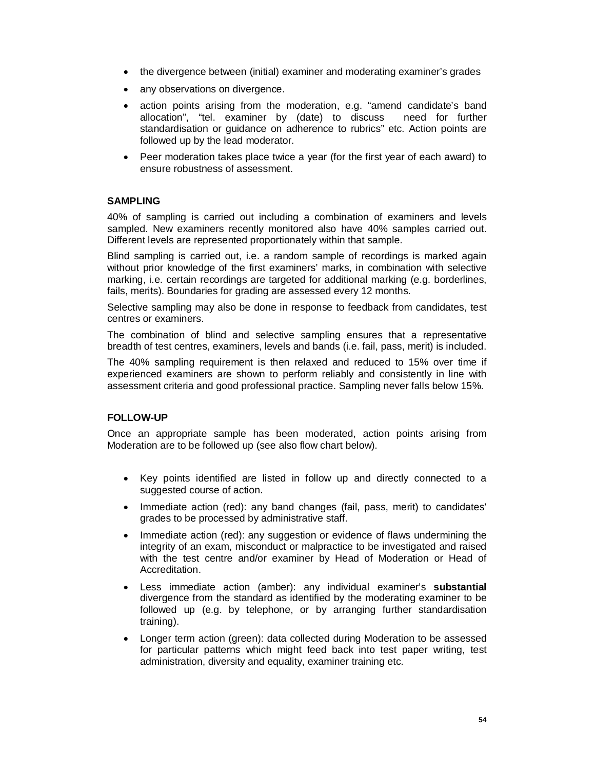- the divergence between (initial) examiner and moderating examiner's grades
- any observations on divergence.
- action points arising from the moderation, e.g. "amend candidate's band allocation", "tel. examiner by (date) to discuss need for further standardisation or guidance on adherence to rubrics" etc. Action points are followed up by the lead moderator.
- Peer moderation takes place twice a year (for the first year of each award) to ensure robustness of assessment.

**SAMPLING**

40% of sampling is carried out including a combination of examiners and levels sampled. New examiners recently monitored also have 40% samples carried out. Different levels are represented proportionately within that sample.

Blind sampling is carried out, i.e. a random sample of recordings is marked again without prior knowledge of the first examiners' marks, in combination with selective marking, i.e. certain recordings are targeted for additional marking (e.g. borderlines, fails, merits). Boundaries for grading are assessed every 12 months.

Selective sampling may also be done in response to feedback from candidates, test centres or examiners.

The combination of blind and selective sampling ensures that a representative breadth of test centres, examiners, levels and bands (i.e. fail, pass, merit) is included.

The 40% sampling requirement is then relaxed and reduced to 15% over time if experienced examiners are shown to perform reliably and consistently in line with assessment criteria and good professional practice. Sampling never falls below 15%.

**FOLLOW-UP**

Once an appropriate sample has been moderated, action points arising from Moderation are to be followed up (see also flow chart below).

- Key points identified are listed in follow up and directly connected to a suggested course of action.
- Immediate action (red): any band changes (fail, pass, merit) to candidates' grades to be processed by administrative staff.
- Immediate action (red): any suggestion or evidence of flaws undermining the integrity of an exam, misconduct or malpractice to be investigated and raised with the test centre and/or examiner by Head of Moderation or Head of Accreditation.
- Less immediate action (amber): any individual examiner's **substantial** divergence from the standard as identified by the moderating examiner to be followed up (e.g. by telephone, or by arranging further standardisation training).
- Longer term action (green): data collected during Moderation to be assessed for particular patterns which might feed back into test paper writing, test administration, diversity and equality, examiner training etc.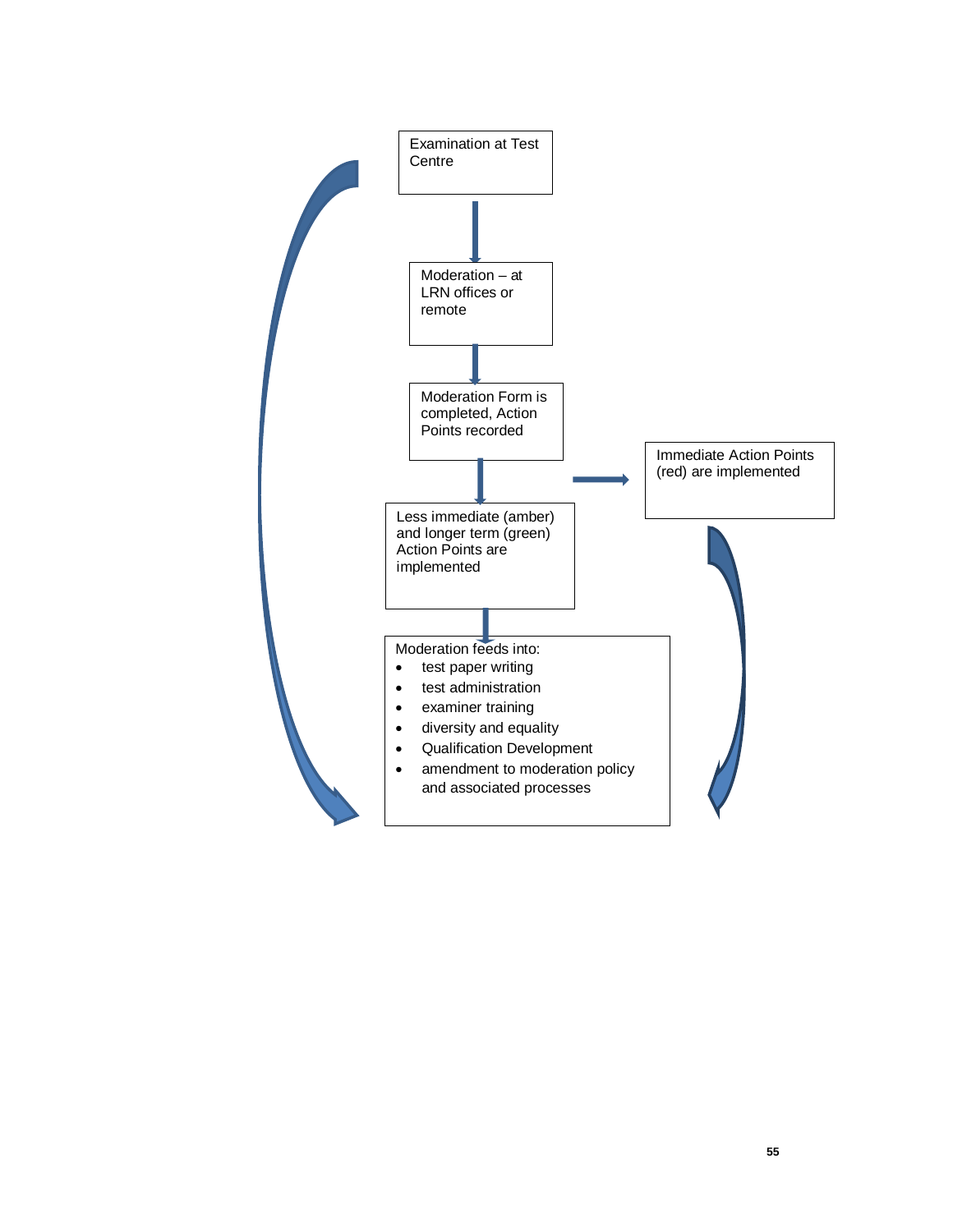Examination at Test Centre

Moderation – at LRN offices or remote

Moderation Form is completed, Action Points recorded

Immediate Action Points (red) are implemented

Less immediate (amber) and longer term (green) Action Points are implemented

Moderation feeds into:

- test paper writing
- test administration
- examiner training
- diversity and equality
- Qualification Development
- amendment to moderation policy and associated processes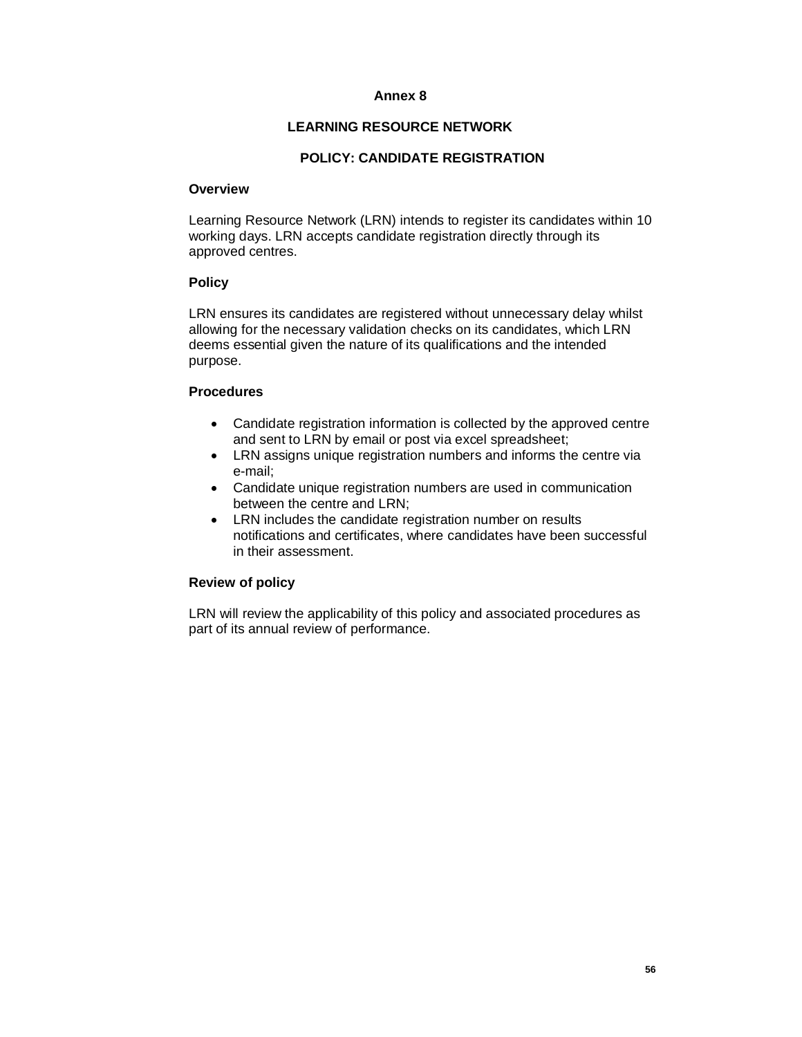# Annex 8

## LEARNING RESOURCE NETWORK

## POLICY: CANDIDATE REGISTRATION

### Overview

Learning Resource Network (LRN) intends to register its candidates within 10 working days. LRN accepts candidate registration directly through its approved centres.

### Policy

LRN ensures its candidates are registered without unnecessary delay whilst allowing for the necessary validation checks on its candidates, which LRN deems essential given the nature of its qualifications and the intended purpose.

### Procedures

- Candidate registration information is collected by the approved centre and sent to LRN by email or post via excel spreadsheet;
- LRN assigns unique registration numbers and informs the centre via e-mail;
- Candidate unique registration numbers are used in communication between the centre and LRN;
- LRN includes the candidate registration number on results notifications and certificates, where candidates have been successful in their assessment.

### Review of policy

LRN will review the applicability of this policy and associated procedures as part of its annual review of performance.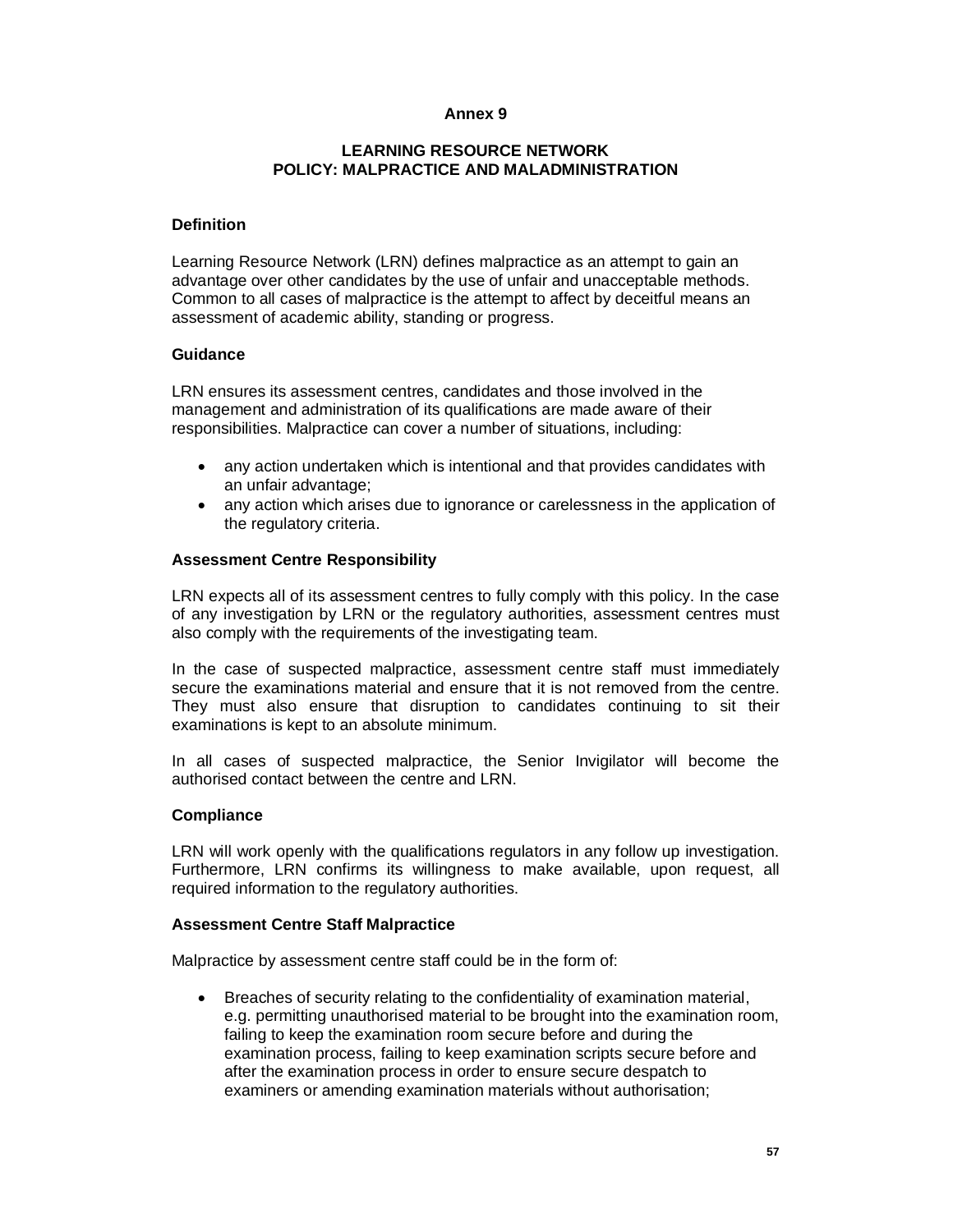**Annex 9**

## LEARNING RESOURCE NETWORK
## POLICY: MALPRACTICE AND MALADMINISTRATION

### Definition

Learning Resource Network (LRN) defines malpractice as an attempt to gain an advantage over other candidates by the use of unfair and unacceptable methods. Common to all cases of malpractice is the attempt to affect by deceitful means an assessment of academic ability, standing or progress.

### Guidance

LRN ensures its assessment centres, candidates and those involved in the management and administration of its qualifications are made aware of their responsibilities. Malpractice can cover a number of situations, including:

- any action undertaken which is intentional and that provides candidates with an unfair advantage;
- any action which arises due to ignorance or carelessness in the application of the regulatory criteria.

### Assessment Centre Responsibility

LRN expects all of its assessment centres to fully comply with this policy. In the case of any investigation by LRN or the regulatory authorities, assessment centres must also comply with the requirements of the investigating team.

In the case of suspected malpractice, assessment centre staff must immediately secure the examinations material and ensure that it is not removed from the centre. They must also ensure that disruption to candidates continuing to sit their examinations is kept to an absolute minimum.

In all cases of suspected malpractice, the Senior Invigilator will become the authorised contact between the centre and LRN.

### Compliance

LRN will work openly with the qualifications regulators in any follow up investigation. Furthermore, LRN confirms its willingness to make available, upon request, all required information to the regulatory authorities.

### Assessment Centre Staff Malpractice

Malpractice by assessment centre staff could be in the form of:

- Breaches of security relating to the confidentiality of examination material, e.g. permitting unauthorised material to be brought into the examination room, failing to keep the examination room secure before and during the examination process, failing to keep examination scripts secure before and after the examination process in order to ensure secure despatch to examiners or amending examination materials without authorisation;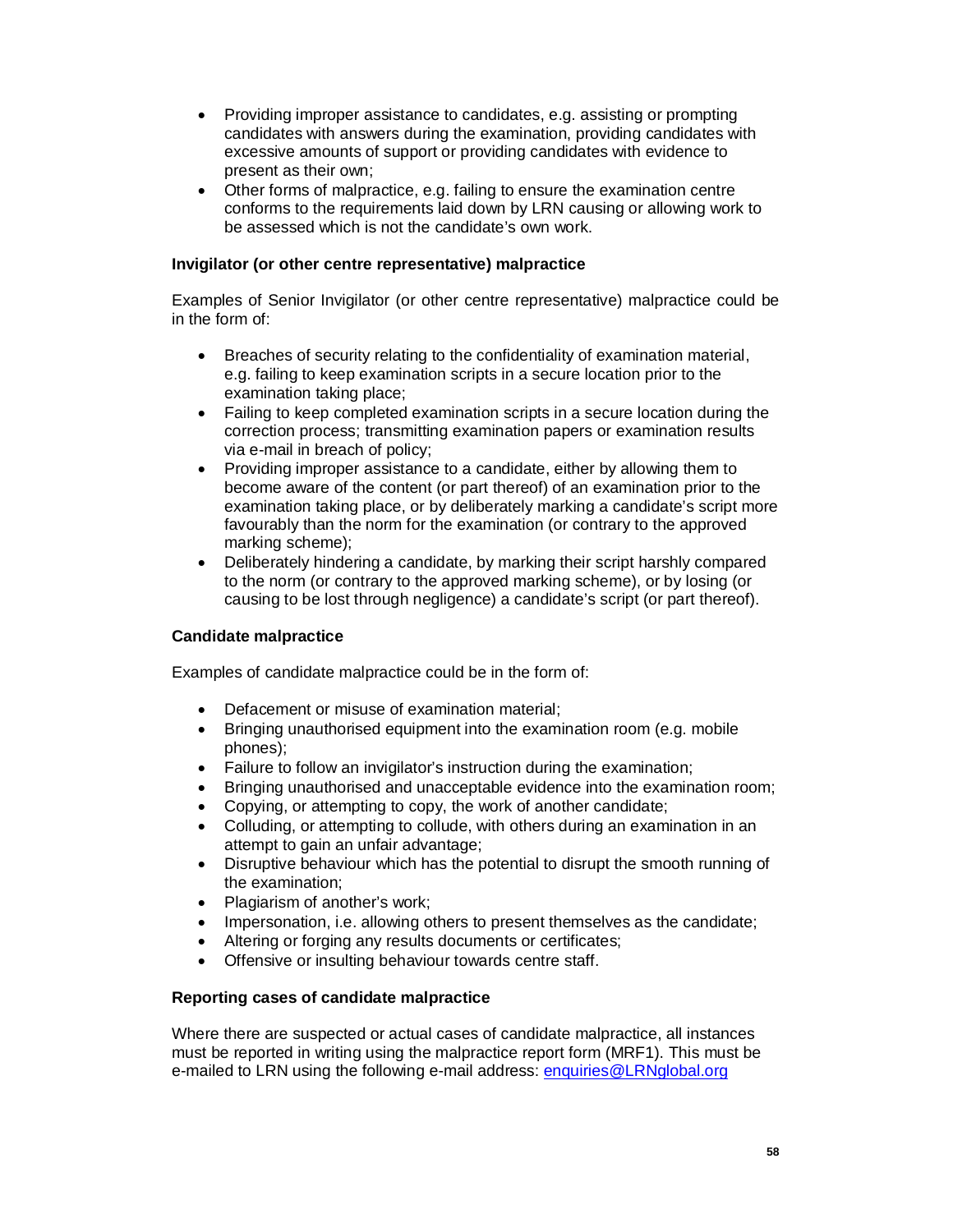- Providing improper assistance to candidates, e.g. assisting or prompting candidates with answers during the examination, providing candidates with excessive amounts of support or providing candidates with evidence to present as their own;
- Other forms of malpractice, e.g. failing to ensure the examination centre conforms to the requirements laid down by LRN causing or allowing work to be assessed which is not the candidate's own work.

**Invigilator (or other centre representative) malpractice**

Examples of Senior Invigilator (or other centre representative) malpractice could be in the form of:

- Breaches of security relating to the confidentiality of examination material, e.g. failing to keep examination scripts in a secure location prior to the examination taking place;
- Failing to keep completed examination scripts in a secure location during the correction process; transmitting examination papers or examination results via e-mail in breach of policy;
- Providing improper assistance to a candidate, either by allowing them to become aware of the content (or part thereof) of an examination prior to the examination taking place, or by deliberately marking a candidate's script more favourably than the norm for the examination (or contrary to the approved marking scheme);
- Deliberately hindering a candidate, by marking their script harshly compared to the norm (or contrary to the approved marking scheme), or by losing (or causing to be lost through negligence) a candidate's script (or part thereof).

**Candidate malpractice**

Examples of candidate malpractice could be in the form of:

- Defacement or misuse of examination material;
- Bringing unauthorised equipment into the examination room (e.g. mobile phones);
- Failure to follow an invigilator's instruction during the examination;
- Bringing unauthorised and unacceptable evidence into the examination room;
- Copying, or attempting to copy, the work of another candidate;
- Colluding, or attempting to collude, with others during an examination in an attempt to gain an unfair advantage;
- Disruptive behaviour which has the potential to disrupt the smooth running of the examination;
- Plagiarism of another's work;
- Impersonation, i.e. allowing others to present themselves as the candidate;
- Altering or forging any results documents or certificates;
- Offensive or insulting behaviour towards centre staff.

**Reporting cases of candidate malpractice**

Where there are suspected or actual cases of candidate malpractice, all instances must be reported in writing using the malpractice report form (MRF1). This must be e-mailed to LRN using the following e-mail address: enquiries@LRNglobal.org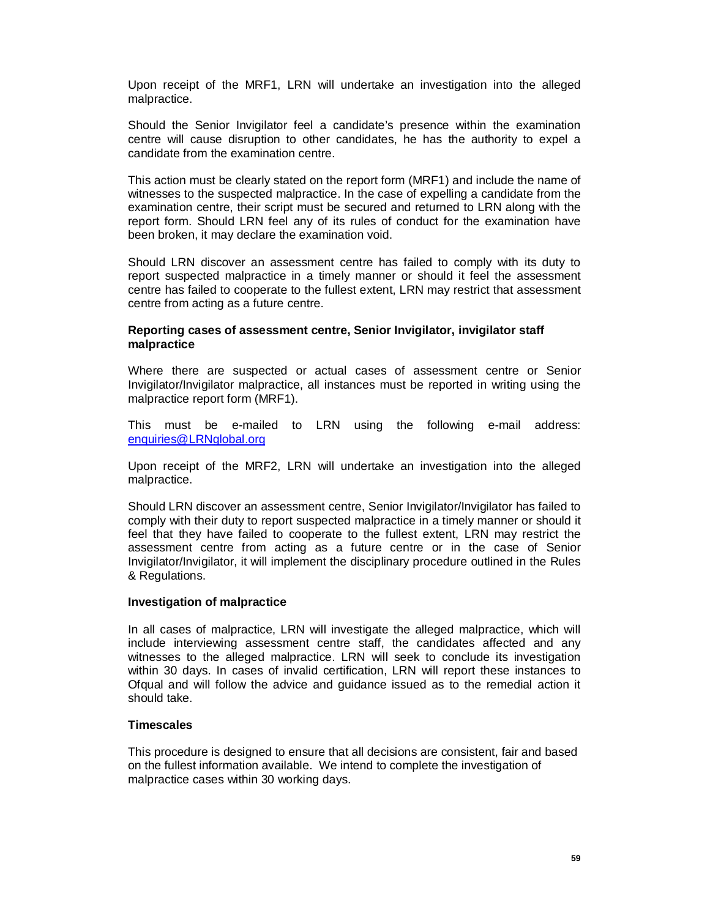Upon receipt of the MRF1, LRN will undertake an investigation into the alleged malpractice.

Should the Senior Invigilator feel a candidate's presence within the examination centre will cause disruption to other candidates, he has the authority to expel a candidate from the examination centre.

This action must be clearly stated on the report form (MRF1) and include the name of witnesses to the suspected malpractice. In the case of expelling a candidate from the examination centre, their script must be secured and returned to LRN along with the report form. Should LRN feel any of its rules of conduct for the examination have been broken, it may declare the examination void.

Should LRN discover an assessment centre has failed to comply with its duty to report suspected malpractice in a timely manner or should it feel the assessment centre has failed to cooperate to the fullest extent, LRN may restrict that assessment centre from acting as a future centre.

**Reporting cases of assessment centre, Senior Invigilator, invigilator staff malpractice**

Where there are suspected or actual cases of assessment centre or Senior Invigilator/Invigilator malpractice, all instances must be reported in writing using the malpractice report form (MRF1).

This must be e-mailed to LRN using the following e-mail address: enquiries@LRNglobal.org

Upon receipt of the MRF2, LRN will undertake an investigation into the alleged malpractice.

Should LRN discover an assessment centre, Senior Invigilator/Invigilator has failed to comply with their duty to report suspected malpractice in a timely manner or should it feel that they have failed to cooperate to the fullest extent, LRN may restrict the assessment centre from acting as a future centre or in the case of Senior Invigilator/Invigilator, it will implement the disciplinary procedure outlined in the Rules & Regulations.

**Investigation of malpractice**

In all cases of malpractice, LRN will investigate the alleged malpractice, which will include interviewing assessment centre staff, the candidates affected and any witnesses to the alleged malpractice. LRN will seek to conclude its investigation within 30 days. In cases of invalid certification, LRN will report these instances to Ofqual and will follow the advice and guidance issued as to the remedial action it should take.

**Timescales**

This procedure is designed to ensure that all decisions are consistent, fair and based on the fullest information available. We intend to complete the investigation of malpractice cases within 30 working days.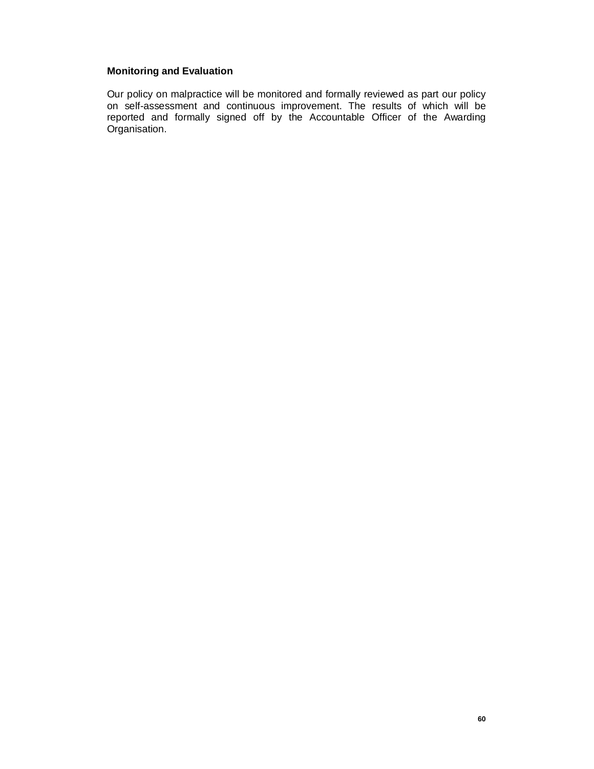**Monitoring and Evaluation**

Our policy on malpractice will be monitored and formally reviewed as part our policy on self-assessment and continuous improvement. The results of which will be reported and formally signed off by the Accountable Officer of the Awarding Organisation.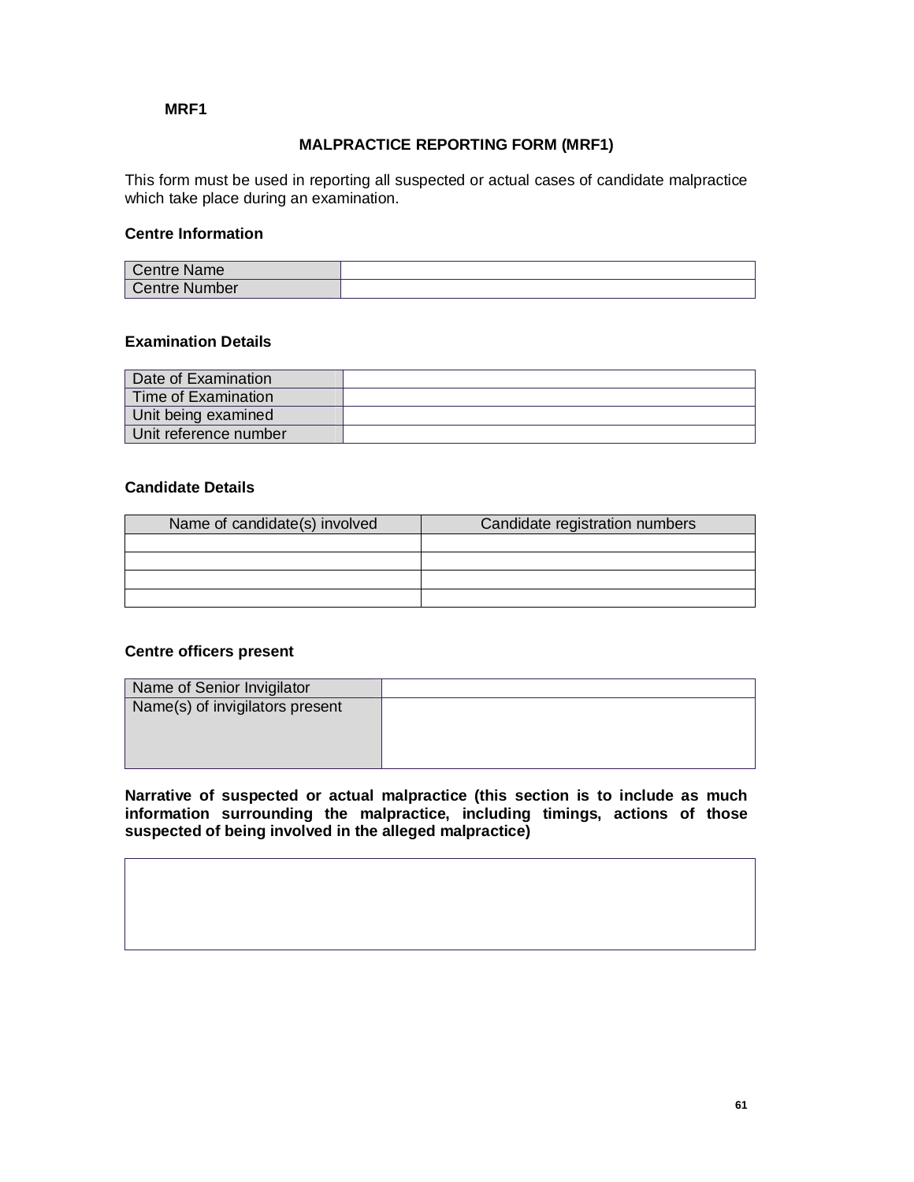**MRF1**

## MALPRACTICE REPORTING FORM (MRF1)

This form must be used in reporting all suspected or actual cases of candidate malpractice which take place during an examination.

### Centre Information

| | |
|---|---|
| Centre Name | |
| Centre Number | |

### Examination Details

| | |
|---|---|
| Date of Examination | |
| Time of Examination | |
| Unit being examined | |
| Unit reference number | |

### Candidate Details

| Name of candidate(s) involved | Candidate registration numbers |
|---|---|
| | |
| | |
| | |
| | |

### Centre officers present

| | |
|---|---|
| Name of Senior Invigilator | |
| Name(s) of invigilators present | |

**Narrative of suspected or actual malpractice (this section is to include as much information surrounding the malpractice, including timings, actions of those suspected of being involved in the alleged malpractice)**

| |
|---|
| |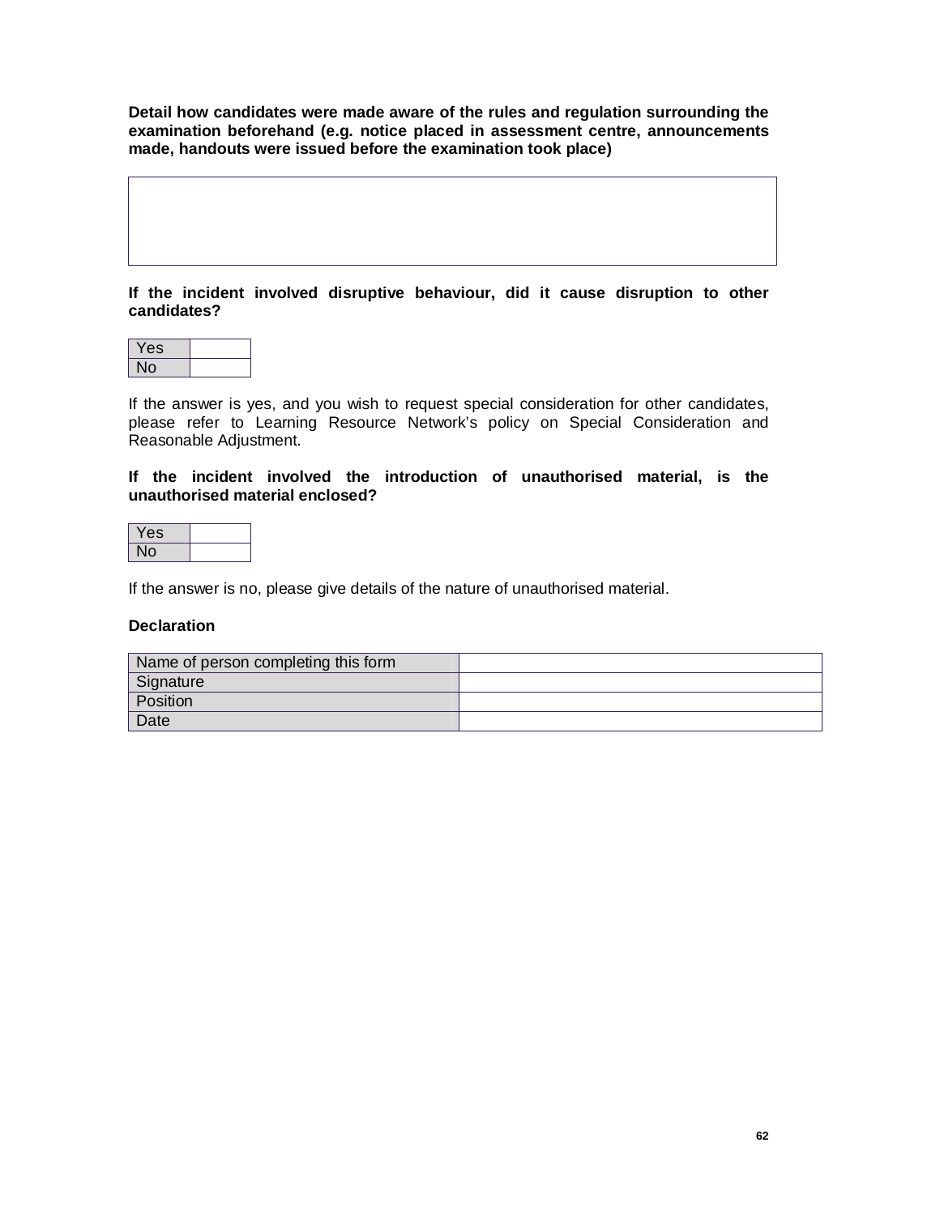**Detail how candidates were made aware of the rules and regulation surrounding the examination beforehand (e.g. notice placed in assessment centre, announcements made, handouts were issued before the examination took place)**

| |
|---|
| |

**If the incident involved disruptive behaviour, did it cause disruption to other candidates?**

| | |
|---|---|
| Yes | |
| No | |

If the answer is yes, and you wish to request special consideration for other candidates, please refer to Learning Resource Network's policy on Special Consideration and Reasonable Adjustment.

**If the incident involved the introduction of unauthorised material, is the unauthorised material enclosed?**

| | |
|---|---|
| Yes | |
| No | |

If the answer is no, please give details of the nature of unauthorised material.

**Declaration**

| | |
|---|---|
| Name of person completing this form | |
| Signature | |
| Position | |
| Date | |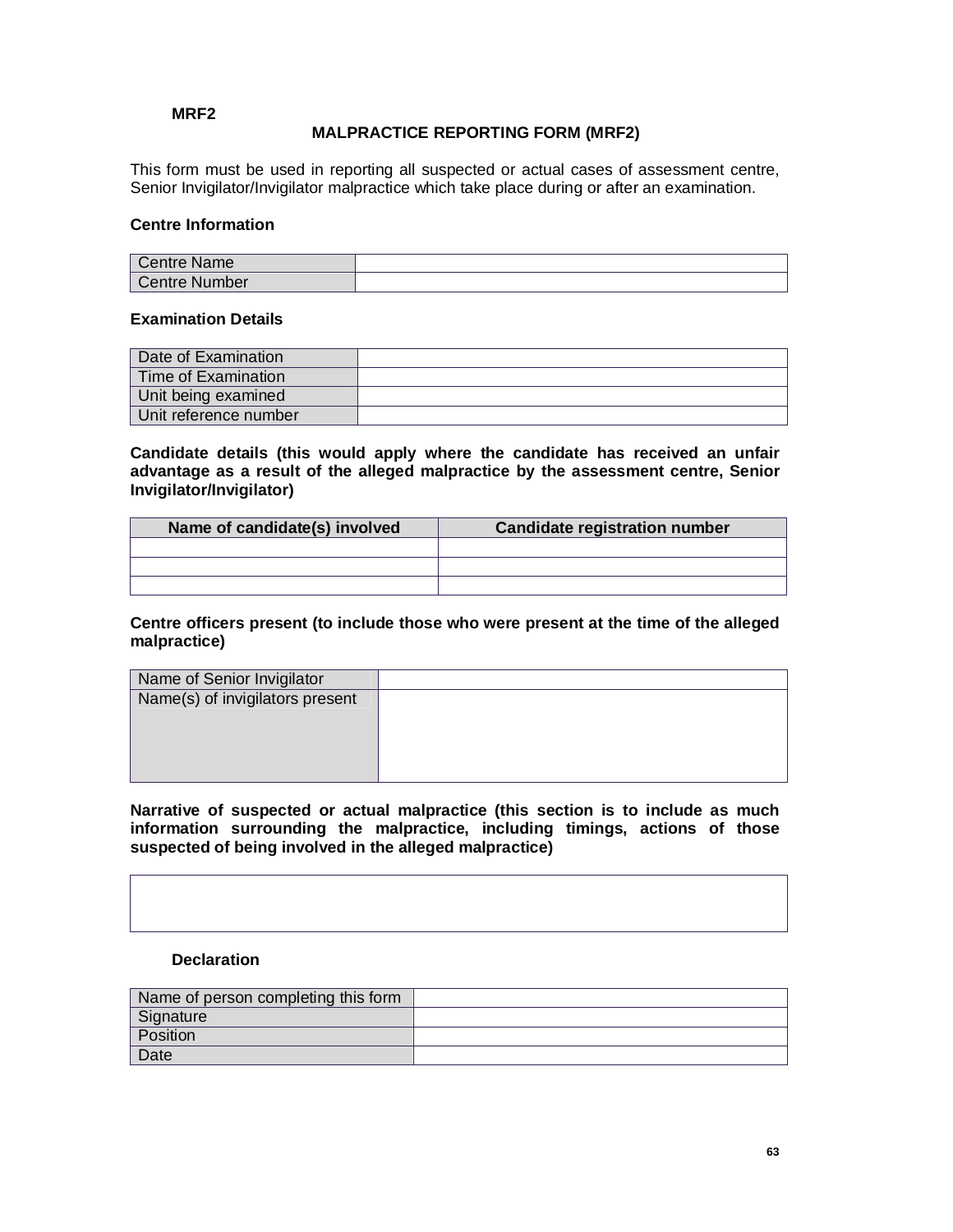**MRF2**

## MALPRACTICE REPORTING FORM (MRF2)

This form must be used in reporting all suspected or actual cases of assessment centre, Senior Invigilator/Invigilator malpractice which take place during or after an examination.

**Centre Information**

| Centre Name | |
|---|---|
| Centre Number | |

**Examination Details**

| Date of Examination | |
|---|---|
| Time of Examination | |
| Unit being examined | |
| Unit reference number | |

**Candidate details (this would apply where the candidate has received an unfair advantage as a result of the alleged malpractice by the assessment centre, Senior Invigilator/Invigilator)**

| Name of candidate(s) involved | Candidate registration number |
|---|---|
| | |
| | |
| | |

**Centre officers present (to include those who were present at the time of the alleged malpractice)**

| Name of Senior Invigilator | |
|---|---|
| Name(s) of invigilators present | |

**Narrative of suspected or actual malpractice (this section is to include as much information surrounding the malpractice, including timings, actions of those suspected of being involved in the alleged malpractice)**

| |
|---|
| |

**Declaration**

| Name of person completing this form | |
|---|---|
| Signature | |
| Position | |
| Date | |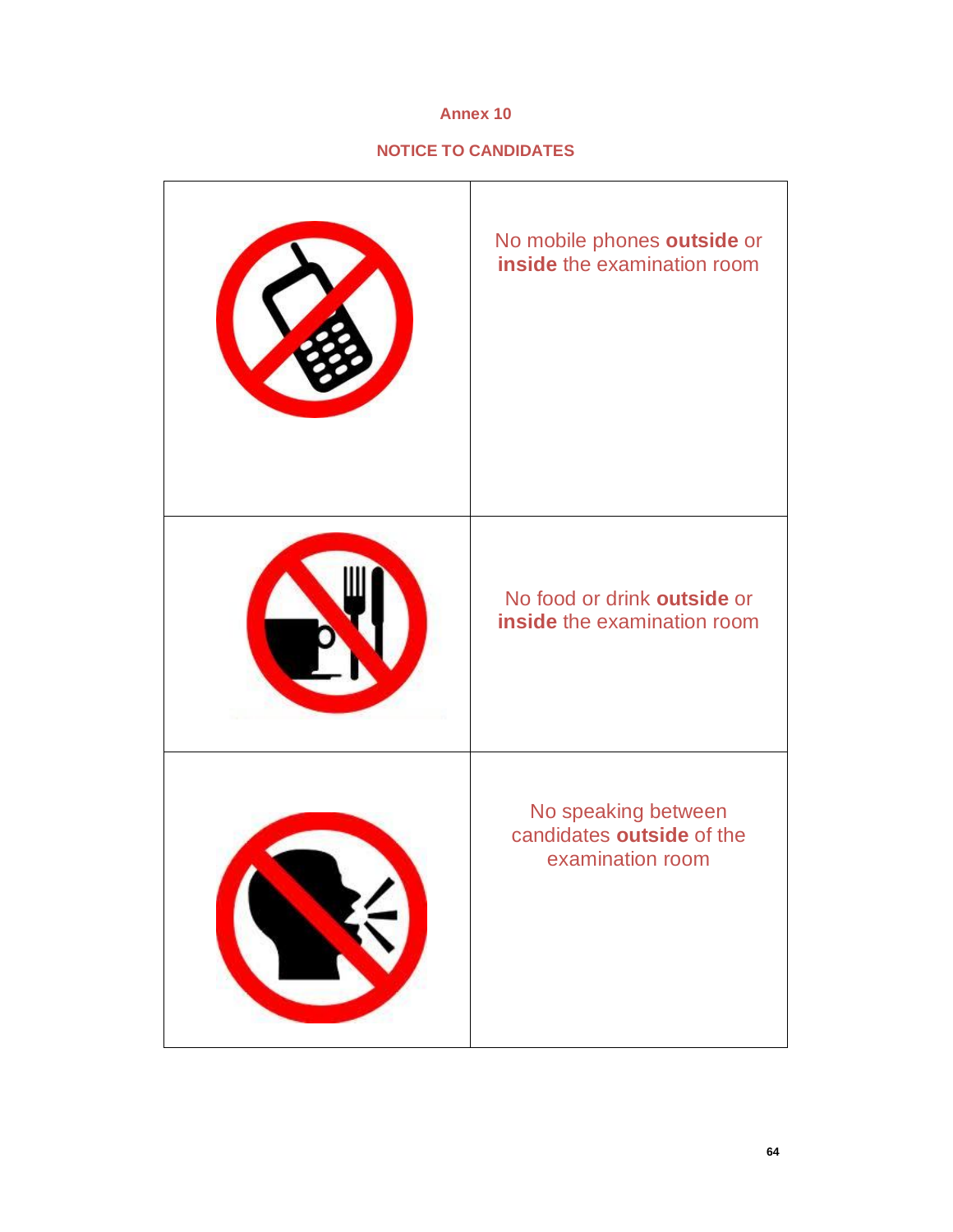## Annex 10

### NOTICE TO CANDIDATES

| | |
|---|---|
| | No mobile phones **outside** or **inside** the examination room |
| | No food or drink **outside** or **inside** the examination room |
| | No speaking between candidates **outside** of the examination room |